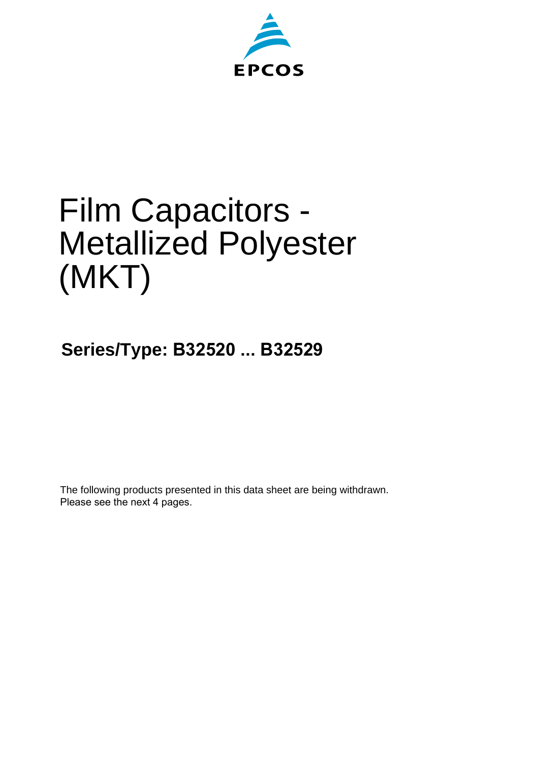EPCOS

# Film Capacitors - Metallized Polyester (MKT)

**Series/Type: B32520 ... B32529**

The following products presented in this data sheet are being withdrawn.
Please see the next 4 pages.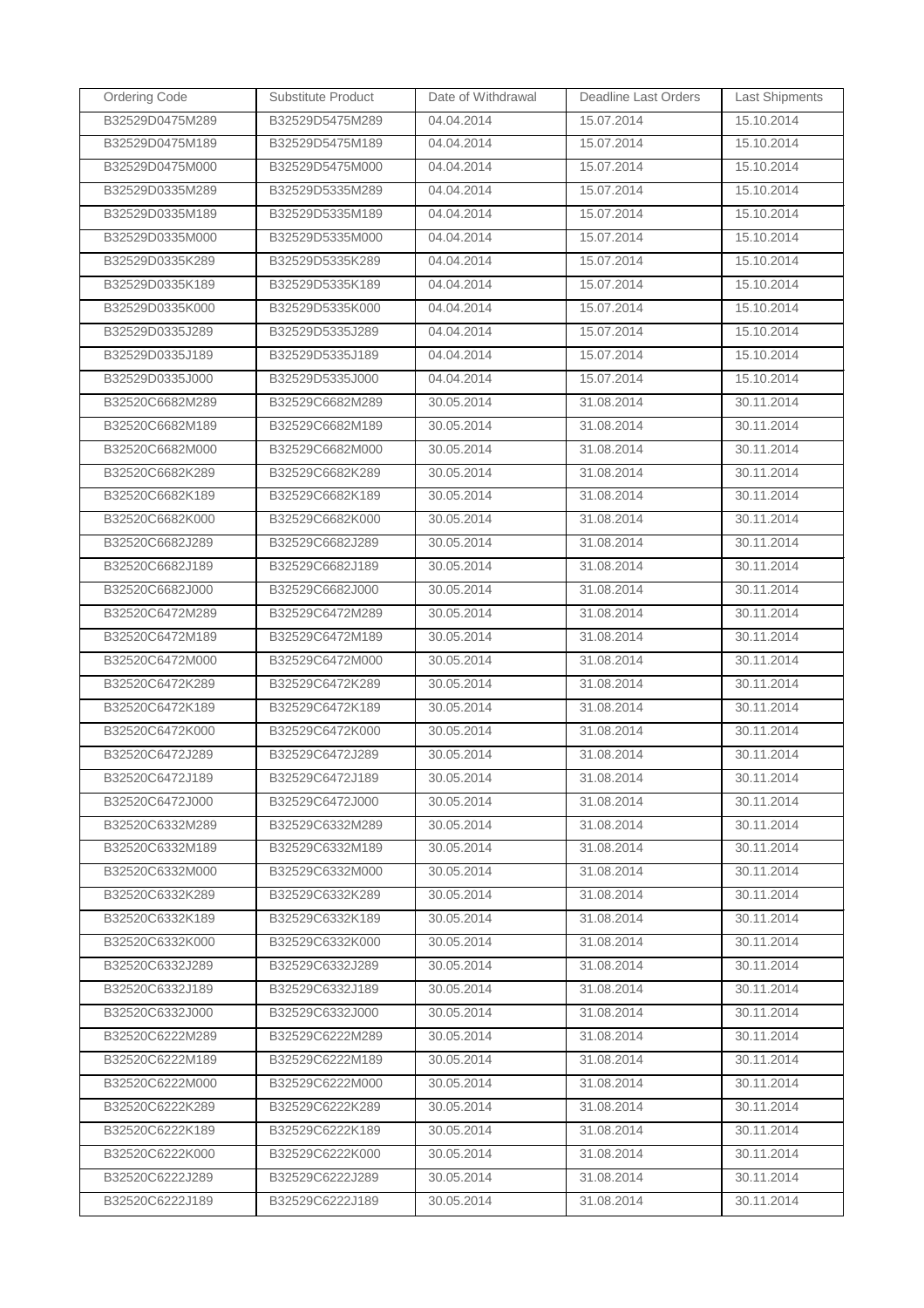| Ordering Code | Substitute Product | Date of Withdrawal | Deadline Last Orders | Last Shipments |
| --- | --- | --- | --- | --- |
| B32529D0475M289 | B32529D5475M289 | 04.04.2014 | 15.07.2014 | 15.10.2014 |
| B32529D0475M189 | B32529D5475M189 | 04.04.2014 | 15.07.2014 | 15.10.2014 |
| B32529D0475M000 | B32529D5475M000 | 04.04.2014 | 15.07.2014 | 15.10.2014 |
| B32529D0335M289 | B32529D5335M289 | 04.04.2014 | 15.07.2014 | 15.10.2014 |
| B32529D0335M189 | B32529D5335M189 | 04.04.2014 | 15.07.2014 | 15.10.2014 |
| B32529D0335M000 | B32529D5335M000 | 04.04.2014 | 15.07.2014 | 15.10.2014 |
| B32529D0335K289 | B32529D5335K289 | 04.04.2014 | 15.07.2014 | 15.10.2014 |
| B32529D0335K189 | B32529D5335K189 | 04.04.2014 | 15.07.2014 | 15.10.2014 |
| B32529D0335K000 | B32529D5335K000 | 04.04.2014 | 15.07.2014 | 15.10.2014 |
| B32529D0335J289 | B32529D5335J289 | 04.04.2014 | 15.07.2014 | 15.10.2014 |
| B32529D0335J189 | B32529D5335J189 | 04.04.2014 | 15.07.2014 | 15.10.2014 |
| B32529D0335J000 | B32529D5335J000 | 04.04.2014 | 15.07.2014 | 15.10.2014 |
| B32520C6682M289 | B32529C6682M289 | 30.05.2014 | 31.08.2014 | 30.11.2014 |
| B32520C6682M189 | B32529C6682M189 | 30.05.2014 | 31.08.2014 | 30.11.2014 |
| B32520C6682M000 | B32529C6682M000 | 30.05.2014 | 31.08.2014 | 30.11.2014 |
| B32520C6682K289 | B32529C6682K289 | 30.05.2014 | 31.08.2014 | 30.11.2014 |
| B32520C6682K189 | B32529C6682K189 | 30.05.2014 | 31.08.2014 | 30.11.2014 |
| B32520C6682K000 | B32529C6682K000 | 30.05.2014 | 31.08.2014 | 30.11.2014 |
| B32520C6682J289 | B32529C6682J289 | 30.05.2014 | 31.08.2014 | 30.11.2014 |
| B32520C6682J189 | B32529C6682J189 | 30.05.2014 | 31.08.2014 | 30.11.2014 |
| B32520C6682J000 | B32529C6682J000 | 30.05.2014 | 31.08.2014 | 30.11.2014 |
| B32520C6472M289 | B32529C6472M289 | 30.05.2014 | 31.08.2014 | 30.11.2014 |
| B32520C6472M189 | B32529C6472M189 | 30.05.2014 | 31.08.2014 | 30.11.2014 |
| B32520C6472M000 | B32529C6472M000 | 30.05.2014 | 31.08.2014 | 30.11.2014 |
| B32520C6472K289 | B32529C6472K289 | 30.05.2014 | 31.08.2014 | 30.11.2014 |
| B32520C6472K189 | B32529C6472K189 | 30.05.2014 | 31.08.2014 | 30.11.2014 |
| B32520C6472K000 | B32529C6472K000 | 30.05.2014 | 31.08.2014 | 30.11.2014 |
| B32520C6472J289 | B32529C6472J289 | 30.05.2014 | 31.08.2014 | 30.11.2014 |
| B32520C6472J189 | B32529C6472J189 | 30.05.2014 | 31.08.2014 | 30.11.2014 |
| B32520C6472J000 | B32529C6472J000 | 30.05.2014 | 31.08.2014 | 30.11.2014 |
| B32520C6332M289 | B32529C6332M289 | 30.05.2014 | 31.08.2014 | 30.11.2014 |
| B32520C6332M189 | B32529C6332M189 | 30.05.2014 | 31.08.2014 | 30.11.2014 |
| B32520C6332M000 | B32529C6332M000 | 30.05.2014 | 31.08.2014 | 30.11.2014 |
| B32520C6332K289 | B32529C6332K289 | 30.05.2014 | 31.08.2014 | 30.11.2014 |
| B32520C6332K189 | B32529C6332K189 | 30.05.2014 | 31.08.2014 | 30.11.2014 |
| B32520C6332K000 | B32529C6332K000 | 30.05.2014 | 31.08.2014 | 30.11.2014 |
| B32520C6332J289 | B32529C6332J289 | 30.05.2014 | 31.08.2014 | 30.11.2014 |
| B32520C6332J189 | B32529C6332J189 | 30.05.2014 | 31.08.2014 | 30.11.2014 |
| B32520C6332J000 | B32529C6332J000 | 30.05.2014 | 31.08.2014 | 30.11.2014 |
| B32520C6222M289 | B32529C6222M289 | 30.05.2014 | 31.08.2014 | 30.11.2014 |
| B32520C6222M189 | B32529C6222M189 | 30.05.2014 | 31.08.2014 | 30.11.2014 |
| B32520C6222M000 | B32529C6222M000 | 30.05.2014 | 31.08.2014 | 30.11.2014 |
| B32520C6222K289 | B32529C6222K289 | 30.05.2014 | 31.08.2014 | 30.11.2014 |
| B32520C6222K189 | B32529C6222K189 | 30.05.2014 | 31.08.2014 | 30.11.2014 |
| B32520C6222K000 | B32529C6222K000 | 30.05.2014 | 31.08.2014 | 30.11.2014 |
| B32520C6222J289 | B32529C6222J289 | 30.05.2014 | 31.08.2014 | 30.11.2014 |
| B32520C6222J189 | B32529C6222J189 | 30.05.2014 | 31.08.2014 | 30.11.2014 |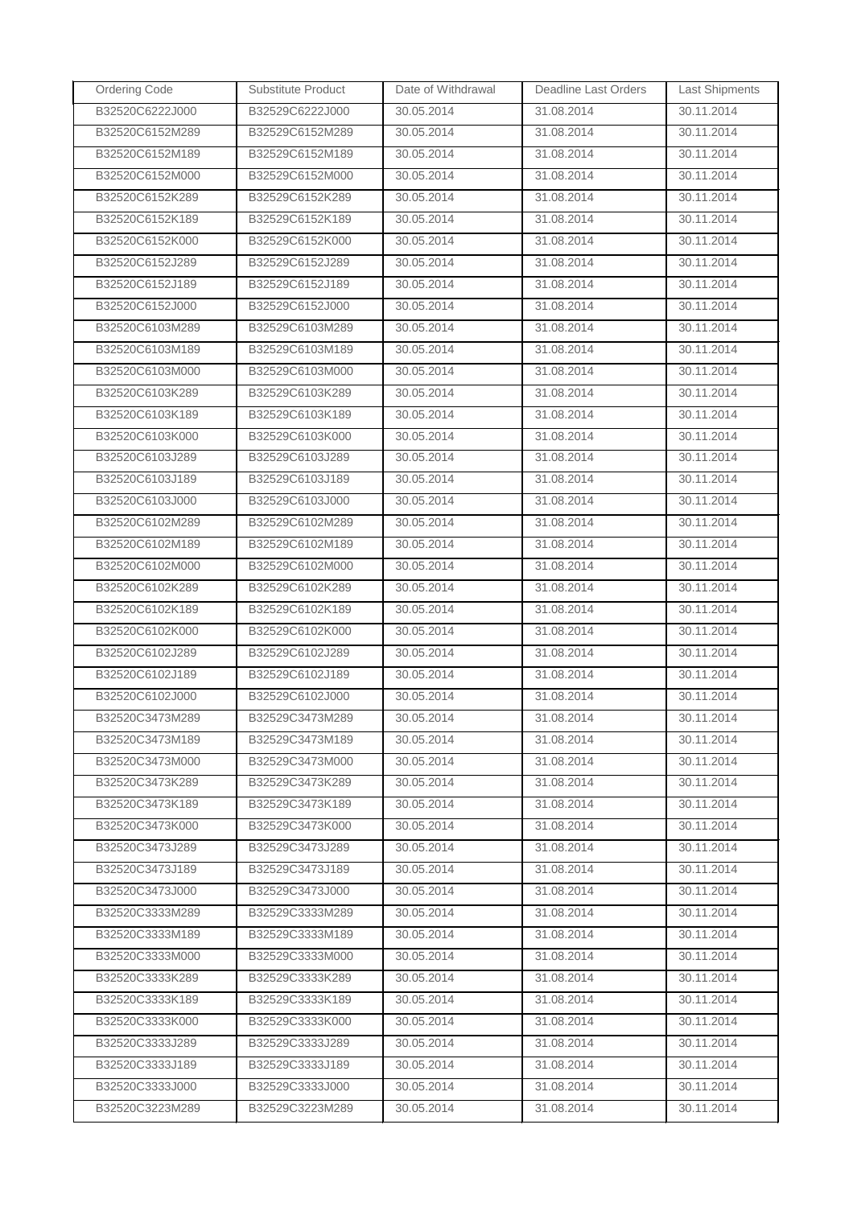| Ordering Code | Substitute Product | Date of Withdrawal | Deadline Last Orders | Last Shipments |
| --- | --- | --- | --- | --- |
| B32520C6222J000 | B32529C6222J000 | 30.05.2014 | 31.08.2014 | 30.11.2014 |
| B32520C6152M289 | B32529C6152M289 | 30.05.2014 | 31.08.2014 | 30.11.2014 |
| B32520C6152M189 | B32529C6152M189 | 30.05.2014 | 31.08.2014 | 30.11.2014 |
| B32520C6152M000 | B32529C6152M000 | 30.05.2014 | 31.08.2014 | 30.11.2014 |
| B32520C6152K289 | B32529C6152K289 | 30.05.2014 | 31.08.2014 | 30.11.2014 |
| B32520C6152K189 | B32529C6152K189 | 30.05.2014 | 31.08.2014 | 30.11.2014 |
| B32520C6152K000 | B32529C6152K000 | 30.05.2014 | 31.08.2014 | 30.11.2014 |
| B32520C6152J289 | B32529C6152J289 | 30.05.2014 | 31.08.2014 | 30.11.2014 |
| B32520C6152J189 | B32529C6152J189 | 30.05.2014 | 31.08.2014 | 30.11.2014 |
| B32520C6152J000 | B32529C6152J000 | 30.05.2014 | 31.08.2014 | 30.11.2014 |
| B32520C6103M289 | B32529C6103M289 | 30.05.2014 | 31.08.2014 | 30.11.2014 |
| B32520C6103M189 | B32529C6103M189 | 30.05.2014 | 31.08.2014 | 30.11.2014 |
| B32520C6103M000 | B32529C6103M000 | 30.05.2014 | 31.08.2014 | 30.11.2014 |
| B32520C6103K289 | B32529C6103K289 | 30.05.2014 | 31.08.2014 | 30.11.2014 |
| B32520C6103K189 | B32529C6103K189 | 30.05.2014 | 31.08.2014 | 30.11.2014 |
| B32520C6103K000 | B32529C6103K000 | 30.05.2014 | 31.08.2014 | 30.11.2014 |
| B32520C6103J289 | B32529C6103J289 | 30.05.2014 | 31.08.2014 | 30.11.2014 |
| B32520C6103J189 | B32529C6103J189 | 30.05.2014 | 31.08.2014 | 30.11.2014 |
| B32520C6103J000 | B32529C6103J000 | 30.05.2014 | 31.08.2014 | 30.11.2014 |
| B32520C6102M289 | B32529C6102M289 | 30.05.2014 | 31.08.2014 | 30.11.2014 |
| B32520C6102M189 | B32529C6102M189 | 30.05.2014 | 31.08.2014 | 30.11.2014 |
| B32520C6102M000 | B32529C6102M000 | 30.05.2014 | 31.08.2014 | 30.11.2014 |
| B32520C6102K289 | B32529C6102K289 | 30.05.2014 | 31.08.2014 | 30.11.2014 |
| B32520C6102K189 | B32529C6102K189 | 30.05.2014 | 31.08.2014 | 30.11.2014 |
| B32520C6102K000 | B32529C6102K000 | 30.05.2014 | 31.08.2014 | 30.11.2014 |
| B32520C6102J289 | B32529C6102J289 | 30.05.2014 | 31.08.2014 | 30.11.2014 |
| B32520C6102J189 | B32529C6102J189 | 30.05.2014 | 31.08.2014 | 30.11.2014 |
| B32520C6102J000 | B32529C6102J000 | 30.05.2014 | 31.08.2014 | 30.11.2014 |
| B32520C3473M289 | B32529C3473M289 | 30.05.2014 | 31.08.2014 | 30.11.2014 |
| B32520C3473M189 | B32529C3473M189 | 30.05.2014 | 31.08.2014 | 30.11.2014 |
| B32520C3473M000 | B32529C3473M000 | 30.05.2014 | 31.08.2014 | 30.11.2014 |
| B32520C3473K289 | B32529C3473K289 | 30.05.2014 | 31.08.2014 | 30.11.2014 |
| B32520C3473K189 | B32529C3473K189 | 30.05.2014 | 31.08.2014 | 30.11.2014 |
| B32520C3473K000 | B32529C3473K000 | 30.05.2014 | 31.08.2014 | 30.11.2014 |
| B32520C3473J289 | B32529C3473J289 | 30.05.2014 | 31.08.2014 | 30.11.2014 |
| B32520C3473J189 | B32529C3473J189 | 30.05.2014 | 31.08.2014 | 30.11.2014 |
| B32520C3473J000 | B32529C3473J000 | 30.05.2014 | 31.08.2014 | 30.11.2014 |
| B32520C3333M289 | B32529C3333M289 | 30.05.2014 | 31.08.2014 | 30.11.2014 |
| B32520C3333M189 | B32529C3333M189 | 30.05.2014 | 31.08.2014 | 30.11.2014 |
| B32520C3333M000 | B32529C3333M000 | 30.05.2014 | 31.08.2014 | 30.11.2014 |
| B32520C3333K289 | B32529C3333K289 | 30.05.2014 | 31.08.2014 | 30.11.2014 |
| B32520C3333K189 | B32529C3333K189 | 30.05.2014 | 31.08.2014 | 30.11.2014 |
| B32520C3333K000 | B32529C3333K000 | 30.05.2014 | 31.08.2014 | 30.11.2014 |
| B32520C3333J289 | B32529C3333J289 | 30.05.2014 | 31.08.2014 | 30.11.2014 |
| B32520C3333J189 | B32529C3333J189 | 30.05.2014 | 31.08.2014 | 30.11.2014 |
| B32520C3333J000 | B32529C3333J000 | 30.05.2014 | 31.08.2014 | 30.11.2014 |
| B32520C3223M289 | B32529C3223M289 | 30.05.2014 | 31.08.2014 | 30.11.2014 |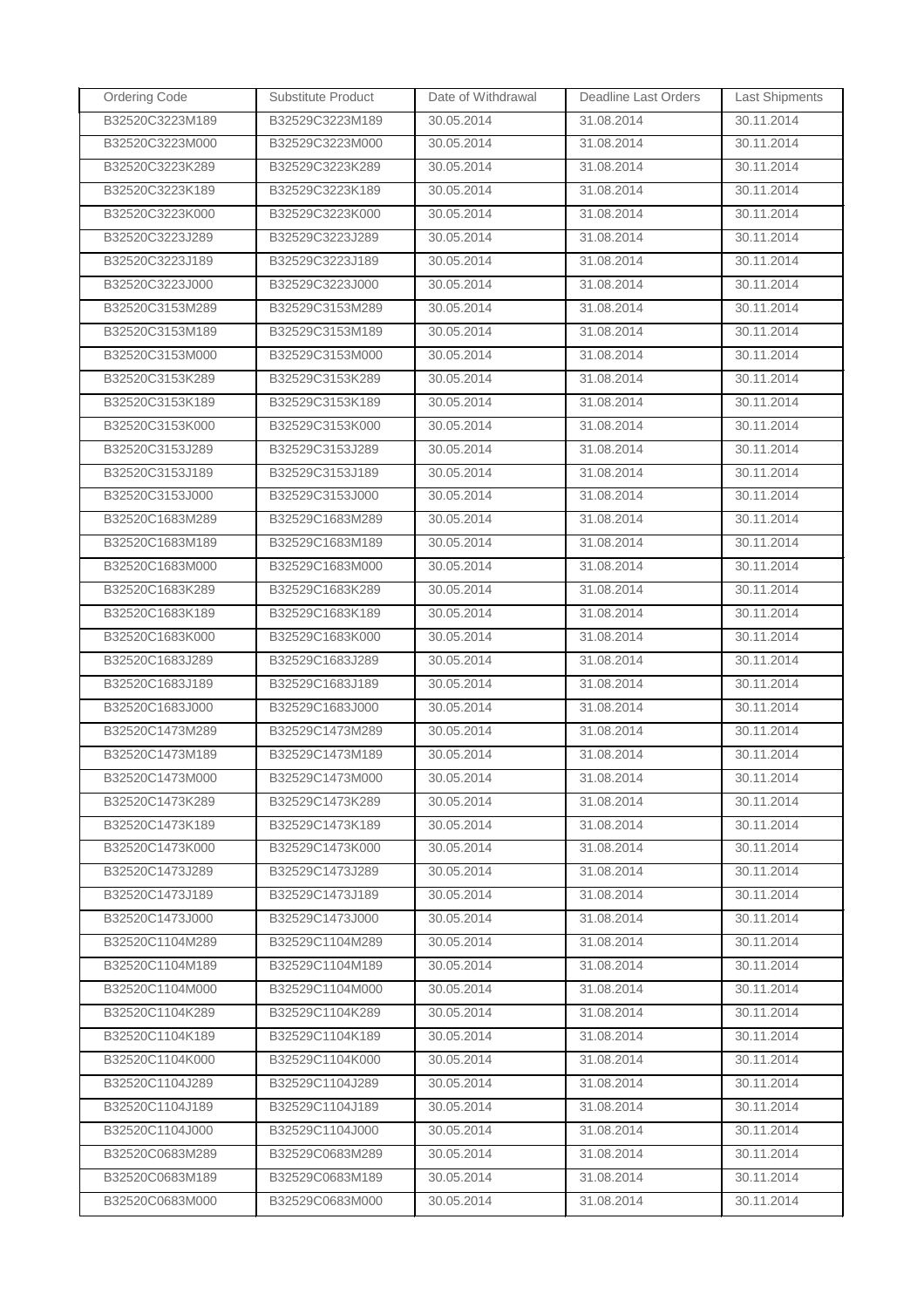| Ordering Code | Substitute Product | Date of Withdrawal | Deadline Last Orders | Last Shipments |
|---|---|---|---|---|
| B32520C3223M189 | B32529C3223M189 | 30.05.2014 | 31.08.2014 | 30.11.2014 |
| B32520C3223M000 | B32529C3223M000 | 30.05.2014 | 31.08.2014 | 30.11.2014 |
| B32520C3223K289 | B32529C3223K289 | 30.05.2014 | 31.08.2014 | 30.11.2014 |
| B32520C3223K189 | B32529C3223K189 | 30.05.2014 | 31.08.2014 | 30.11.2014 |
| B32520C3223K000 | B32529C3223K000 | 30.05.2014 | 31.08.2014 | 30.11.2014 |
| B32520C3223J289 | B32529C3223J289 | 30.05.2014 | 31.08.2014 | 30.11.2014 |
| B32520C3223J189 | B32529C3223J189 | 30.05.2014 | 31.08.2014 | 30.11.2014 |
| B32520C3223J000 | B32529C3223J000 | 30.05.2014 | 31.08.2014 | 30.11.2014 |
| B32520C3153M289 | B32529C3153M289 | 30.05.2014 | 31.08.2014 | 30.11.2014 |
| B32520C3153M189 | B32529C3153M189 | 30.05.2014 | 31.08.2014 | 30.11.2014 |
| B32520C3153M000 | B32529C3153M000 | 30.05.2014 | 31.08.2014 | 30.11.2014 |
| B32520C3153K289 | B32529C3153K289 | 30.05.2014 | 31.08.2014 | 30.11.2014 |
| B32520C3153K189 | B32529C3153K189 | 30.05.2014 | 31.08.2014 | 30.11.2014 |
| B32520C3153K000 | B32529C3153K000 | 30.05.2014 | 31.08.2014 | 30.11.2014 |
| B32520C3153J289 | B32529C3153J289 | 30.05.2014 | 31.08.2014 | 30.11.2014 |
| B32520C3153J189 | B32529C3153J189 | 30.05.2014 | 31.08.2014 | 30.11.2014 |
| B32520C3153J000 | B32529C3153J000 | 30.05.2014 | 31.08.2014 | 30.11.2014 |
| B32520C1683M289 | B32529C1683M289 | 30.05.2014 | 31.08.2014 | 30.11.2014 |
| B32520C1683M189 | B32529C1683M189 | 30.05.2014 | 31.08.2014 | 30.11.2014 |
| B32520C1683M000 | B32529C1683M000 | 30.05.2014 | 31.08.2014 | 30.11.2014 |
| B32520C1683K289 | B32529C1683K289 | 30.05.2014 | 31.08.2014 | 30.11.2014 |
| B32520C1683K189 | B32529C1683K189 | 30.05.2014 | 31.08.2014 | 30.11.2014 |
| B32520C1683K000 | B32529C1683K000 | 30.05.2014 | 31.08.2014 | 30.11.2014 |
| B32520C1683J289 | B32529C1683J289 | 30.05.2014 | 31.08.2014 | 30.11.2014 |
| B32520C1683J189 | B32529C1683J189 | 30.05.2014 | 31.08.2014 | 30.11.2014 |
| B32520C1683J000 | B32529C1683J000 | 30.05.2014 | 31.08.2014 | 30.11.2014 |
| B32520C1473M289 | B32529C1473M289 | 30.05.2014 | 31.08.2014 | 30.11.2014 |
| B32520C1473M189 | B32529C1473M189 | 30.05.2014 | 31.08.2014 | 30.11.2014 |
| B32520C1473M000 | B32529C1473M000 | 30.05.2014 | 31.08.2014 | 30.11.2014 |
| B32520C1473K289 | B32529C1473K289 | 30.05.2014 | 31.08.2014 | 30.11.2014 |
| B32520C1473K189 | B32529C1473K189 | 30.05.2014 | 31.08.2014 | 30.11.2014 |
| B32520C1473K000 | B32529C1473K000 | 30.05.2014 | 31.08.2014 | 30.11.2014 |
| B32520C1473J289 | B32529C1473J289 | 30.05.2014 | 31.08.2014 | 30.11.2014 |
| B32520C1473J189 | B32529C1473J189 | 30.05.2014 | 31.08.2014 | 30.11.2014 |
| B32520C1473J000 | B32529C1473J000 | 30.05.2014 | 31.08.2014 | 30.11.2014 |
| B32520C1104M289 | B32529C1104M289 | 30.05.2014 | 31.08.2014 | 30.11.2014 |
| B32520C1104M189 | B32529C1104M189 | 30.05.2014 | 31.08.2014 | 30.11.2014 |
| B32520C1104M000 | B32529C1104M000 | 30.05.2014 | 31.08.2014 | 30.11.2014 |
| B32520C1104K289 | B32529C1104K289 | 30.05.2014 | 31.08.2014 | 30.11.2014 |
| B32520C1104K189 | B32529C1104K189 | 30.05.2014 | 31.08.2014 | 30.11.2014 |
| B32520C1104K000 | B32529C1104K000 | 30.05.2014 | 31.08.2014 | 30.11.2014 |
| B32520C1104J289 | B32529C1104J289 | 30.05.2014 | 31.08.2014 | 30.11.2014 |
| B32520C1104J189 | B32529C1104J189 | 30.05.2014 | 31.08.2014 | 30.11.2014 |
| B32520C1104J000 | B32529C1104J000 | 30.05.2014 | 31.08.2014 | 30.11.2014 |
| B32520C0683M289 | B32529C0683M289 | 30.05.2014 | 31.08.2014 | 30.11.2014 |
| B32520C0683M189 | B32529C0683M189 | 30.05.2014 | 31.08.2014 | 30.11.2014 |
| B32520C0683M000 | B32529C0683M000 | 30.05.2014 | 31.08.2014 | 30.11.2014 |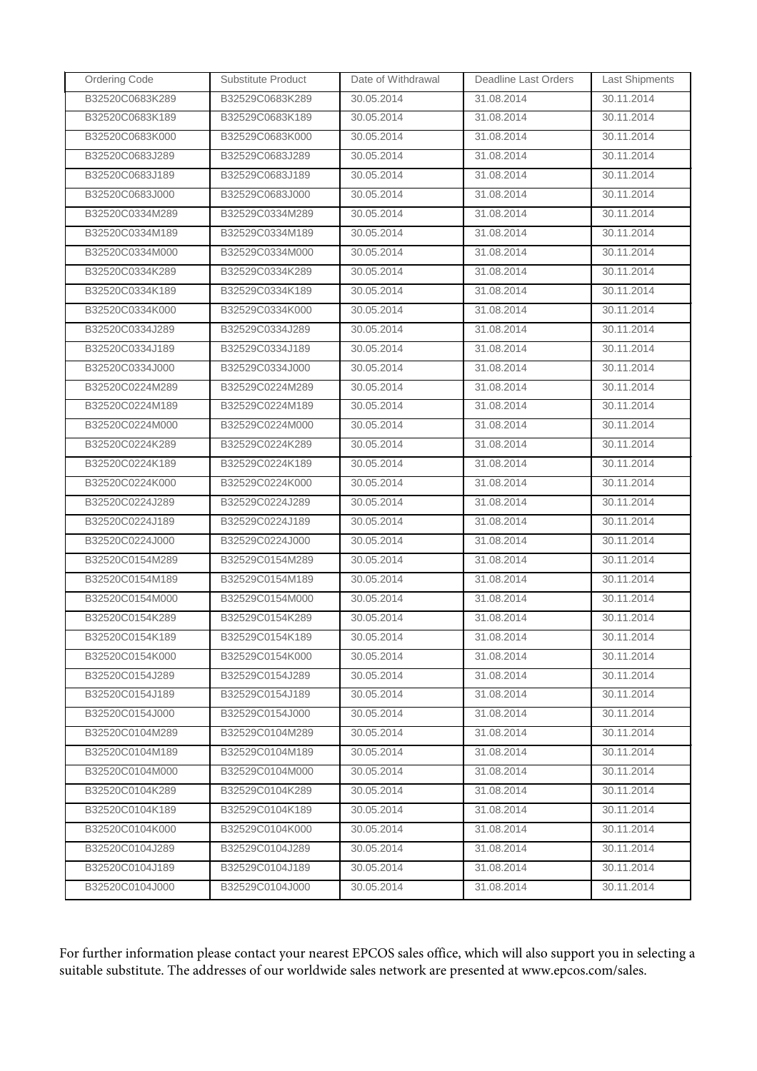| Ordering Code | Substitute Product | Date of Withdrawal | Deadline Last Orders | Last Shipments |
| --- | --- | --- | --- | --- |
| B32520C0683K289 | B32529C0683K289 | 30.05.2014 | 31.08.2014 | 30.11.2014 |
| B32520C0683K189 | B32529C0683K189 | 30.05.2014 | 31.08.2014 | 30.11.2014 |
| B32520C0683K000 | B32529C0683K000 | 30.05.2014 | 31.08.2014 | 30.11.2014 |
| B32520C0683J289 | B32529C0683J289 | 30.05.2014 | 31.08.2014 | 30.11.2014 |
| B32520C0683J189 | B32529C0683J189 | 30.05.2014 | 31.08.2014 | 30.11.2014 |
| B32520C0683J000 | B32529C0683J000 | 30.05.2014 | 31.08.2014 | 30.11.2014 |
| B32520C0334M289 | B32529C0334M289 | 30.05.2014 | 31.08.2014 | 30.11.2014 |
| B32520C0334M189 | B32529C0334M189 | 30.05.2014 | 31.08.2014 | 30.11.2014 |
| B32520C0334M000 | B32529C0334M000 | 30.05.2014 | 31.08.2014 | 30.11.2014 |
| B32520C0334K289 | B32529C0334K289 | 30.05.2014 | 31.08.2014 | 30.11.2014 |
| B32520C0334K189 | B32529C0334K189 | 30.05.2014 | 31.08.2014 | 30.11.2014 |
| B32520C0334K000 | B32529C0334K000 | 30.05.2014 | 31.08.2014 | 30.11.2014 |
| B32520C0334J289 | B32529C0334J289 | 30.05.2014 | 31.08.2014 | 30.11.2014 |
| B32520C0334J189 | B32529C0334J189 | 30.05.2014 | 31.08.2014 | 30.11.2014 |
| B32520C0334J000 | B32529C0334J000 | 30.05.2014 | 31.08.2014 | 30.11.2014 |
| B32520C0224M289 | B32529C0224M289 | 30.05.2014 | 31.08.2014 | 30.11.2014 |
| B32520C0224M189 | B32529C0224M189 | 30.05.2014 | 31.08.2014 | 30.11.2014 |
| B32520C0224M000 | B32529C0224M000 | 30.05.2014 | 31.08.2014 | 30.11.2014 |
| B32520C0224K289 | B32529C0224K289 | 30.05.2014 | 31.08.2014 | 30.11.2014 |
| B32520C0224K189 | B32529C0224K189 | 30.05.2014 | 31.08.2014 | 30.11.2014 |
| B32520C0224K000 | B32529C0224K000 | 30.05.2014 | 31.08.2014 | 30.11.2014 |
| B32520C0224J289 | B32529C0224J289 | 30.05.2014 | 31.08.2014 | 30.11.2014 |
| B32520C0224J189 | B32529C0224J189 | 30.05.2014 | 31.08.2014 | 30.11.2014 |
| B32520C0224J000 | B32529C0224J000 | 30.05.2014 | 31.08.2014 | 30.11.2014 |
| B32520C0154M289 | B32529C0154M289 | 30.05.2014 | 31.08.2014 | 30.11.2014 |
| B32520C0154M189 | B32529C0154M189 | 30.05.2014 | 31.08.2014 | 30.11.2014 |
| B32520C0154M000 | B32529C0154M000 | 30.05.2014 | 31.08.2014 | 30.11.2014 |
| B32520C0154K289 | B32529C0154K289 | 30.05.2014 | 31.08.2014 | 30.11.2014 |
| B32520C0154K189 | B32529C0154K189 | 30.05.2014 | 31.08.2014 | 30.11.2014 |
| B32520C0154K000 | B32529C0154K000 | 30.05.2014 | 31.08.2014 | 30.11.2014 |
| B32520C0154J289 | B32529C0154J289 | 30.05.2014 | 31.08.2014 | 30.11.2014 |
| B32520C0154J189 | B32529C0154J189 | 30.05.2014 | 31.08.2014 | 30.11.2014 |
| B32520C0154J000 | B32529C0154J000 | 30.05.2014 | 31.08.2014 | 30.11.2014 |
| B32520C0104M289 | B32529C0104M289 | 30.05.2014 | 31.08.2014 | 30.11.2014 |
| B32520C0104M189 | B32529C0104M189 | 30.05.2014 | 31.08.2014 | 30.11.2014 |
| B32520C0104M000 | B32529C0104M000 | 30.05.2014 | 31.08.2014 | 30.11.2014 |
| B32520C0104K289 | B32529C0104K289 | 30.05.2014 | 31.08.2014 | 30.11.2014 |
| B32520C0104K189 | B32529C0104K189 | 30.05.2014 | 31.08.2014 | 30.11.2014 |
| B32520C0104K000 | B32529C0104K000 | 30.05.2014 | 31.08.2014 | 30.11.2014 |
| B32520C0104J289 | B32529C0104J289 | 30.05.2014 | 31.08.2014 | 30.11.2014 |
| B32520C0104J189 | B32529C0104J189 | 30.05.2014 | 31.08.2014 | 30.11.2014 |
| B32520C0104J000 | B32529C0104J000 | 30.05.2014 | 31.08.2014 | 30.11.2014 |

For further information please contact your nearest EPCOS sales office, which will also support you in selecting a suitable substitute. The addresses of our worldwide sales network are presented at www.epcos.com/sales.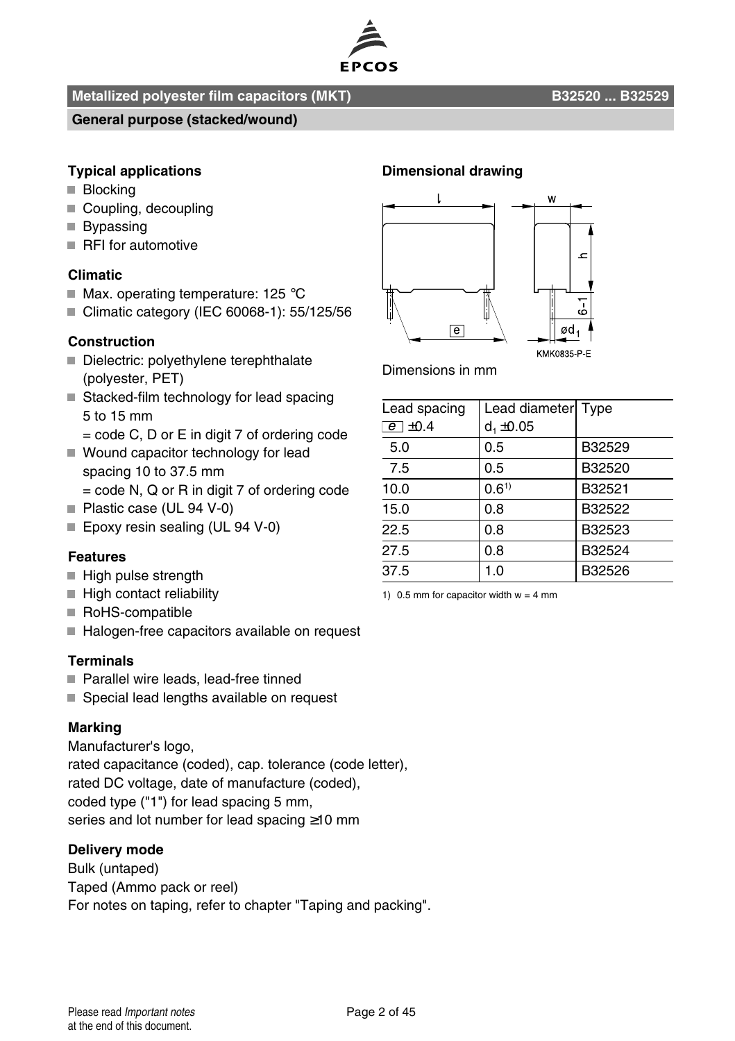## Metallized polyester film capacitors (MKT)

**B32520 ... B32529**

### General purpose (stacked/wound)

### Typical applications

- Blocking
- Coupling, decoupling
- Bypassing
- RFI for automotive

### Climatic

- Max. operating temperature: 125 °C
- Climatic category (IEC 60068-1): 55/125/56

### Construction

- Dielectric: polyethylene terephthalate (polyester, PET)
- Stacked-film technology for lead spacing 5 to 15 mm
  = code C, D or E in digit 7 of ordering code
- Wound capacitor technology for lead spacing 10 to 37.5 mm
  = code N, Q or R in digit 7 of ordering code
- Plastic case (UL 94 V-0)
- Epoxy resin sealing (UL 94 V-0)

### Features

- High pulse strength
- High contact reliability
- RoHS-compatible
- Halogen-free capacitors available on request

### Terminals

- Parallel wire leads, lead-free tinned
- Special lead lengths available on request

### Marking

Manufacturer's logo,
rated capacitance (coded), cap. tolerance (code letter),
rated DC voltage, date of manufacture (coded),
coded type ("1") for lead spacing 5 mm,
series and lot number for lead spacing ≥10 mm

### Delivery mode

Bulk (untaped)
Taped (Ammo pack or reel)
For notes on taping, refer to chapter "Taping and packing".

### Dimensional drawing

KMK0835-P-E

Dimensions in mm

| Lead spacing e ±0.4 | Lead diameter $d_1$ ±0.05 | Type |
|---|---|---|
| 5.0 | 0.5 | B32529 |
| 7.5 | 0.5 | B32520 |
| 10.0 | 0.6[1] | B32521 |
| 15.0 | 0.8 | B32522 |
| 22.5 | 0.8 | B32523 |
| 27.5 | 0.8 | B32524 |
| 37.5 | 1.0 | B32526 |

1) 0.5 mm for capacitor width w = 4 mm

Please read *Important notes* at the end of this document.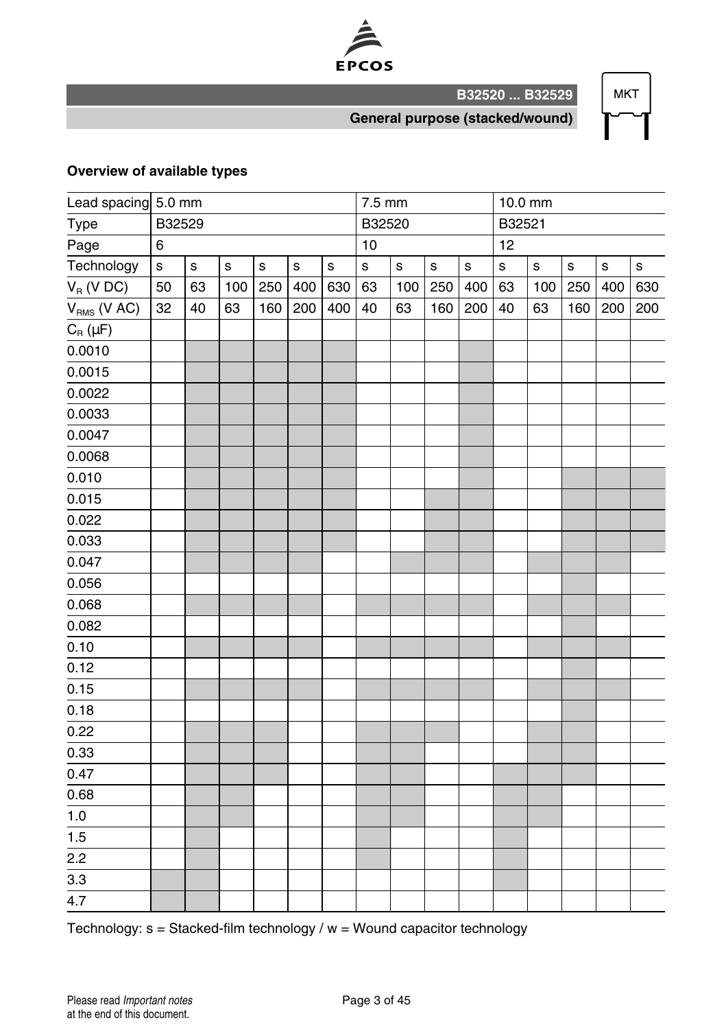## Overview of available types

| Lead spacing | 5.0 mm | | | | | | 7.5 mm | | | | 10.0 mm | | | | |
|---|---|---|---|---|---|---|---|---|---|---|---|---|---|---|---|
| Type | B32529 | | | | | | B32520 | | | | B32521 | | | | |
| Page | 6 | | | | | | 10 | | | | 12 | | | | |
| Technology | s | s | s | s | s | s | s | s | s | s | s | s | s | s | s |
| $V_R$ (V DC) | 50 | 63 | 100 | 250 | 400 | 630 | 63 | 100 | 250 | 400 | 63 | 100 | 250 | 400 | 630 |
| $V_{RMS}$ (V AC) | 32 | 40 | 63 | 160 | 200 | 400 | 40 | 63 | 160 | 200 | 40 | 63 | 160 | 200 | 200 |
| $C_R$ (µF) | | | | | | | | | | | | | | | |
| 0.0010 | | ■ | ■ | ■ | ■ | ■ | | | | ■ | | | | | |
| 0.0015 | | ■ | ■ | ■ | ■ | ■ | | | | ■ | | | | | |
| 0.0022 | | ■ | ■ | ■ | ■ | ■ | | | | ■ | | | | | |
| 0.0033 | | ■ | ■ | ■ | ■ | ■ | | | | ■ | | | | | |
| 0.0047 | | ■ | ■ | ■ | ■ | ■ | | | | ■ | | | | | |
| 0.0068 | | ■ | ■ | ■ | ■ | ■ | | | | ■ | | | | | |
| 0.010 | | ■ | ■ | ■ | ■ | ■ | | | | ■ | | | ■ | ■ | ■ |
| 0.015 | | ■ | ■ | ■ | ■ | ■ | | | ■ | ■ | | | ■ | ■ | ■ |
| 0.022 | | ■ | ■ | ■ | ■ | ■ | | | ■ | ■ | | | ■ | ■ | ■ |
| 0.033 | | ■ | ■ | ■ | ■ | ■ | | | ■ | ■ | | | ■ | ■ | ■ |
| 0.047 | | ■ | ■ | ■ | ■ | | | ■ | ■ | ■ | | ■ | ■ | ■ | |
| 0.056 | | | | | | | | | | | | | ■ | | |
| 0.068 | | ■ | ■ | ■ | ■ | | ■ | ■ | ■ | ■ | | ■ | ■ | ■ | |
| 0.082 | | | | | | | | | | | | | ■ | | |
| 0.10 | | ■ | ■ | ■ | ■ | | ■ | ■ | ■ | ■ | | ■ | ■ | ■ | |
| 0.12 | | | | | | | | | | | | | ■ | | |
| 0.15 | | ■ | ■ | ■ | ■ | | ■ | ■ | ■ | ■ | | ■ | ■ | ■ | |
| 0.18 | | | | | | | | | | | | | ■ | | |
| 0.22 | | ■ | ■ | ■ | | | ■ | ■ | ■ | | | ■ | ■ | | |
| 0.33 | | ■ | ■ | ■ | | | ■ | ■ | | | | ■ | ■ | | |
| 0.47 | | ■ | ■ | ■ | | | ■ | ■ | | | ■ | ■ | ■ | | |
| 0.68 | | ■ | ■ | | | | ■ | ■ | | | ■ | ■ | | | |
| 1.0 | | ■ | ■ | | | | ■ | ■ | | | ■ | ■ | | | |
| 1.5 | | ■ | | | | | ■ | | | | ■ | | | | |
| 2.2 | | ■ | | | | | ■ | | | | ■ | | | | |
| 3.3 | ■ | ■ | | | | | | | | | ■ | | | | |
| 4.7 | ■ | ■ | | | | | | | | | | | | | |

Technology: s = Stacked-film technology / w = Wound capacitor technology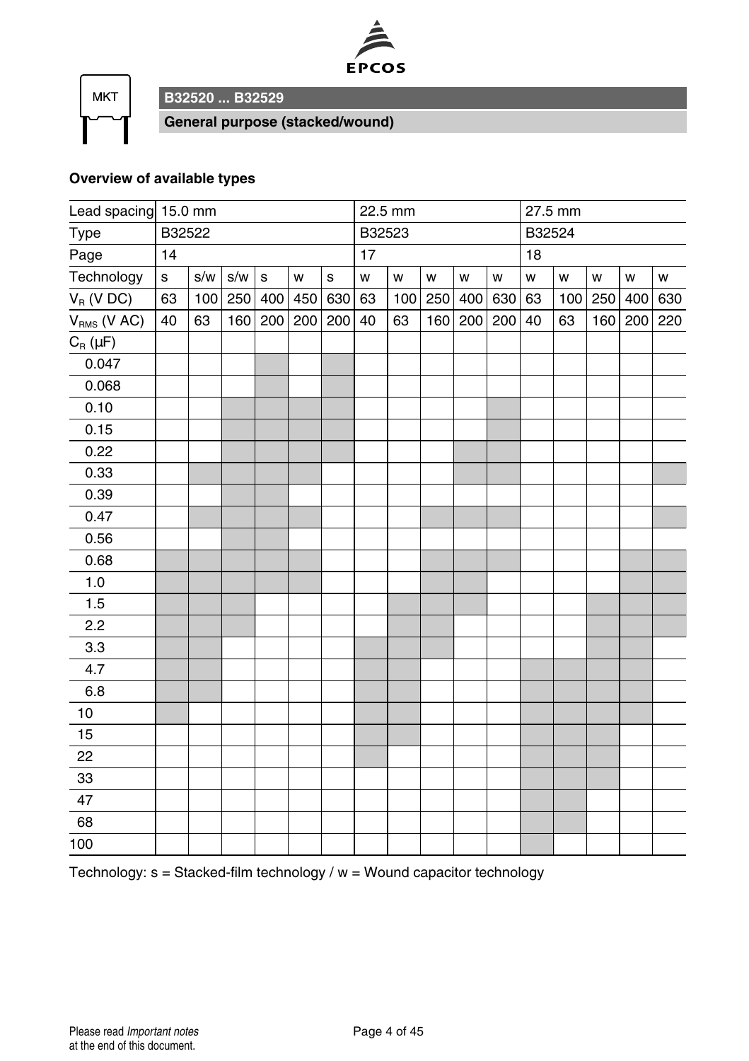# B32520 ... B32529

## General purpose (stacked/wound)

### Overview of available types

| Lead spacing | 15.0 mm | | | | | | 22.5 mm | | | | | 27.5 mm | | | | |
|---|---|---|---|---|---|---|---|---|---|---|---|---|---|---|---|---|
| Type | B32522 | | | | | | B32523 | | | | | B32524 | | | | |
| Page | 14 | | | | | | 17 | | | | | 18 | | | | |
| Technology | s | s/w | s/w | s | w | s | w | w | w | w | w | w | w | w | w | w |
| $V_R$ (V DC) | 63 | 100 | 250 | 400 | 450 | 630 | 63 | 100 | 250 | 400 | 630 | 63 | 100 | 250 | 400 | 630 |
| $V_{RMS}$ (V AC) | 40 | 63 | 160 | 200 | 200 | 200 | 40 | 63 | 160 | 200 | 200 | 40 | 63 | 160 | 200 | 220 |
| $C_R$ (µF) | | | | | | | | | | | | | | | | |
| 0.047 | | | | ■ | | ■ | | | | | | | | | | |
| 0.068 | | | | ■ | | ■ | | | | | | | | | | |
| 0.10 | | | ■ | ■ | ■ | ■ | | | | | ■ | | | | | |
| 0.15 | | | ■ | ■ | ■ | ■ | | | | | ■ | | | | | |
| 0.22 | | | ■ | ■ | ■ | ■ | | | | ■ | ■ | | | | | |
| 0.33 | | ■ | ■ | ■ | ■ | | | | | ■ | ■ | | | | | ■ |
| 0.39 | | | ■ | ■ | | | | | | | | | | | | |
| 0.47 | | ■ | ■ | ■ | ■ | | | | ■ | ■ | ■ | | | | | ■ |
| 0.56 | | | ■ | ■ | | | | | | | | | | | | |
| 0.68 | ■ | ■ | ■ | ■ | ■ | | | | ■ | ■ | ■ | | | | ■ | ■ |
| 1.0 | ■ | ■ | ■ | ■ | ■ | | | | ■ | ■ | | | | | ■ | ■ |
| 1.5 | ■ | ■ | ■ | | | | | ■ | ■ | ■ | | | | ■ | ■ | ■ |
| 2.2 | ■ | ■ | ■ | | | | | ■ | ■ | | | | | ■ | ■ | ■ |
| 3.3 | ■ | ■ | | | | | ■ | ■ | ■ | | | | | ■ | ■ | |
| 4.7 | ■ | ■ | | | | | ■ | ■ | | | | ■ | ■ | ■ | ■ | |
| 6.8 | ■ | ■ | | | | | ■ | ■ | | | | ■ | ■ | ■ | ■ | |
| 10 | ■ | | | | | | ■ | ■ | | | | ■ | ■ | ■ | ■ | |
| 15 | | | | | | | ■ | ■ | | | | ■ | ■ | ■ | | |
| 22 | | | | | | | ■ | | | | | ■ | ■ | ■ | | |
| 33 | | | | | | | | | | | | ■ | ■ | ■ | | |
| 47 | | | | | | | | | | | | ■ | ■ | | | |
| 68 | | | | | | | | | | | | ■ | ■ | | | |
| 100 | | | | | | | | | | | | ■ | | | | |

Technology: s = Stacked-film technology / w = Wound capacitor technology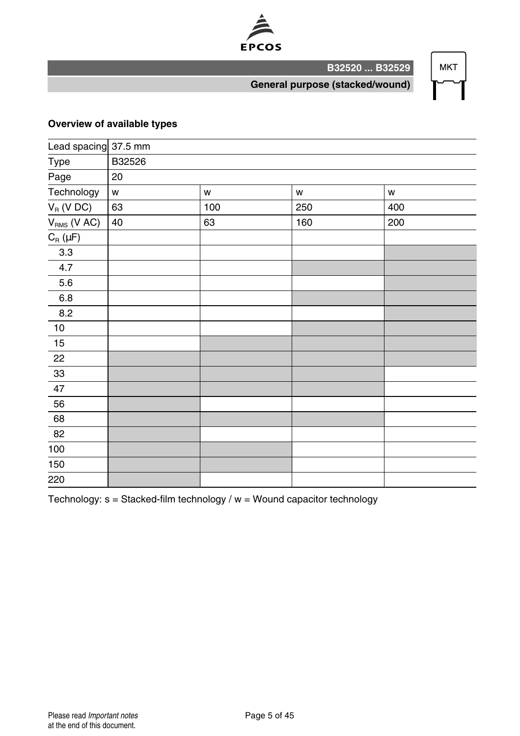**Overview of available types**

| Lead spacing | 37.5 mm | | | |
|---|---|---|---|---|
| Type | B32526 | | | |
| Page | 20 | | | |
| Technology | w | w | w | w |
| $V_R$ (V DC) | 63 | 100 | 250 | 400 |
| $V_{RMS}$ (V AC) | 40 | 63 | 160 | 200 |
| $C_R$ (µF) | | | | |
| 3.3 | | | | ■ |
| 4.7 | | | ■ | ■ |
| 5.6 | | | | ■ |
| 6.8 | | | ■ | ■ |
| 8.2 | | | | ■ |
| 10 | | | ■ | ■ |
| 15 | | ■ | ■ | ■ |
| 22 | ■ | ■ | ■ | ■ |
| 33 | ■ | ■ | ■ | |
| 47 | ■ | ■ | ■ | |
| 56 | ■ | | | |
| 68 | ■ | ■ | ■ | |
| 82 | ■ | | | |
| 100 | ■ | ■ | | |
| 150 | ■ | ■ | | |
| 220 | ■ | | | |

Technology: s = Stacked-film technology / w = Wound capacitor technology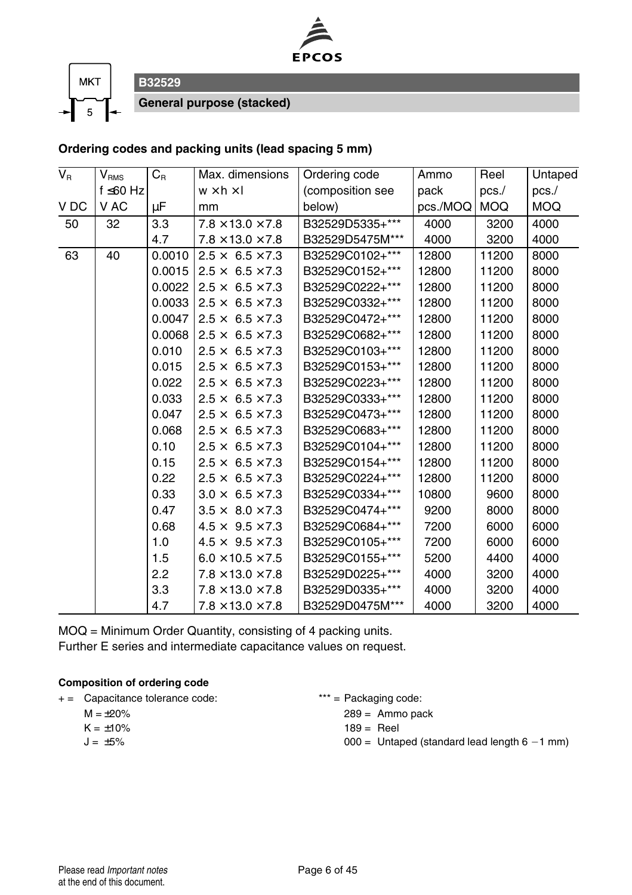MKT 5

## B32529

**General purpose (stacked)**

### Ordering codes and packing units (lead spacing 5 mm)

| $V_R$<br>V DC | $V_{RMS}$<br>f ≤60 Hz<br>V AC | $C_R$<br>µF | Max. dimensions<br>w × h × l<br>mm | Ordering code<br>(composition see below) | Ammo pack<br>pcs./MOQ | Reel<br>pcs./<br>MOQ | Untaped<br>pcs./<br>MOQ |
|---|---|---|---|---|---|---|---|
| 50 | 32 | 3.3 | 7.8 × 13.0 × 7.8 | B32529D5335+*** | 4000 | 3200 | 4000 |
| | | 4.7 | 7.8 × 13.0 × 7.8 | B32529D5475M*** | 4000 | 3200 | 4000 |
| 63 | 40 | 0.0010 | 2.5 × 6.5 × 7.3 | B32529C0102+*** | 12800 | 11200 | 8000 |
| | | 0.0015 | 2.5 × 6.5 × 7.3 | B32529C0152+*** | 12800 | 11200 | 8000 |
| | | 0.0022 | 2.5 × 6.5 × 7.3 | B32529C0222+*** | 12800 | 11200 | 8000 |
| | | 0.0033 | 2.5 × 6.5 × 7.3 | B32529C0332+*** | 12800 | 11200 | 8000 |
| | | 0.0047 | 2.5 × 6.5 × 7.3 | B32529C0472+*** | 12800 | 11200 | 8000 |
| | | 0.0068 | 2.5 × 6.5 × 7.3 | B32529C0682+*** | 12800 | 11200 | 8000 |
| | | 0.010 | 2.5 × 6.5 × 7.3 | B32529C0103+*** | 12800 | 11200 | 8000 |
| | | 0.015 | 2.5 × 6.5 × 7.3 | B32529C0153+*** | 12800 | 11200 | 8000 |
| | | 0.022 | 2.5 × 6.5 × 7.3 | B32529C0223+*** | 12800 | 11200 | 8000 |
| | | 0.033 | 2.5 × 6.5 × 7.3 | B32529C0333+*** | 12800 | 11200 | 8000 |
| | | 0.047 | 2.5 × 6.5 × 7.3 | B32529C0473+*** | 12800 | 11200 | 8000 |
| | | 0.068 | 2.5 × 6.5 × 7.3 | B32529C0683+*** | 12800 | 11200 | 8000 |
| | | 0.10 | 2.5 × 6.5 × 7.3 | B32529C0104+*** | 12800 | 11200 | 8000 |
| | | 0.15 | 2.5 × 6.5 × 7.3 | B32529C0154+*** | 12800 | 11200 | 8000 |
| | | 0.22 | 2.5 × 6.5 × 7.3 | B32529C0224+*** | 12800 | 11200 | 8000 |
| | | 0.33 | 3.0 × 6.5 × 7.3 | B32529C0334+*** | 10800 | 9600 | 8000 |
| | | 0.47 | 3.5 × 8.0 × 7.3 | B32529C0474+*** | 9200 | 8000 | 8000 |
| | | 0.68 | 4.5 × 9.5 × 7.3 | B32529C0684+*** | 7200 | 6000 | 6000 |
| | | 1.0 | 4.5 × 9.5 × 7.3 | B32529C0105+*** | 7200 | 6000 | 6000 |
| | | 1.5 | 6.0 × 10.5 × 7.5 | B32529C0155+*** | 5200 | 4400 | 4000 |
| | | 2.2 | 7.8 × 13.0 × 7.8 | B32529D0225+*** | 4000 | 3200 | 4000 |
| | | 3.3 | 7.8 × 13.0 × 7.8 | B32529D0335+*** | 4000 | 3200 | 4000 |
| | | 4.7 | 7.8 × 13.0 × 7.8 | B32529D0475M*** | 4000 | 3200 | 4000 |

MOQ = Minimum Order Quantity, consisting of 4 packing units.
Further E series and intermediate capacitance values on request.

**Composition of ordering code**

+ = Capacitance tolerance code:
  - M = ±20%
  - K = ±10%
  - J = ±5%

*** = Packaging code:
  - 289 = Ammo pack
  - 189 = Reel
  - 000 = Untaped (standard lead length 6 −1 mm)

Please read *Important notes* at the end of this document.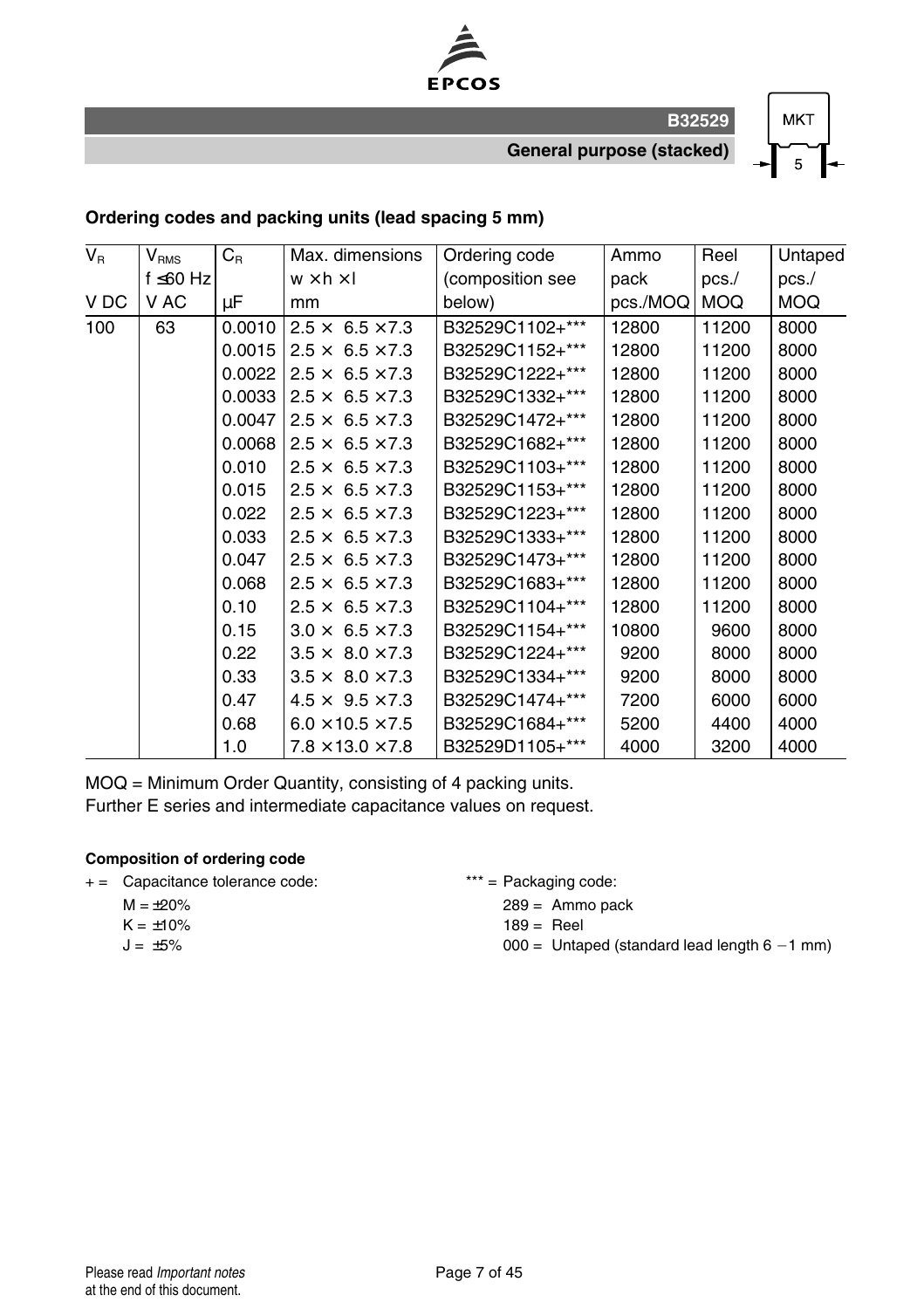## Ordering codes and packing units (lead spacing 5 mm)

| $V_R$<br>V DC | $V_{RMS}$<br>f ≤60 Hz<br>V AC | $C_R$<br>µF | Max. dimensions<br>w × h × l<br>mm | Ordering code<br>(composition see below) | Ammo pack<br>pcs./MOQ | Reel<br>pcs./<br>MOQ | Untaped<br>pcs./<br>MOQ |
|---|---|---|---|---|---|---|---|
| 100 | 63 | 0.0010 | 2.5 × 6.5 × 7.3 | B32529C1102+*** | 12800 | 11200 | 8000 |
| | | 0.0015 | 2.5 × 6.5 × 7.3 | B32529C1152+*** | 12800 | 11200 | 8000 |
| | | 0.0022 | 2.5 × 6.5 × 7.3 | B32529C1222+*** | 12800 | 11200 | 8000 |
| | | 0.0033 | 2.5 × 6.5 × 7.3 | B32529C1332+*** | 12800 | 11200 | 8000 |
| | | 0.0047 | 2.5 × 6.5 × 7.3 | B32529C1472+*** | 12800 | 11200 | 8000 |
| | | 0.0068 | 2.5 × 6.5 × 7.3 | B32529C1682+*** | 12800 | 11200 | 8000 |
| | | 0.010 | 2.5 × 6.5 × 7.3 | B32529C1103+*** | 12800 | 11200 | 8000 |
| | | 0.015 | 2.5 × 6.5 × 7.3 | B32529C1153+*** | 12800 | 11200 | 8000 |
| | | 0.022 | 2.5 × 6.5 × 7.3 | B32529C1223+*** | 12800 | 11200 | 8000 |
| | | 0.033 | 2.5 × 6.5 × 7.3 | B32529C1333+*** | 12800 | 11200 | 8000 |
| | | 0.047 | 2.5 × 6.5 × 7.3 | B32529C1473+*** | 12800 | 11200 | 8000 |
| | | 0.068 | 2.5 × 6.5 × 7.3 | B32529C1683+*** | 12800 | 11200 | 8000 |
| | | 0.10 | 2.5 × 6.5 × 7.3 | B32529C1104+*** | 12800 | 11200 | 8000 |
| | | 0.15 | 3.0 × 6.5 × 7.3 | B32529C1154+*** | 10800 | 9600 | 8000 |
| | | 0.22 | 3.5 × 8.0 × 7.3 | B32529C1224+*** | 9200 | 8000 | 8000 |
| | | 0.33 | 3.5 × 8.0 × 7.3 | B32529C1334+*** | 9200 | 8000 | 8000 |
| | | 0.47 | 4.5 × 9.5 × 7.3 | B32529C1474+*** | 7200 | 6000 | 6000 |
| | | 0.68 | 6.0 × 10.5 × 7.5 | B32529C1684+*** | 5200 | 4400 | 4000 |
| | | 1.0 | 7.8 × 13.0 × 7.8 | B32529D1105+*** | 4000 | 3200 | 4000 |

MOQ = Minimum Order Quantity, consisting of 4 packing units.
Further E series and intermediate capacitance values on request.

**Composition of ordering code**

+ = Capacitance tolerance code:
M = ±20%
K = ±10%
J = ±5%

*** = Packaging code:
289 = Ammo pack
189 = Reel
000 = Untaped (standard lead length 6 −1 mm)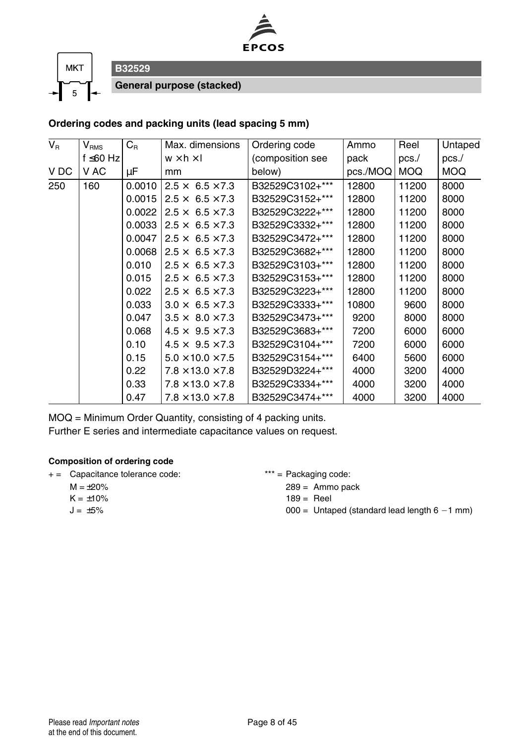MKT 5

## B32529

### General purpose (stacked)

**Ordering codes and packing units (lead spacing 5 mm)**

| $V_R$<br>V DC | $V_{RMS}$<br>f ≤60 Hz<br>V AC | $C_R$<br>µF | Max. dimensions<br>w × h × l<br>mm | Ordering code<br>(composition see below) | Ammo pack<br>pcs./MOQ | Reel<br>pcs./<br>MOQ | Untaped<br>pcs./<br>MOQ |
|---|---|---|---|---|---|---|---|
| 250 | 160 | 0.0010 | 2.5 × 6.5 × 7.3 | B32529C3102+*** | 12800 | 11200 | 8000 |
| | | 0.0015 | 2.5 × 6.5 × 7.3 | B32529C3152+*** | 12800 | 11200 | 8000 |
| | | 0.0022 | 2.5 × 6.5 × 7.3 | B32529C3222+*** | 12800 | 11200 | 8000 |
| | | 0.0033 | 2.5 × 6.5 × 7.3 | B32529C3332+*** | 12800 | 11200 | 8000 |
| | | 0.0047 | 2.5 × 6.5 × 7.3 | B32529C3472+*** | 12800 | 11200 | 8000 |
| | | 0.0068 | 2.5 × 6.5 × 7.3 | B32529C3682+*** | 12800 | 11200 | 8000 |
| | | 0.010 | 2.5 × 6.5 × 7.3 | B32529C3103+*** | 12800 | 11200 | 8000 |
| | | 0.015 | 2.5 × 6.5 × 7.3 | B32529C3153+*** | 12800 | 11200 | 8000 |
| | | 0.022 | 2.5 × 6.5 × 7.3 | B32529C3223+*** | 12800 | 11200 | 8000 |
| | | 0.033 | 3.0 × 6.5 × 7.3 | B32529C3333+*** | 10800 | 9600 | 8000 |
| | | 0.047 | 3.5 × 8.0 × 7.3 | B32529C3473+*** | 9200 | 8000 | 8000 |
| | | 0.068 | 4.5 × 9.5 × 7.3 | B32529C3683+*** | 7200 | 6000 | 6000 |
| | | 0.10 | 4.5 × 9.5 × 7.3 | B32529C3104+*** | 7200 | 6000 | 6000 |
| | | 0.15 | 5.0 × 10.0 × 7.5 | B32529C3154+*** | 6400 | 5600 | 6000 |
| | | 0.22 | 7.8 × 13.0 × 7.8 | B32529D3224+*** | 4000 | 3200 | 4000 |
| | | 0.33 | 7.8 × 13.0 × 7.8 | B32529C3334+*** | 4000 | 3200 | 4000 |
| | | 0.47 | 7.8 × 13.0 × 7.8 | B32529C3474+*** | 4000 | 3200 | 4000 |

MOQ = Minimum Order Quantity, consisting of 4 packing units.
Further E series and intermediate capacitance values on request.

**Composition of ordering code**

+ = Capacitance tolerance code:
  - M = ±20%
  - K = ±10%
  - J = ±5%

*** = Packaging code:
  - 289 = Ammo pack
  - 189 = Reel
  - 000 = Untaped (standard lead length 6 −1 mm)

Please read *Important notes* at the end of this document.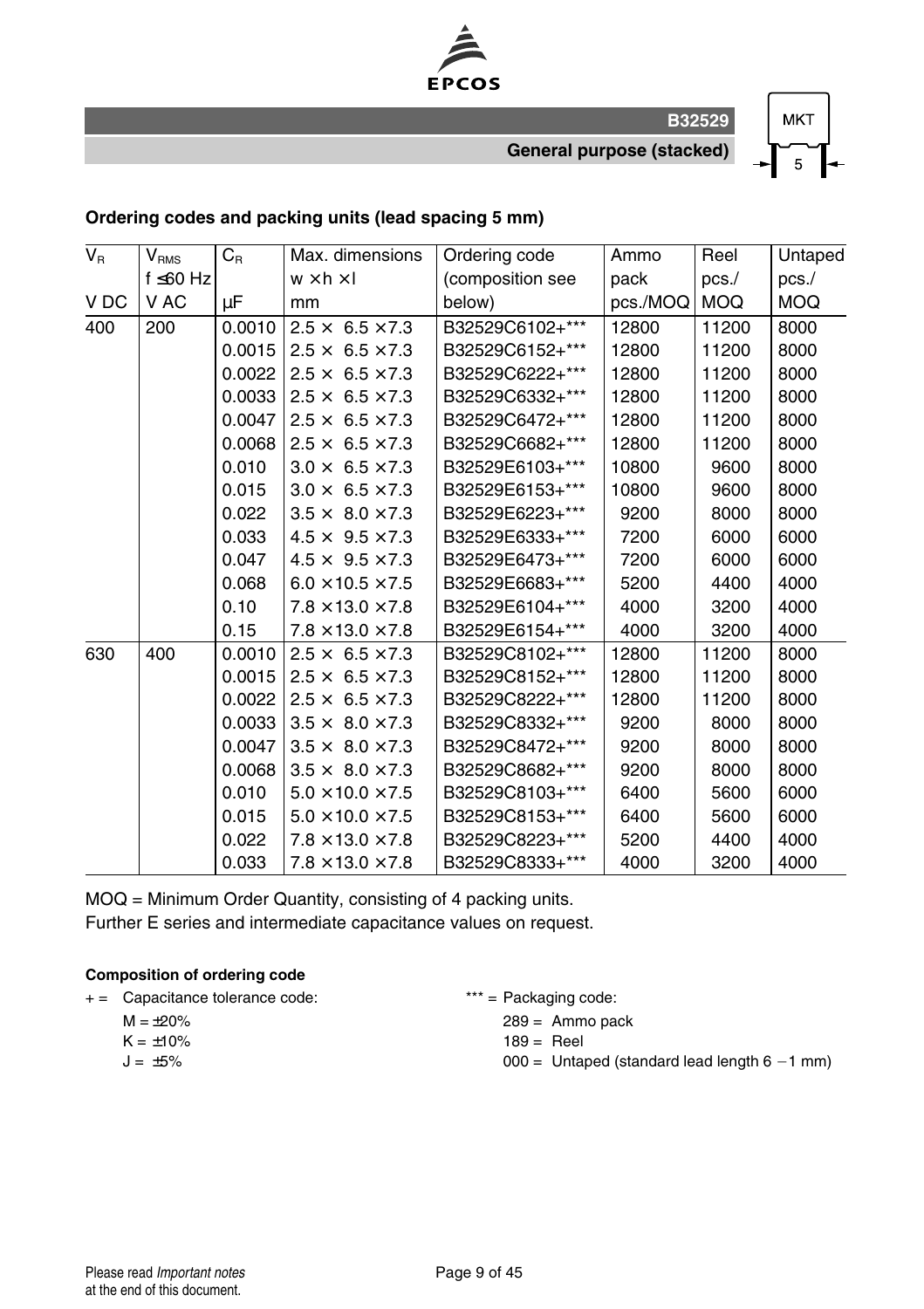## Ordering codes and packing units (lead spacing 5 mm)

| $V_R$ | $V_{RMS}$ f ≤60 Hz | $C_R$ | Max. dimensions w × h × l | Ordering code (composition see below) | Ammo pack pcs./MOQ | Reel pcs./ MOQ | Untaped pcs./ MOQ |
|---|---|---|---|---|---|---|---|
| V DC | V AC | µF | mm | | | | |
| 400 | 200 | 0.0010 | 2.5 × 6.5 × 7.3 | B32529C6102+*** | 12800 | 11200 | 8000 |
| | | 0.0015 | 2.5 × 6.5 × 7.3 | B32529C6152+*** | 12800 | 11200 | 8000 |
| | | 0.0022 | 2.5 × 6.5 × 7.3 | B32529C6222+*** | 12800 | 11200 | 8000 |
| | | 0.0033 | 2.5 × 6.5 × 7.3 | B32529C6332+*** | 12800 | 11200 | 8000 |
| | | 0.0047 | 2.5 × 6.5 × 7.3 | B32529C6472+*** | 12800 | 11200 | 8000 |
| | | 0.0068 | 2.5 × 6.5 × 7.3 | B32529C6682+*** | 12800 | 11200 | 8000 |
| | | 0.010 | 3.0 × 6.5 × 7.3 | B32529E6103+*** | 10800 | 9600 | 8000 |
| | | 0.015 | 3.0 × 6.5 × 7.3 | B32529E6153+*** | 10800 | 9600 | 8000 |
| | | 0.022 | 3.5 × 8.0 × 7.3 | B32529E6223+*** | 9200 | 8000 | 8000 |
| | | 0.033 | 4.5 × 9.5 × 7.3 | B32529E6333+*** | 7200 | 6000 | 6000 |
| | | 0.047 | 4.5 × 9.5 × 7.3 | B32529E6473+*** | 7200 | 6000 | 6000 |
| | | 0.068 | 6.0 × 10.5 × 7.5 | B32529E6683+*** | 5200 | 4400 | 4000 |
| | | 0.10 | 7.8 × 13.0 × 7.8 | B32529E6104+*** | 4000 | 3200 | 4000 |
| | | 0.15 | 7.8 × 13.0 × 7.8 | B32529E6154+*** | 4000 | 3200 | 4000 |
| 630 | 400 | 0.0010 | 2.5 × 6.5 × 7.3 | B32529C8102+*** | 12800 | 11200 | 8000 |
| | | 0.0015 | 2.5 × 6.5 × 7.3 | B32529C8152+*** | 12800 | 11200 | 8000 |
| | | 0.0022 | 2.5 × 6.5 × 7.3 | B32529C8222+*** | 12800 | 11200 | 8000 |
| | | 0.0033 | 3.5 × 8.0 × 7.3 | B32529C8332+*** | 9200 | 8000 | 8000 |
| | | 0.0047 | 3.5 × 8.0 × 7.3 | B32529C8472+*** | 9200 | 8000 | 8000 |
| | | 0.0068 | 3.5 × 8.0 × 7.3 | B32529C8682+*** | 9200 | 8000 | 8000 |
| | | 0.010 | 5.0 × 10.0 × 7.5 | B32529C8103+*** | 6400 | 5600 | 6000 |
| | | 0.015 | 5.0 × 10.0 × 7.5 | B32529C8153+*** | 6400 | 5600 | 6000 |
| | | 0.022 | 7.8 × 13.0 × 7.8 | B32529C8223+*** | 5200 | 4400 | 4000 |
| | | 0.033 | 7.8 × 13.0 × 7.8 | B32529C8333+*** | 4000 | 3200 | 4000 |

MOQ = Minimum Order Quantity, consisting of 4 packing units.
Further E series and intermediate capacitance values on request.

**Composition of ordering code**

+ = Capacitance tolerance code:
  - M = ±20%
  - K = ±10%
  - J = ±5%

*** = Packaging code:
  - 289 = Ammo pack
  - 189 = Reel
  - 000 = Untaped (standard lead length 6 −1 mm)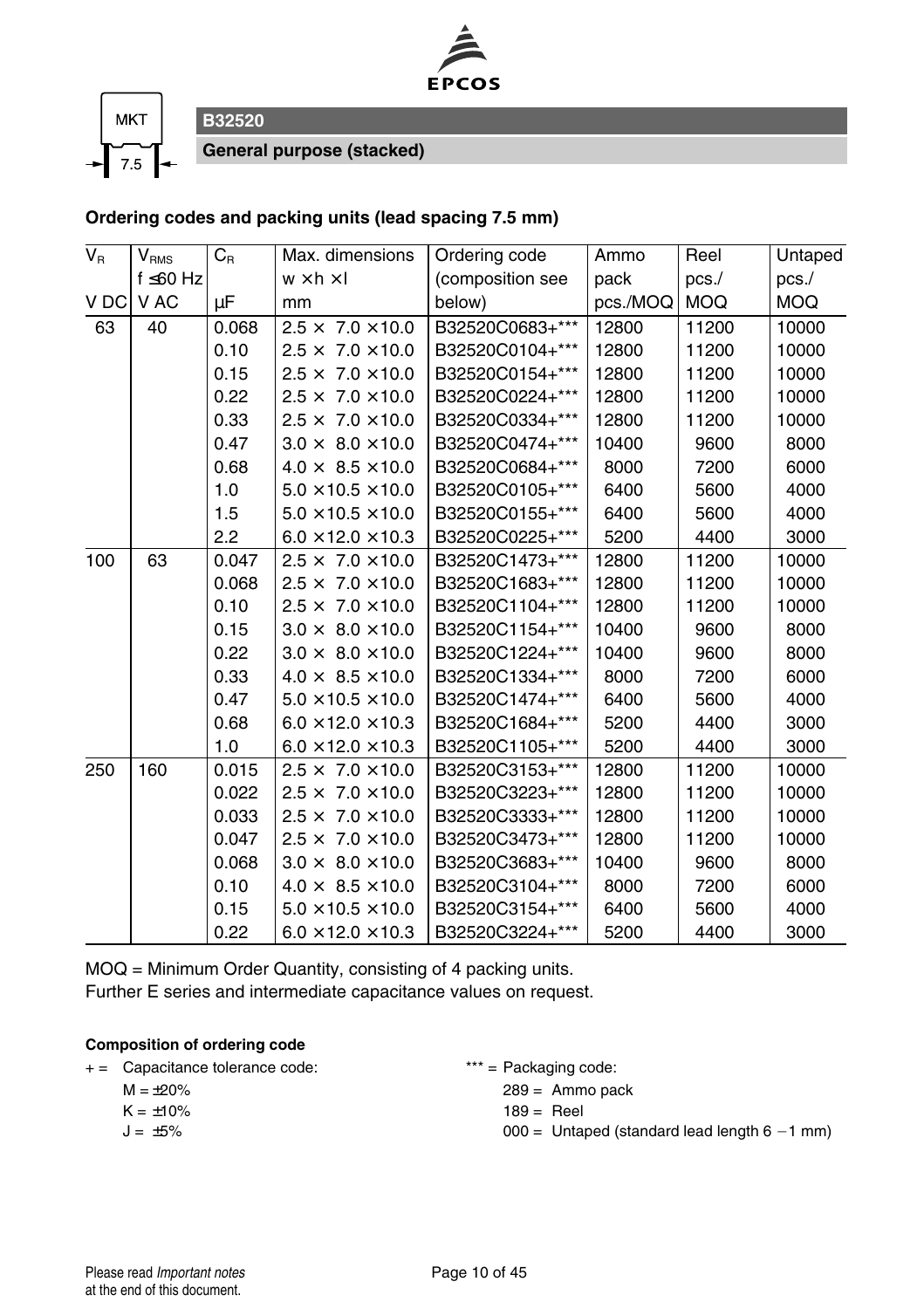MKT 7.5

## B32520

### General purpose (stacked)

**Ordering codes and packing units (lead spacing 7.5 mm)**

| $V_R$ V DC | $V_{RMS}$ f ≤60 Hz V AC | $C_R$ µF | Max. dimensions w × h × l mm | Ordering code (composition see below) | Ammo pack pcs./MOQ | Reel pcs./ MOQ | Untaped pcs./ MOQ |
|---|---|---|---|---|---|---|---|
| 63 | 40 | 0.068 | 2.5 × 7.0 × 10.0 | B32520C0683+*** | 12800 | 11200 | 10000 |
| | | 0.10 | 2.5 × 7.0 × 10.0 | B32520C0104+*** | 12800 | 11200 | 10000 |
| | | 0.15 | 2.5 × 7.0 × 10.0 | B32520C0154+*** | 12800 | 11200 | 10000 |
| | | 0.22 | 2.5 × 7.0 × 10.0 | B32520C0224+*** | 12800 | 11200 | 10000 |
| | | 0.33 | 2.5 × 7.0 × 10.0 | B32520C0334+*** | 12800 | 11200 | 10000 |
| | | 0.47 | 3.0 × 8.0 × 10.0 | B32520C0474+*** | 10400 | 9600 | 8000 |
| | | 0.68 | 4.0 × 8.5 × 10.0 | B32520C0684+*** | 8000 | 7200 | 6000 |
| | | 1.0 | 5.0 × 10.5 × 10.0 | B32520C0105+*** | 6400 | 5600 | 4000 |
| | | 1.5 | 5.0 × 10.5 × 10.0 | B32520C0155+*** | 6400 | 5600 | 4000 |
| | | 2.2 | 6.0 × 12.0 × 10.3 | B32520C0225+*** | 5200 | 4400 | 3000 |
| 100 | 63 | 0.047 | 2.5 × 7.0 × 10.0 | B32520C1473+*** | 12800 | 11200 | 10000 |
| | | 0.068 | 2.5 × 7.0 × 10.0 | B32520C1683+*** | 12800 | 11200 | 10000 |
| | | 0.10 | 2.5 × 7.0 × 10.0 | B32520C1104+*** | 12800 | 11200 | 10000 |
| | | 0.15 | 3.0 × 8.0 × 10.0 | B32520C1154+*** | 10400 | 9600 | 8000 |
| | | 0.22 | 3.0 × 8.0 × 10.0 | B32520C1224+*** | 10400 | 9600 | 8000 |
| | | 0.33 | 4.0 × 8.5 × 10.0 | B32520C1334+*** | 8000 | 7200 | 6000 |
| | | 0.47 | 5.0 × 10.5 × 10.0 | B32520C1474+*** | 6400 | 5600 | 4000 |
| | | 0.68 | 6.0 × 12.0 × 10.3 | B32520C1684+*** | 5200 | 4400 | 3000 |
| | | 1.0 | 6.0 × 12.0 × 10.3 | B32520C1105+*** | 5200 | 4400 | 3000 |
| 250 | 160 | 0.015 | 2.5 × 7.0 × 10.0 | B32520C3153+*** | 12800 | 11200 | 10000 |
| | | 0.022 | 2.5 × 7.0 × 10.0 | B32520C3223+*** | 12800 | 11200 | 10000 |
| | | 0.033 | 2.5 × 7.0 × 10.0 | B32520C3333+*** | 12800 | 11200 | 10000 |
| | | 0.047 | 2.5 × 7.0 × 10.0 | B32520C3473+*** | 12800 | 11200 | 10000 |
| | | 0.068 | 3.0 × 8.0 × 10.0 | B32520C3683+*** | 10400 | 9600 | 8000 |
| | | 0.10 | 4.0 × 8.5 × 10.0 | B32520C3104+*** | 8000 | 7200 | 6000 |
| | | 0.15 | 5.0 × 10.5 × 10.0 | B32520C3154+*** | 6400 | 5600 | 4000 |
| | | 0.22 | 6.0 × 12.0 × 10.3 | B32520C3224+*** | 5200 | 4400 | 3000 |

MOQ = Minimum Order Quantity, consisting of 4 packing units.
Further E series and intermediate capacitance values on request.

**Composition of ordering code**

+ = Capacitance tolerance code:
- M = ±20%
- K = ±10%
- J = ±5%

*** = Packaging code:
- 289 = Ammo pack
- 189 = Reel
- 000 = Untaped (standard lead length 6 −1 mm)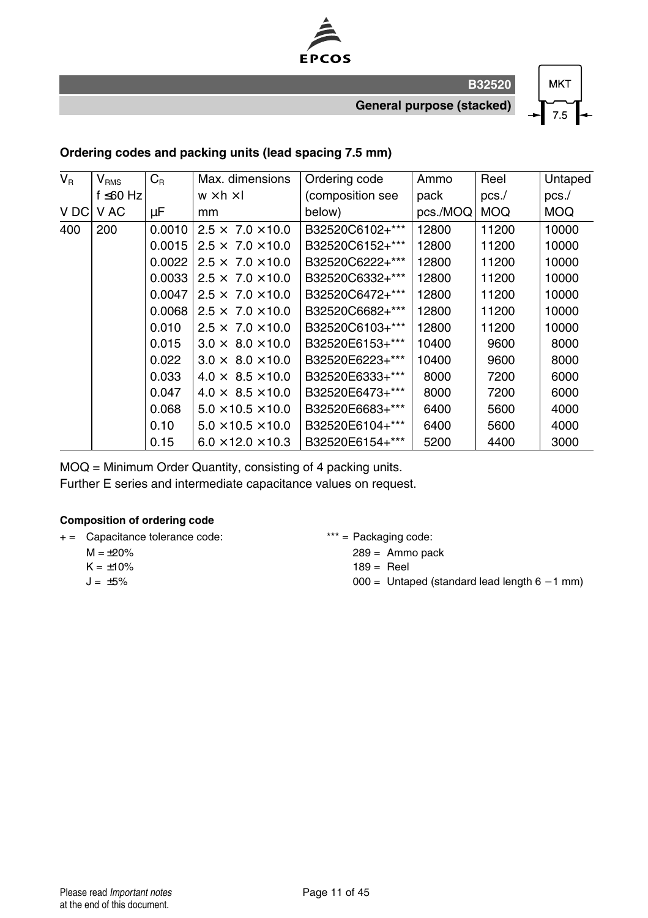## Ordering codes and packing units (lead spacing 7.5 mm)

| $V_R$ | $V_{RMS}$ f ≤60 Hz | $C_R$ | Max. dimensions w × h × l | Ordering code (composition see below) | Ammo pack | Reel pcs./ | Untaped pcs./ |
|---|---|---|---|---|---|---|---|
| V DC | V AC | µF | mm | | pcs./MOQ | MOQ | MOQ |
| 400 | 200 | 0.0010 | 2.5 × 7.0 × 10.0 | B32520C6102+*** | 12800 | 11200 | 10000 |
| | | 0.0015 | 2.5 × 7.0 × 10.0 | B32520C6152+*** | 12800 | 11200 | 10000 |
| | | 0.0022 | 2.5 × 7.0 × 10.0 | B32520C6222+*** | 12800 | 11200 | 10000 |
| | | 0.0033 | 2.5 × 7.0 × 10.0 | B32520C6332+*** | 12800 | 11200 | 10000 |
| | | 0.0047 | 2.5 × 7.0 × 10.0 | B32520C6472+*** | 12800 | 11200 | 10000 |
| | | 0.0068 | 2.5 × 7.0 × 10.0 | B32520C6682+*** | 12800 | 11200 | 10000 |
| | | 0.010 | 2.5 × 7.0 × 10.0 | B32520C6103+*** | 12800 | 11200 | 10000 |
| | | 0.015 | 3.0 × 8.0 × 10.0 | B32520E6153+*** | 10400 | 9600 | 8000 |
| | | 0.022 | 3.0 × 8.0 × 10.0 | B32520E6223+*** | 10400 | 9600 | 8000 |
| | | 0.033 | 4.0 × 8.5 × 10.0 | B32520E6333+*** | 8000 | 7200 | 6000 |
| | | 0.047 | 4.0 × 8.5 × 10.0 | B32520E6473+*** | 8000 | 7200 | 6000 |
| | | 0.068 | 5.0 × 10.5 × 10.0 | B32520E6683+*** | 6400 | 5600 | 4000 |
| | | 0.10 | 5.0 × 10.5 × 10.0 | B32520E6104+*** | 6400 | 5600 | 4000 |
| | | 0.15 | 6.0 × 12.0 × 10.3 | B32520E6154+*** | 5200 | 4400 | 3000 |

MOQ = Minimum Order Quantity, consisting of 4 packing units.
Further E series and intermediate capacitance values on request.

#### Composition of ordering code

+ = Capacitance tolerance code:
- M = ±20%
- K = ±10%
- J = ±5%

*** = Packaging code:
- 289 = Ammo pack
- 189 = Reel
- 000 = Untaped (standard lead length 6 −1 mm)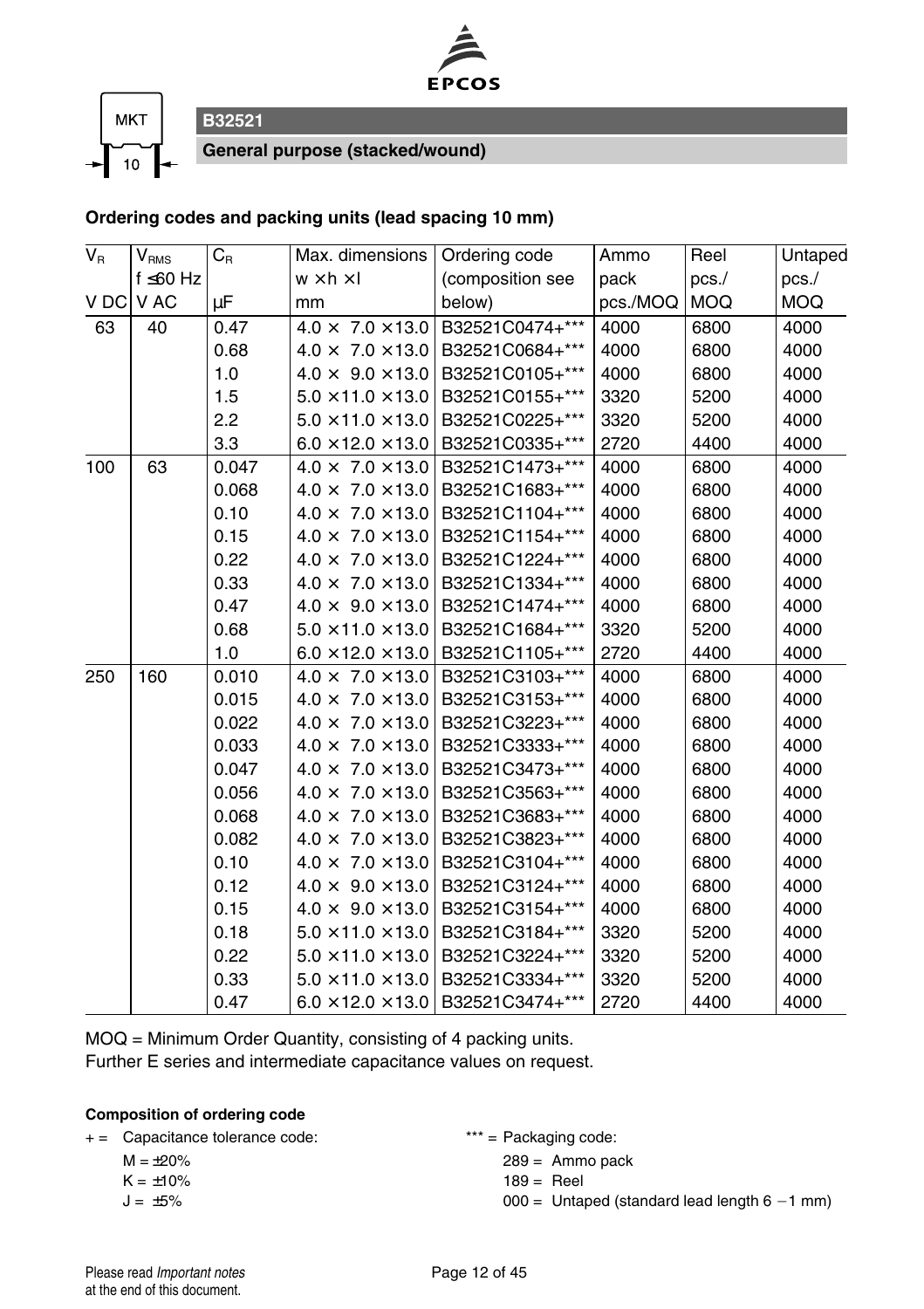## B32521

### General purpose (stacked/wound)

### Ordering codes and packing units (lead spacing 10 mm)

| $V_R$<br><br>V DC | $V_{RMS}$<br>f ≤60 Hz<br>V AC | $C_R$<br><br>µF | Max. dimensions<br>w × h × l<br>mm | Ordering code<br>(composition see<br>below) | Ammo<br>pack<br>pcs./MOQ | Reel<br>pcs./<br>MOQ | Untaped<br>pcs./<br>MOQ |
|---|---|---|---|---|---|---|---|
| 63 | 40 | 0.47 | 4.0 × 7.0 × 13.0 | B32521C0474+*** | 4000 | 6800 | 4000 |
| | | 0.68 | 4.0 × 7.0 × 13.0 | B32521C0684+*** | 4000 | 6800 | 4000 |
| | | 1.0 | 4.0 × 9.0 × 13.0 | B32521C0105+*** | 4000 | 6800 | 4000 |
| | | 1.5 | 5.0 × 11.0 × 13.0 | B32521C0155+*** | 3320 | 5200 | 4000 |
| | | 2.2 | 5.0 × 11.0 × 13.0 | B32521C0225+*** | 3320 | 5200 | 4000 |
| | | 3.3 | 6.0 × 12.0 × 13.0 | B32521C0335+*** | 2720 | 4400 | 4000 |
| 100 | 63 | 0.047 | 4.0 × 7.0 × 13.0 | B32521C1473+*** | 4000 | 6800 | 4000 |
| | | 0.068 | 4.0 × 7.0 × 13.0 | B32521C1683+*** | 4000 | 6800 | 4000 |
| | | 0.10 | 4.0 × 7.0 × 13.0 | B32521C1104+*** | 4000 | 6800 | 4000 |
| | | 0.15 | 4.0 × 7.0 × 13.0 | B32521C1154+*** | 4000 | 6800 | 4000 |
| | | 0.22 | 4.0 × 7.0 × 13.0 | B32521C1224+*** | 4000 | 6800 | 4000 |
| | | 0.33 | 4.0 × 7.0 × 13.0 | B32521C1334+*** | 4000 | 6800 | 4000 |
| | | 0.47 | 4.0 × 9.0 × 13.0 | B32521C1474+*** | 4000 | 6800 | 4000 |
| | | 0.68 | 5.0 × 11.0 × 13.0 | B32521C1684+*** | 3320 | 5200 | 4000 |
| | | 1.0 | 6.0 × 12.0 × 13.0 | B32521C1105+*** | 2720 | 4400 | 4000 |
| 250 | 160 | 0.010 | 4.0 × 7.0 × 13.0 | B32521C3103+*** | 4000 | 6800 | 4000 |
| | | 0.015 | 4.0 × 7.0 × 13.0 | B32521C3153+*** | 4000 | 6800 | 4000 |
| | | 0.022 | 4.0 × 7.0 × 13.0 | B32521C3223+*** | 4000 | 6800 | 4000 |
| | | 0.033 | 4.0 × 7.0 × 13.0 | B32521C3333+*** | 4000 | 6800 | 4000 |
| | | 0.047 | 4.0 × 7.0 × 13.0 | B32521C3473+*** | 4000 | 6800 | 4000 |
| | | 0.056 | 4.0 × 7.0 × 13.0 | B32521C3563+*** | 4000 | 6800 | 4000 |
| | | 0.068 | 4.0 × 7.0 × 13.0 | B32521C3683+*** | 4000 | 6800 | 4000 |
| | | 0.082 | 4.0 × 7.0 × 13.0 | B32521C3823+*** | 4000 | 6800 | 4000 |
| | | 0.10 | 4.0 × 7.0 × 13.0 | B32521C3104+*** | 4000 | 6800 | 4000 |
| | | 0.12 | 4.0 × 9.0 × 13.0 | B32521C3124+*** | 4000 | 6800 | 4000 |
| | | 0.15 | 4.0 × 9.0 × 13.0 | B32521C3154+*** | 4000 | 6800 | 4000 |
| | | 0.18 | 5.0 × 11.0 × 13.0 | B32521C3184+*** | 3320 | 5200 | 4000 |
| | | 0.22 | 5.0 × 11.0 × 13.0 | B32521C3224+*** | 3320 | 5200 | 4000 |
| | | 0.33 | 5.0 × 11.0 × 13.0 | B32521C3334+*** | 3320 | 5200 | 4000 |
| | | 0.47 | 6.0 × 12.0 × 13.0 | B32521C3474+*** | 2720 | 4400 | 4000 |

MOQ = Minimum Order Quantity, consisting of 4 packing units.
Further E series and intermediate capacitance values on request.

**Composition of ordering code**

\+ = Capacitance tolerance code:
- M = ±20%
- K = ±10%
- J = ±5%

*** = Packaging code:
- 289 = Ammo pack
- 189 = Reel
- 000 = Untaped (standard lead length 6 −1 mm)

Please read *Important notes* at the end of this document.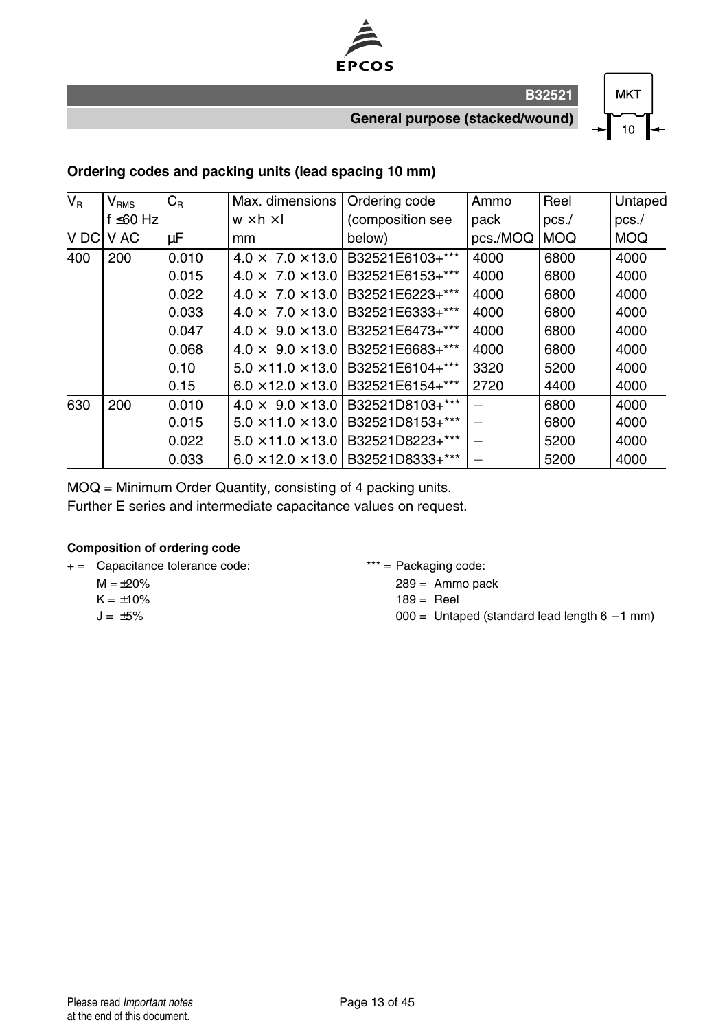## Ordering codes and packing units (lead spacing 10 mm)

| $V_R$ | $V_{RMS}$ f ≤60 Hz | $C_R$ | Max. dimensions w × h × l | Ordering code (composition see below) | Ammo pack | Reel pcs./ | Untaped pcs./ |
|---|---|---|---|---|---|---|---|
| V DC | V AC | µF | mm | | pcs./MOQ | MOQ | MOQ |
| 400 | 200 | 0.010 | 4.0 × 7.0 × 13.0 | B32521E6103+*** | 4000 | 6800 | 4000 |
| | | 0.015 | 4.0 × 7.0 × 13.0 | B32521E6153+*** | 4000 | 6800 | 4000 |
| | | 0.022 | 4.0 × 7.0 × 13.0 | B32521E6223+*** | 4000 | 6800 | 4000 |
| | | 0.033 | 4.0 × 7.0 × 13.0 | B32521E6333+*** | 4000 | 6800 | 4000 |
| | | 0.047 | 4.0 × 9.0 × 13.0 | B32521E6473+*** | 4000 | 6800 | 4000 |
| | | 0.068 | 4.0 × 9.0 × 13.0 | B32521E6683+*** | 4000 | 6800 | 4000 |
| | | 0.10 | 5.0 × 11.0 × 13.0 | B32521E6104+*** | 3320 | 5200 | 4000 |
| | | 0.15 | 6.0 × 12.0 × 13.0 | B32521E6154+*** | 2720 | 4400 | 4000 |
| 630 | 200 | 0.010 | 4.0 × 9.0 × 13.0 | B32521D8103+*** | – | 6800 | 4000 |
| | | 0.015 | 5.0 × 11.0 × 13.0 | B32521D8153+*** | – | 6800 | 4000 |
| | | 0.022 | 5.0 × 11.0 × 13.0 | B32521D8223+*** | – | 5200 | 4000 |
| | | 0.033 | 6.0 × 12.0 × 13.0 | B32521D8333+*** | – | 5200 | 4000 |

MOQ = Minimum Order Quantity, consisting of 4 packing units.
Further E series and intermediate capacitance values on request.

#### Composition of ordering code

\+ = Capacitance tolerance code:
- M = ±20%
- K = ±10%
- J = ±5%

*** = Packaging code:
- 289 = Ammo pack
- 189 = Reel
- 000 = Untaped (standard lead length 6 −1 mm)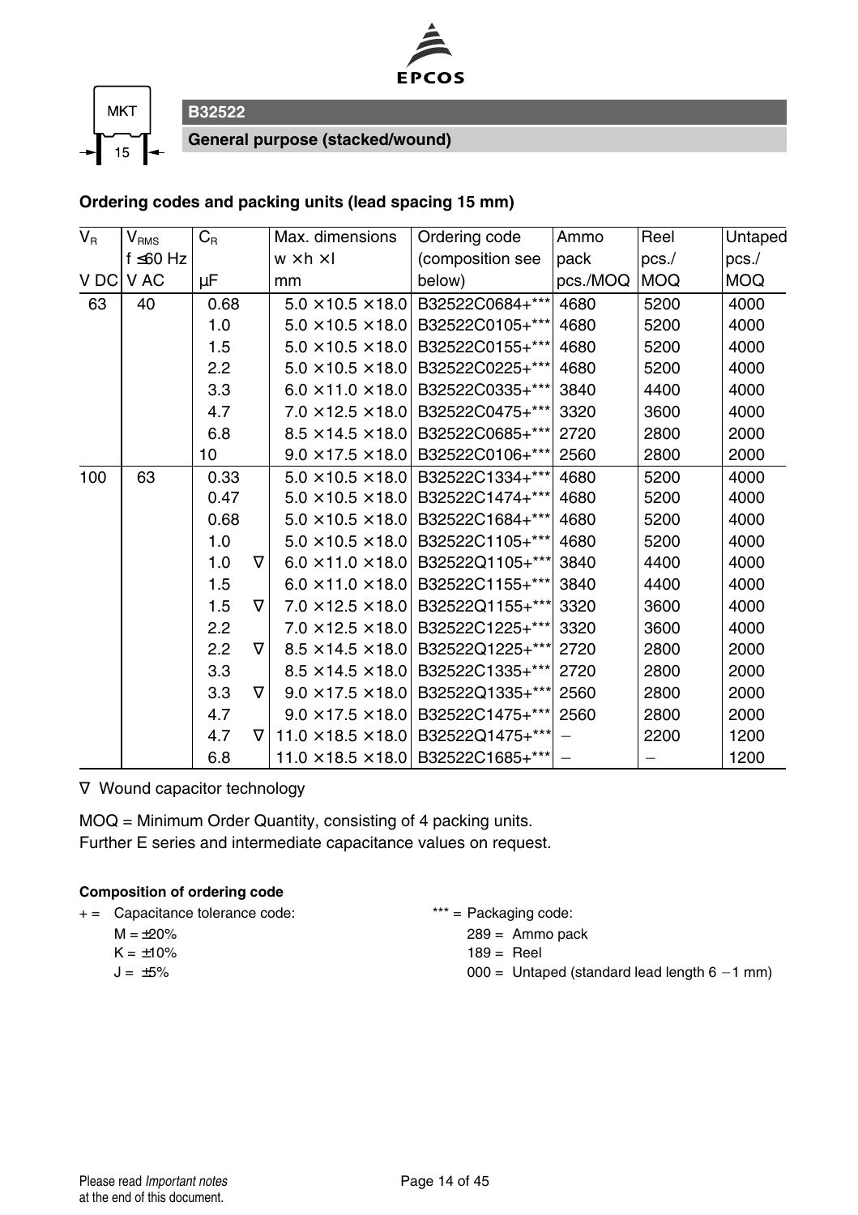MKT 15

## B32522

### General purpose (stacked/wound)

**Ordering codes and packing units (lead spacing 15 mm)**

| $V_R$ | $V_{RMS}$ f ≤60 Hz | $C_R$ | | Max. dimensions w × h × l | Ordering code (composition see below) | Ammo pack pcs./MOQ | Reel pcs./ MOQ | Untaped pcs./ MOQ |
|---|---|---|---|---|---|---|---|---|
| V DC | V AC | µF | | mm | | | | |
| 63 | 40 | 0.68 | | 5.0 × 10.5 × 18.0 | B32522C0684+*** | 4680 | 5200 | 4000 |
| | | 1.0 | | 5.0 × 10.5 × 18.0 | B32522C0105+*** | 4680 | 5200 | 4000 |
| | | 1.5 | | 5.0 × 10.5 × 18.0 | B32522C0155+*** | 4680 | 5200 | 4000 |
| | | 2.2 | | 5.0 × 10.5 × 18.0 | B32522C0225+*** | 4680 | 5200 | 4000 |
| | | 3.3 | | 6.0 × 11.0 × 18.0 | B32522C0335+*** | 3840 | 4400 | 4000 |
| | | 4.7 | | 7.0 × 12.5 × 18.0 | B32522C0475+*** | 3320 | 3600 | 4000 |
| | | 6.8 | | 8.5 × 14.5 × 18.0 | B32522C0685+*** | 2720 | 2800 | 2000 |
| | | 10 | | 9.0 × 17.5 × 18.0 | B32522C0106+*** | 2560 | 2800 | 2000 |
| 100 | 63 | 0.33 | | 5.0 × 10.5 × 18.0 | B32522C1334+*** | 4680 | 5200 | 4000 |
| | | 0.47 | | 5.0 × 10.5 × 18.0 | B32522C1474+*** | 4680 | 5200 | 4000 |
| | | 0.68 | | 5.0 × 10.5 × 18.0 | B32522C1684+*** | 4680 | 5200 | 4000 |
| | | 1.0 | | 5.0 × 10.5 × 18.0 | B32522C1105+*** | 4680 | 5200 | 4000 |
| | | 1.0 | ∇ | 6.0 × 11.0 × 18.0 | B32522Q1105+*** | 3840 | 4400 | 4000 |
| | | 1.5 | | 6.0 × 11.0 × 18.0 | B32522C1155+*** | 3840 | 4400 | 4000 |
| | | 1.5 | ∇ | 7.0 × 12.5 × 18.0 | B32522Q1155+*** | 3320 | 3600 | 4000 |
| | | 2.2 | | 7.0 × 12.5 × 18.0 | B32522C1225+*** | 3320 | 3600 | 4000 |
| | | 2.2 | ∇ | 8.5 × 14.5 × 18.0 | B32522Q1225+*** | 2720 | 2800 | 2000 |
| | | 3.3 | | 8.5 × 14.5 × 18.0 | B32522C1335+*** | 2720 | 2800 | 2000 |
| | | 3.3 | ∇ | 9.0 × 17.5 × 18.0 | B32522Q1335+*** | 2560 | 2800 | 2000 |
| | | 4.7 | | 9.0 × 17.5 × 18.0 | B32522C1475+*** | 2560 | 2800 | 2000 |
| | | 4.7 | ∇ | 11.0 × 18.5 × 18.0 | B32522Q1475+*** | – | 2200 | 1200 |
| | | 6.8 | | 11.0 × 18.5 × 18.0 | B32522C1685+*** | – | – | 1200 |

∇ Wound capacitor technology

MOQ = Minimum Order Quantity, consisting of 4 packing units.
Further E series and intermediate capacitance values on request.

**Composition of ordering code**

\+ = Capacitance tolerance code:
M = ±20%
K = ±10%
J = ±5%

*** = Packaging code:
289 = Ammo pack
189 = Reel
000 = Untaped (standard lead length 6 −1 mm)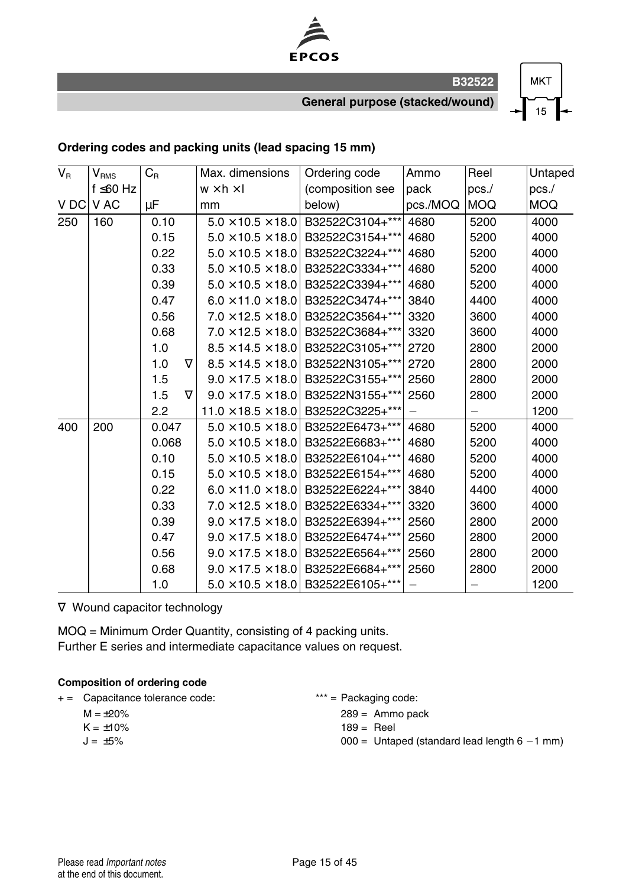## Ordering codes and packing units (lead spacing 15 mm)

| $V_R$ | $V_{RMS}$ f ≤60 Hz | $C_R$ | Max. dimensions w × h × l | Ordering code (composition see below) | Ammo pack pcs./MOQ | Reel pcs./ MOQ | Untaped pcs./ MOQ |
|---|---|---|---|---|---|---|---|
| V DC | V AC | µF | mm | | | | |
| 250 | 160 | 0.10 | 5.0 × 10.5 × 18.0 | B32522C3104+*** | 4680 | 5200 | 4000 |
| | | 0.15 | 5.0 × 10.5 × 18.0 | B32522C3154+*** | 4680 | 5200 | 4000 |
| | | 0.22 | 5.0 × 10.5 × 18.0 | B32522C3224+*** | 4680 | 5200 | 4000 |
| | | 0.33 | 5.0 × 10.5 × 18.0 | B32522C3334+*** | 4680 | 5200 | 4000 |
| | | 0.39 | 5.0 × 10.5 × 18.0 | B32522C3394+*** | 4680 | 5200 | 4000 |
| | | 0.47 | 6.0 × 11.0 × 18.0 | B32522C3474+*** | 3840 | 4400 | 4000 |
| | | 0.56 | 7.0 × 12.5 × 18.0 | B32522C3564+*** | 3320 | 3600 | 4000 |
| | | 0.68 | 7.0 × 12.5 × 18.0 | B32522C3684+*** | 3320 | 3600 | 4000 |
| | | 1.0 | 8.5 × 14.5 × 18.0 | B32522C3105+*** | 2720 | 2800 | 2000 |
| | | 1.0 ∇ | 8.5 × 14.5 × 18.0 | B32522N3105+*** | 2720 | 2800 | 2000 |
| | | 1.5 | 9.0 × 17.5 × 18.0 | B32522C3155+*** | 2560 | 2800 | 2000 |
| | | 1.5 ∇ | 9.0 × 17.5 × 18.0 | B32522N3155+*** | 2560 | 2800 | 2000 |
| | | 2.2 | 11.0 × 18.5 × 18.0 | B32522C3225+*** | – | – | 1200 |
| 400 | 200 | 0.047 | 5.0 × 10.5 × 18.0 | B32522E6473+*** | 4680 | 5200 | 4000 |
| | | 0.068 | 5.0 × 10.5 × 18.0 | B32522E6683+*** | 4680 | 5200 | 4000 |
| | | 0.10 | 5.0 × 10.5 × 18.0 | B32522E6104+*** | 4680 | 5200 | 4000 |
| | | 0.15 | 5.0 × 10.5 × 18.0 | B32522E6154+*** | 4680 | 5200 | 4000 |
| | | 0.22 | 6.0 × 11.0 × 18.0 | B32522E6224+*** | 3840 | 4400 | 4000 |
| | | 0.33 | 7.0 × 12.5 × 18.0 | B32522E6334+*** | 3320 | 3600 | 4000 |
| | | 0.39 | 9.0 × 17.5 × 18.0 | B32522E6394+*** | 2560 | 2800 | 2000 |
| | | 0.47 | 9.0 × 17.5 × 18.0 | B32522E6474+*** | 2560 | 2800 | 2000 |
| | | 0.56 | 9.0 × 17.5 × 18.0 | B32522E6564+*** | 2560 | 2800 | 2000 |
| | | 0.68 | 9.0 × 17.5 × 18.0 | B32522E6684+*** | 2560 | 2800 | 2000 |
| | | 1.0 | 5.0 × 10.5 × 18.0 | B32522E6105+*** | – | – | 1200 |

∇ Wound capacitor technology

MOQ = Minimum Order Quantity, consisting of 4 packing units.
Further E series and intermediate capacitance values on request.

**Composition of ordering code**

+ = Capacitance tolerance code:
  - M = ±20%
  - K = ±10%
  - J = ±5%

*** = Packaging code:
  - 289 = Ammo pack
  - 189 = Reel
  - 000 = Untaped (standard lead length 6 −1 mm)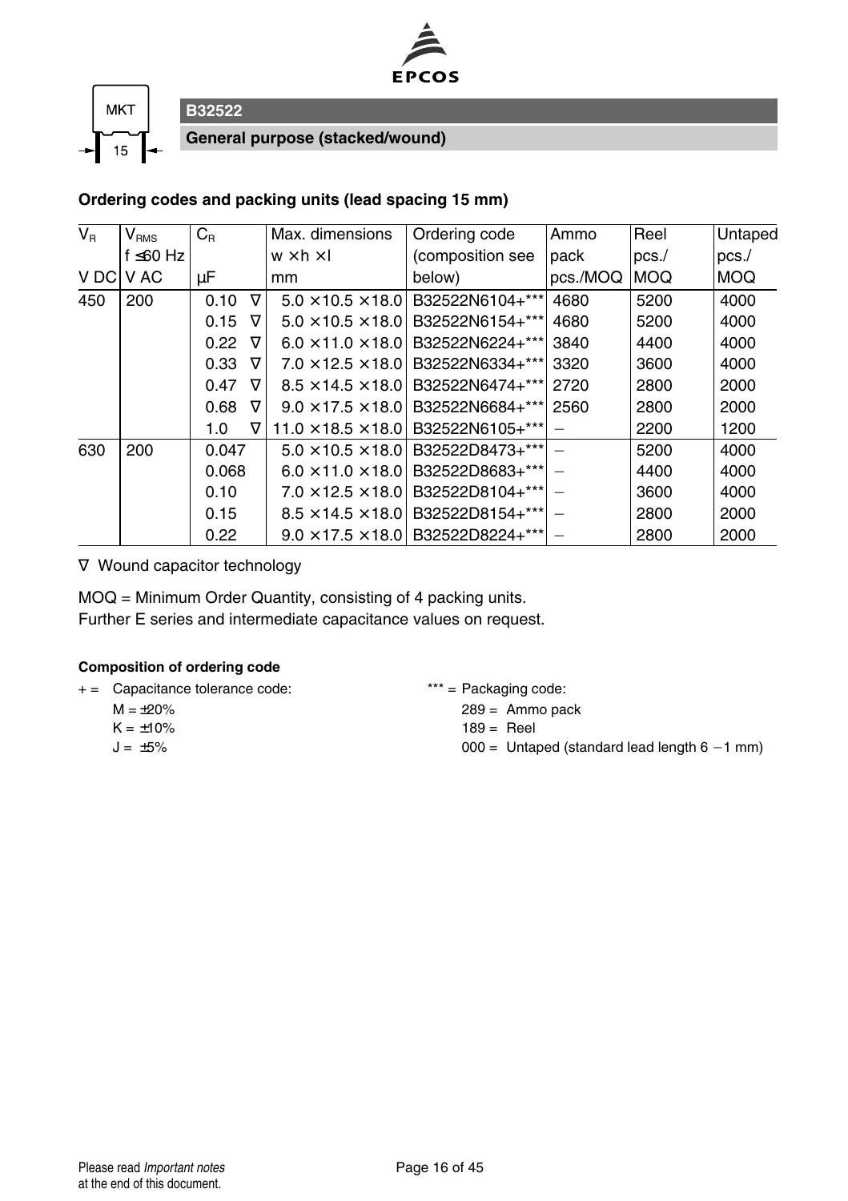MKT

15

## B32522

### General purpose (stacked/wound)

**Ordering codes and packing units (lead spacing 15 mm)**

| $V_R$ | $V_{RMS}$ f ≤60 Hz | $C_R$ | Max. dimensions w × h × l | Ordering code (composition see below) | Ammo pack | Reel pcs./ | Untaped pcs./ |
|---|---|---|---|---|---|---|---|
| V DC | V AC | µF | mm | | pcs./MOQ | MOQ | MOQ |
| 450 | 200 | 0.10 ∇ | 5.0 × 10.5 × 18.0 | B32522N6104+*** | 4680 | 5200 | 4000 |
| | | 0.15 ∇ | 5.0 × 10.5 × 18.0 | B32522N6154+*** | 4680 | 5200 | 4000 |
| | | 0.22 ∇ | 6.0 × 11.0 × 18.0 | B32522N6224+*** | 3840 | 4400 | 4000 |
| | | 0.33 ∇ | 7.0 × 12.5 × 18.0 | B32522N6334+*** | 3320 | 3600 | 4000 |
| | | 0.47 ∇ | 8.5 × 14.5 × 18.0 | B32522N6474+*** | 2720 | 2800 | 2000 |
| | | 0.68 ∇ | 9.0 × 17.5 × 18.0 | B32522N6684+*** | 2560 | 2800 | 2000 |
| | | 1.0 ∇ | 11.0 × 18.5 × 18.0 | B32522N6105+*** | – | 2200 | 1200 |
| 630 | 200 | 0.047 | 5.0 × 10.5 × 18.0 | B32522D8473+*** | – | 5200 | 4000 |
| | | 0.068 | 6.0 × 11.0 × 18.0 | B32522D8683+*** | – | 4400 | 4000 |
| | | 0.10 | 7.0 × 12.5 × 18.0 | B32522D8104+*** | – | 3600 | 4000 |
| | | 0.15 | 8.5 × 14.5 × 18.0 | B32522D8154+*** | – | 2800 | 2000 |
| | | 0.22 | 9.0 × 17.5 × 18.0 | B32522D8224+*** | – | 2800 | 2000 |

∇ Wound capacitor technology

MOQ = Minimum Order Quantity, consisting of 4 packing units.
Further E series and intermediate capacitance values on request.

**Composition of ordering code**

+ = Capacitance tolerance code:
  - M = ±20%
  - K = ±10%
  - J = ±5%

*** = Packaging code:
  - 289 = Ammo pack
  - 189 = Reel
  - 000 = Untaped (standard lead length 6 −1 mm)

Please read *Important notes* at the end of this document.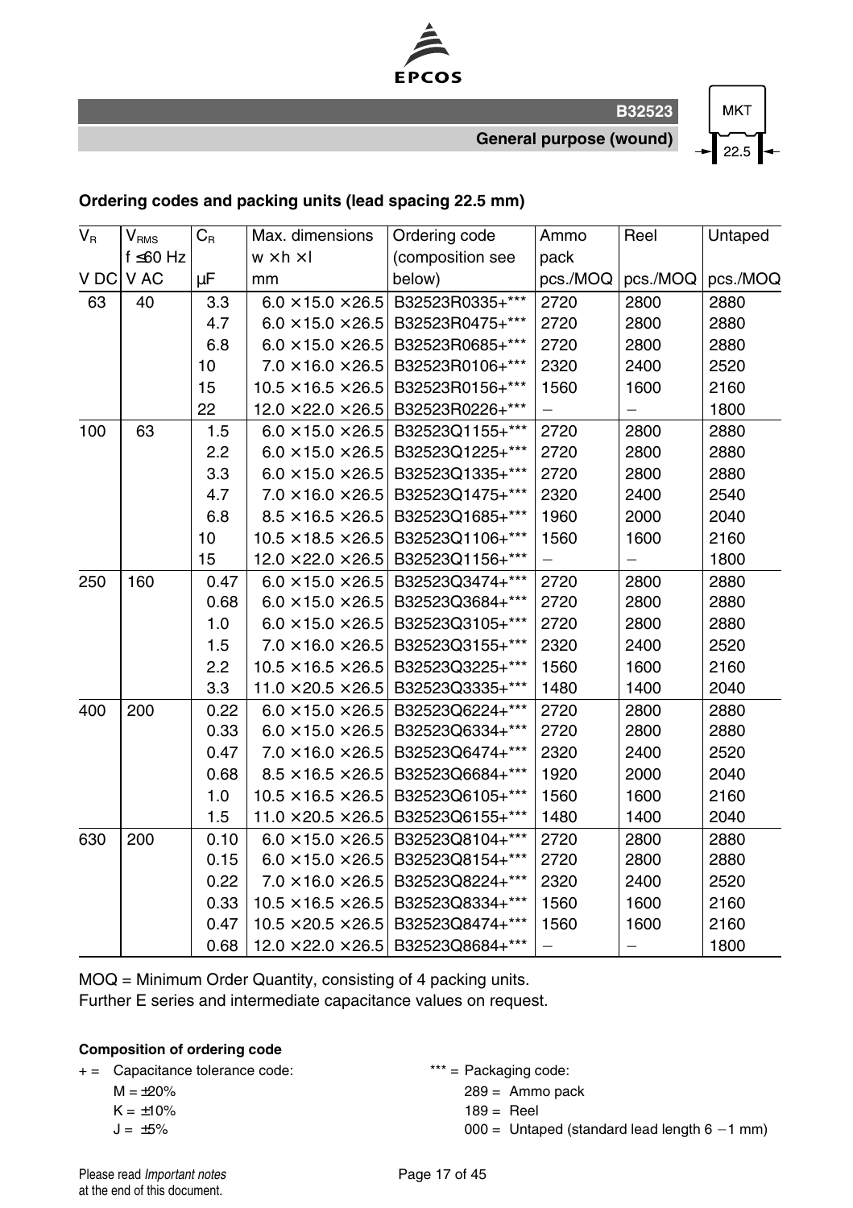## Ordering codes and packing units (lead spacing 22.5 mm)

| $V_R$ | $V_{RMS}$ f ≤60 Hz | $C_R$ | Max. dimensions w × h × l | Ordering code (composition see below) | Ammo pack | Reel | Untaped |
|---|---|---|---|---|---|---|---|
| V DC | V AC | µF | mm | | pcs./MOQ | pcs./MOQ | pcs./MOQ |
| 63 | 40 | 3.3 | 6.0 × 15.0 × 26.5 | B32523R0335+*** | 2720 | 2800 | 2880 |
| | | 4.7 | 6.0 × 15.0 × 26.5 | B32523R0475+*** | 2720 | 2800 | 2880 |
| | | 6.8 | 6.0 × 15.0 × 26.5 | B32523R0685+*** | 2720 | 2800 | 2880 |
| | | 10 | 7.0 × 16.0 × 26.5 | B32523R0106+*** | 2320 | 2400 | 2520 |
| | | 15 | 10.5 × 16.5 × 26.5 | B32523R0156+*** | 1560 | 1600 | 2160 |
| | | 22 | 12.0 × 22.0 × 26.5 | B32523R0226+*** | – | – | 1800 |
| 100 | 63 | 1.5 | 6.0 × 15.0 × 26.5 | B32523Q1155+*** | 2720 | 2800 | 2880 |
| | | 2.2 | 6.0 × 15.0 × 26.5 | B32523Q1225+*** | 2720 | 2800 | 2880 |
| | | 3.3 | 6.0 × 15.0 × 26.5 | B32523Q1335+*** | 2720 | 2800 | 2880 |
| | | 4.7 | 7.0 × 16.0 × 26.5 | B32523Q1475+*** | 2320 | 2400 | 2540 |
| | | 6.8 | 8.5 × 16.5 × 26.5 | B32523Q1685+*** | 1960 | 2000 | 2040 |
| | | 10 | 10.5 × 18.5 × 26.5 | B32523Q1106+*** | 1560 | 1600 | 2160 |
| | | 15 | 12.0 × 22.0 × 26.5 | B32523Q1156+*** | – | – | 1800 |
| 250 | 160 | 0.47 | 6.0 × 15.0 × 26.5 | B32523Q3474+*** | 2720 | 2800 | 2880 |
| | | 0.68 | 6.0 × 15.0 × 26.5 | B32523Q3684+*** | 2720 | 2800 | 2880 |
| | | 1.0 | 6.0 × 15.0 × 26.5 | B32523Q3105+*** | 2720 | 2800 | 2880 |
| | | 1.5 | 7.0 × 16.0 × 26.5 | B32523Q3155+*** | 2320 | 2400 | 2520 |
| | | 2.2 | 10.5 × 16.5 × 26.5 | B32523Q3225+*** | 1560 | 1600 | 2160 |
| | | 3.3 | 11.0 × 20.5 × 26.5 | B32523Q3335+*** | 1480 | 1400 | 2040 |
| 400 | 200 | 0.22 | 6.0 × 15.0 × 26.5 | B32523Q6224+*** | 2720 | 2800 | 2880 |
| | | 0.33 | 6.0 × 15.0 × 26.5 | B32523Q6334+*** | 2720 | 2800 | 2880 |
| | | 0.47 | 7.0 × 16.0 × 26.5 | B32523Q6474+*** | 2320 | 2400 | 2520 |
| | | 0.68 | 8.5 × 16.5 × 26.5 | B32523Q6684+*** | 1920 | 2000 | 2040 |
| | | 1.0 | 10.5 × 16.5 × 26.5 | B32523Q6105+*** | 1560 | 1600 | 2160 |
| | | 1.5 | 11.0 × 20.5 × 26.5 | B32523Q6155+*** | 1480 | 1400 | 2040 |
| 630 | 200 | 0.10 | 6.0 × 15.0 × 26.5 | B32523Q8104+*** | 2720 | 2800 | 2880 |
| | | 0.15 | 6.0 × 15.0 × 26.5 | B32523Q8154+*** | 2720 | 2800 | 2880 |
| | | 0.22 | 7.0 × 16.0 × 26.5 | B32523Q8224+*** | 2320 | 2400 | 2520 |
| | | 0.33 | 10.5 × 16.5 × 26.5 | B32523Q8334+*** | 1560 | 1600 | 2160 |
| | | 0.47 | 10.5 × 20.5 × 26.5 | B32523Q8474+*** | 1560 | 1600 | 2160 |
| | | 0.68 | 12.0 × 22.0 × 26.5 | B32523Q8684+*** | – | – | 1800 |

MOQ = Minimum Order Quantity, consisting of 4 packing units.
Further E series and intermediate capacitance values on request.

**Composition of ordering code**

\+ = Capacitance tolerance code:
- M = ±20%
- K = ±10%
- J = ±5%

*** = Packaging code:
- 289 = Ammo pack
- 189 = Reel
- 000 = Untaped (standard lead length 6 −1 mm)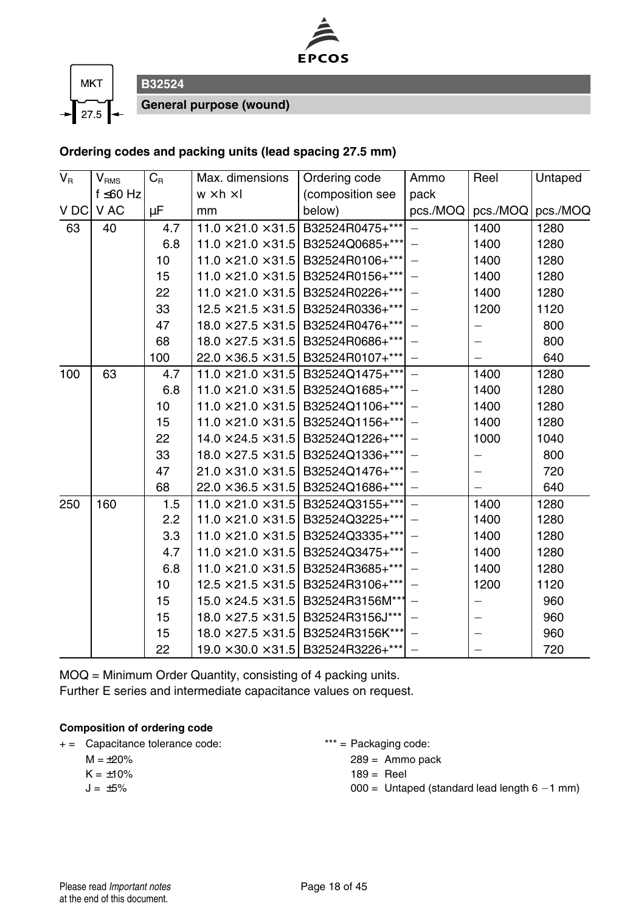MKT 27.5

## B32524

### General purpose (wound)

**Ordering codes and packing units (lead spacing 27.5 mm)**

| $V_R$ | $V_{RMS}$ f ≤60 Hz | $C_R$ | Max. dimensions w × h × l | Ordering code (composition see below) | Ammo pack | Reel | Untaped |
|---|---|---|---|---|---|---|---|
| V DC | V AC | µF | mm | | pcs./MOQ | pcs./MOQ | pcs./MOQ |
| 63 | 40 | 4.7 | 11.0 × 21.0 × 31.5 | B32524R0475+*** | – | 1400 | 1280 |
| | | 6.8 | 11.0 × 21.0 × 31.5 | B32524Q0685+*** | – | 1400 | 1280 |
| | | 10 | 11.0 × 21.0 × 31.5 | B32524R0106+*** | – | 1400 | 1280 |
| | | 15 | 11.0 × 21.0 × 31.5 | B32524R0156+*** | – | 1400 | 1280 |
| | | 22 | 11.0 × 21.0 × 31.5 | B32524R0226+*** | – | 1400 | 1280 |
| | | 33 | 12.5 × 21.5 × 31.5 | B32524R0336+*** | – | 1200 | 1120 |
| | | 47 | 18.0 × 27.5 × 31.5 | B32524R0476+*** | – | – | 800 |
| | | 68 | 18.0 × 27.5 × 31.5 | B32524R0686+*** | – | – | 800 |
| | | 100 | 22.0 × 36.5 × 31.5 | B32524R0107+*** | – | – | 640 |
| 100 | 63 | 4.7 | 11.0 × 21.0 × 31.5 | B32524Q1475+*** | – | 1400 | 1280 |
| | | 6.8 | 11.0 × 21.0 × 31.5 | B32524Q1685+*** | – | 1400 | 1280 |
| | | 10 | 11.0 × 21.0 × 31.5 | B32524Q1106+*** | – | 1400 | 1280 |
| | | 15 | 11.0 × 21.0 × 31.5 | B32524Q1156+*** | – | 1400 | 1280 |
| | | 22 | 14.0 × 24.5 × 31.5 | B32524Q1226+*** | – | 1000 | 1040 |
| | | 33 | 18.0 × 27.5 × 31.5 | B32524Q1336+*** | – | – | 800 |
| | | 47 | 21.0 × 31.0 × 31.5 | B32524Q1476+*** | – | – | 720 |
| | | 68 | 22.0 × 36.5 × 31.5 | B32524Q1686+*** | – | – | 640 |
| 250 | 160 | 1.5 | 11.0 × 21.0 × 31.5 | B32524Q3155+*** | – | 1400 | 1280 |
| | | 2.2 | 11.0 × 21.0 × 31.5 | B32524Q3225+*** | – | 1400 | 1280 |
| | | 3.3 | 11.0 × 21.0 × 31.5 | B32524Q3335+*** | – | 1400 | 1280 |
| | | 4.7 | 11.0 × 21.0 × 31.5 | B32524Q3475+*** | – | 1400 | 1280 |
| | | 6.8 | 11.0 × 21.0 × 31.5 | B32524R3685+*** | – | 1400 | 1280 |
| | | 10 | 12.5 × 21.5 × 31.5 | B32524R3106+*** | – | 1200 | 1120 |
| | | 15 | 15.0 × 24.5 × 31.5 | B32524R3156M*** | – | – | 960 |
| | | 15 | 18.0 × 27.5 × 31.5 | B32524R3156J*** | – | – | 960 |
| | | 15 | 18.0 × 27.5 × 31.5 | B32524R3156K*** | – | – | 960 |
| | | 22 | 19.0 × 30.0 × 31.5 | B32524R3226+*** | – | – | 720 |

MOQ = Minimum Order Quantity, consisting of 4 packing units.
Further E series and intermediate capacitance values on request.

**Composition of ordering code**

+ = Capacitance tolerance code:
  M = ±20%
  K = ±10%
  J = ±5%

*** = Packaging code:
  289 = Ammo pack
  189 = Reel
  000 = Untaped (standard lead length 6 −1 mm)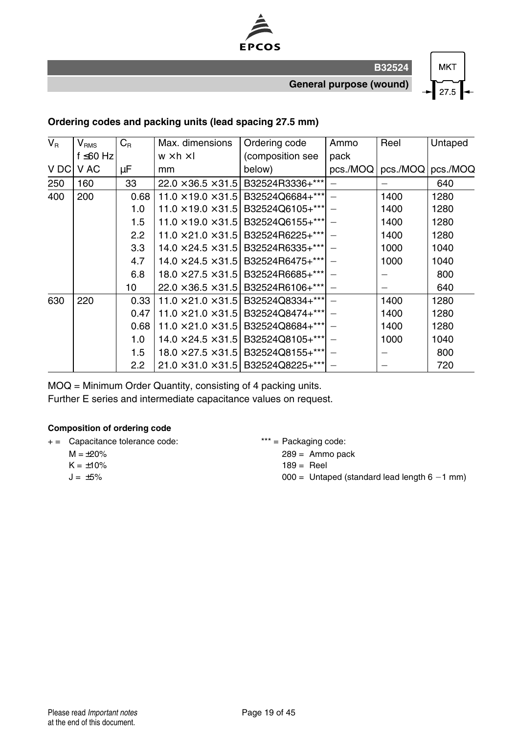**B32524**

**General purpose (wound)**

MKT 27.5

### Ordering codes and packing units (lead spacing 27.5 mm)

| $V_R$ | $V_{RMS}$ f ≤60 Hz | $C_R$ | Max. dimensions w × h × l | Ordering code (composition see below) | Ammo pack | Reel | Untaped |
|---|---|---|---|---|---|---|---|
| V DC | V AC | µF | mm | | pcs./MOQ | pcs./MOQ | pcs./MOQ |
| 250 | 160 | 33 | 22.0 × 36.5 × 31.5 | B32524R3336+*** | – | – | 640 |
| 400 | 200 | 0.68 | 11.0 × 19.0 × 31.5 | B32524Q6684+*** | – | 1400 | 1280 |
| | | 1.0 | 11.0 × 19.0 × 31.5 | B32524Q6105+*** | – | 1400 | 1280 |
| | | 1.5 | 11.0 × 19.0 × 31.5 | B32524Q6155+*** | – | 1400 | 1280 |
| | | 2.2 | 11.0 × 21.0 × 31.5 | B32524R6225+*** | – | 1400 | 1280 |
| | | 3.3 | 14.0 × 24.5 × 31.5 | B32524R6335+*** | – | 1000 | 1040 |
| | | 4.7 | 14.0 × 24.5 × 31.5 | B32524R6475+*** | – | 1000 | 1040 |
| | | 6.8 | 18.0 × 27.5 × 31.5 | B32524R6685+*** | – | – | 800 |
| | | 10 | 22.0 × 36.5 × 31.5 | B32524R6106+*** | – | – | 640 |
| 630 | 220 | 0.33 | 11.0 × 21.0 × 31.5 | B32524Q8334+*** | – | 1400 | 1280 |
| | | 0.47 | 11.0 × 21.0 × 31.5 | B32524Q8474+*** | – | 1400 | 1280 |
| | | 0.68 | 11.0 × 21.0 × 31.5 | B32524Q8684+*** | – | 1400 | 1280 |
| | | 1.0 | 14.0 × 24.5 × 31.5 | B32524Q8105+*** | – | 1000 | 1040 |
| | | 1.5 | 18.0 × 27.5 × 31.5 | B32524Q8155+*** | – | – | 800 |
| | | 2.2 | 21.0 × 31.0 × 31.5 | B32524Q8225+*** | – | – | 720 |

MOQ = Minimum Order Quantity, consisting of 4 packing units.
Further E series and intermediate capacitance values on request.

**Composition of ordering code**

+ = Capacitance tolerance code:
  - M = ±20%
  - K = ±10%
  - J = ±5%

*** = Packaging code:
  - 289 = Ammo pack
  - 189 = Reel
  - 000 = Untaped (standard lead length 6 −1 mm)

Please read *Important notes* at the end of this document.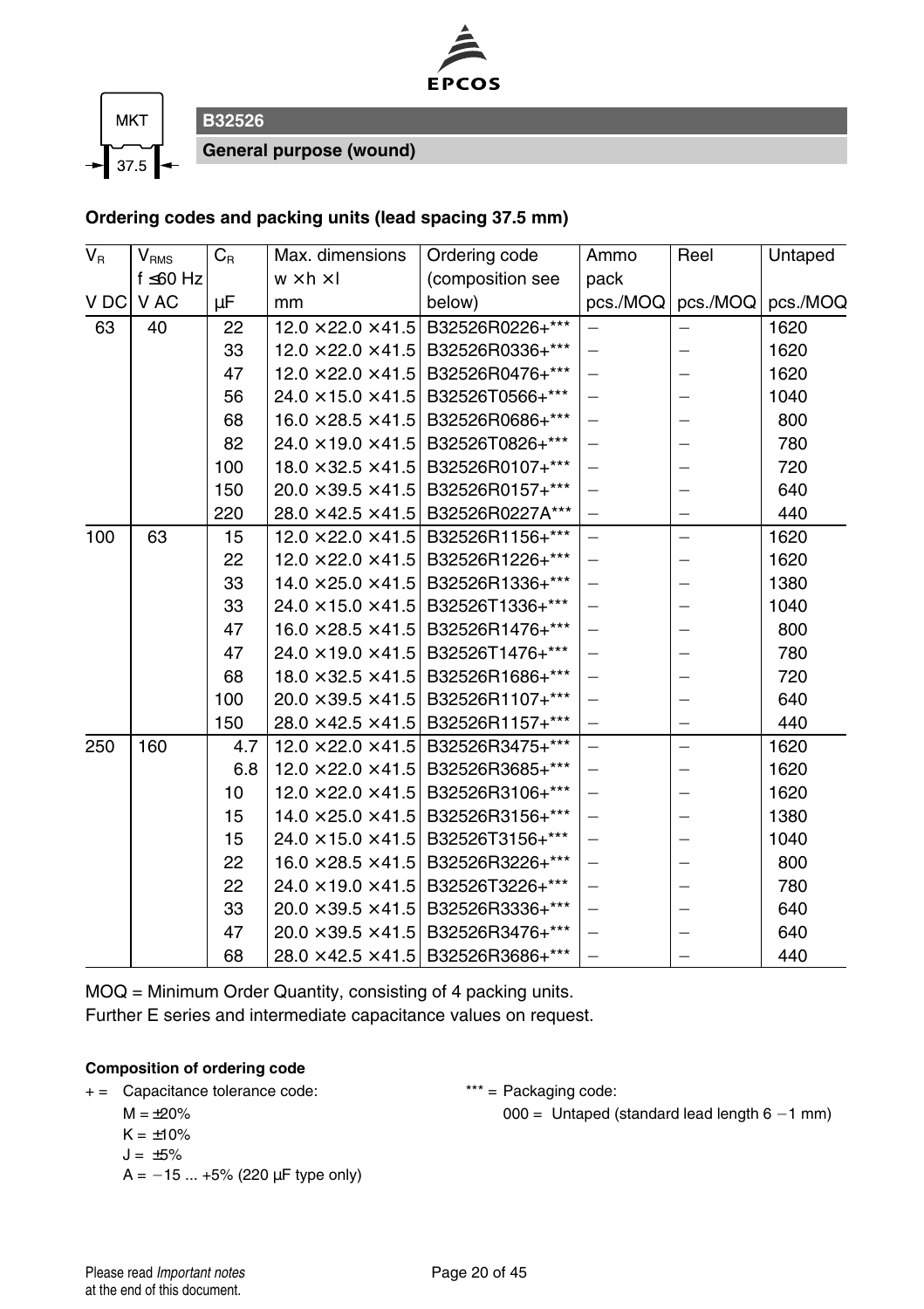MKT 37.5

## B32526

### General purpose (wound)

**Ordering codes and packing units (lead spacing 37.5 mm)**

| $V_R$ | $V_{RMS}$ f ≤60 Hz | $C_R$ | Max. dimensions w × h × l | Ordering code (composition see below) | Ammo pack | Reel | Untaped |
|---|---|---|---|---|---|---|---|
| V DC | V AC | µF | mm | | pcs./MOQ | pcs./MOQ | pcs./MOQ |
| 63 | 40 | 22 | 12.0 × 22.0 × 41.5 | B32526R0226+*** | – | – | 1620 |
| | | 33 | 12.0 × 22.0 × 41.5 | B32526R0336+*** | – | – | 1620 |
| | | 47 | 12.0 × 22.0 × 41.5 | B32526R0476+*** | – | – | 1620 |
| | | 56 | 24.0 × 15.0 × 41.5 | B32526T0566+*** | – | – | 1040 |
| | | 68 | 16.0 × 28.5 × 41.5 | B32526R0686+*** | – | – | 800 |
| | | 82 | 24.0 × 19.0 × 41.5 | B32526T0826+*** | – | – | 780 |
| | | 100 | 18.0 × 32.5 × 41.5 | B32526R0107+*** | – | – | 720 |
| | | 150 | 20.0 × 39.5 × 41.5 | B32526R0157+*** | – | – | 640 |
| | | 220 | 28.0 × 42.5 × 41.5 | B32526R0227A*** | – | – | 440 |
| 100 | 63 | 15 | 12.0 × 22.0 × 41.5 | B32526R1156+*** | – | – | 1620 |
| | | 22 | 12.0 × 22.0 × 41.5 | B32526R1226+*** | – | – | 1620 |
| | | 33 | 14.0 × 25.0 × 41.5 | B32526R1336+*** | – | – | 1380 |
| | | 33 | 24.0 × 15.0 × 41.5 | B32526T1336+*** | – | – | 1040 |
| | | 47 | 16.0 × 28.5 × 41.5 | B32526R1476+*** | – | – | 800 |
| | | 47 | 24.0 × 19.0 × 41.5 | B32526T1476+*** | – | – | 780 |
| | | 68 | 18.0 × 32.5 × 41.5 | B32526R1686+*** | – | – | 720 |
| | | 100 | 20.0 × 39.5 × 41.5 | B32526R1107+*** | – | – | 640 |
| | | 150 | 28.0 × 42.5 × 41.5 | B32526R1157+*** | – | – | 440 |
| 250 | 160 | 4.7 | 12.0 × 22.0 × 41.5 | B32526R3475+*** | – | – | 1620 |
| | | 6.8 | 12.0 × 22.0 × 41.5 | B32526R3685+*** | – | – | 1620 |
| | | 10 | 12.0 × 22.0 × 41.5 | B32526R3106+*** | – | – | 1620 |
| | | 15 | 14.0 × 25.0 × 41.5 | B32526R3156+*** | – | – | 1380 |
| | | 15 | 24.0 × 15.0 × 41.5 | B32526T3156+*** | – | – | 1040 |
| | | 22 | 16.0 × 28.5 × 41.5 | B32526R3226+*** | – | – | 800 |
| | | 22 | 24.0 × 19.0 × 41.5 | B32526T3226+*** | – | – | 780 |
| | | 33 | 20.0 × 39.5 × 41.5 | B32526R3336+*** | – | – | 640 |
| | | 47 | 20.0 × 39.5 × 41.5 | B32526R3476+*** | – | – | 640 |
| | | 68 | 28.0 × 42.5 × 41.5 | B32526R3686+*** | – | – | 440 |

MOQ = Minimum Order Quantity, consisting of 4 packing units.
Further E series and intermediate capacitance values on request.

**Composition of ordering code**

+ = Capacitance tolerance code:
 M = ±20%
 K = ±10%
 J = ±5%
 A = −15 ... +5% (220 µF type only)

*** = Packaging code:
 000 = Untaped (standard lead length 6 −1 mm)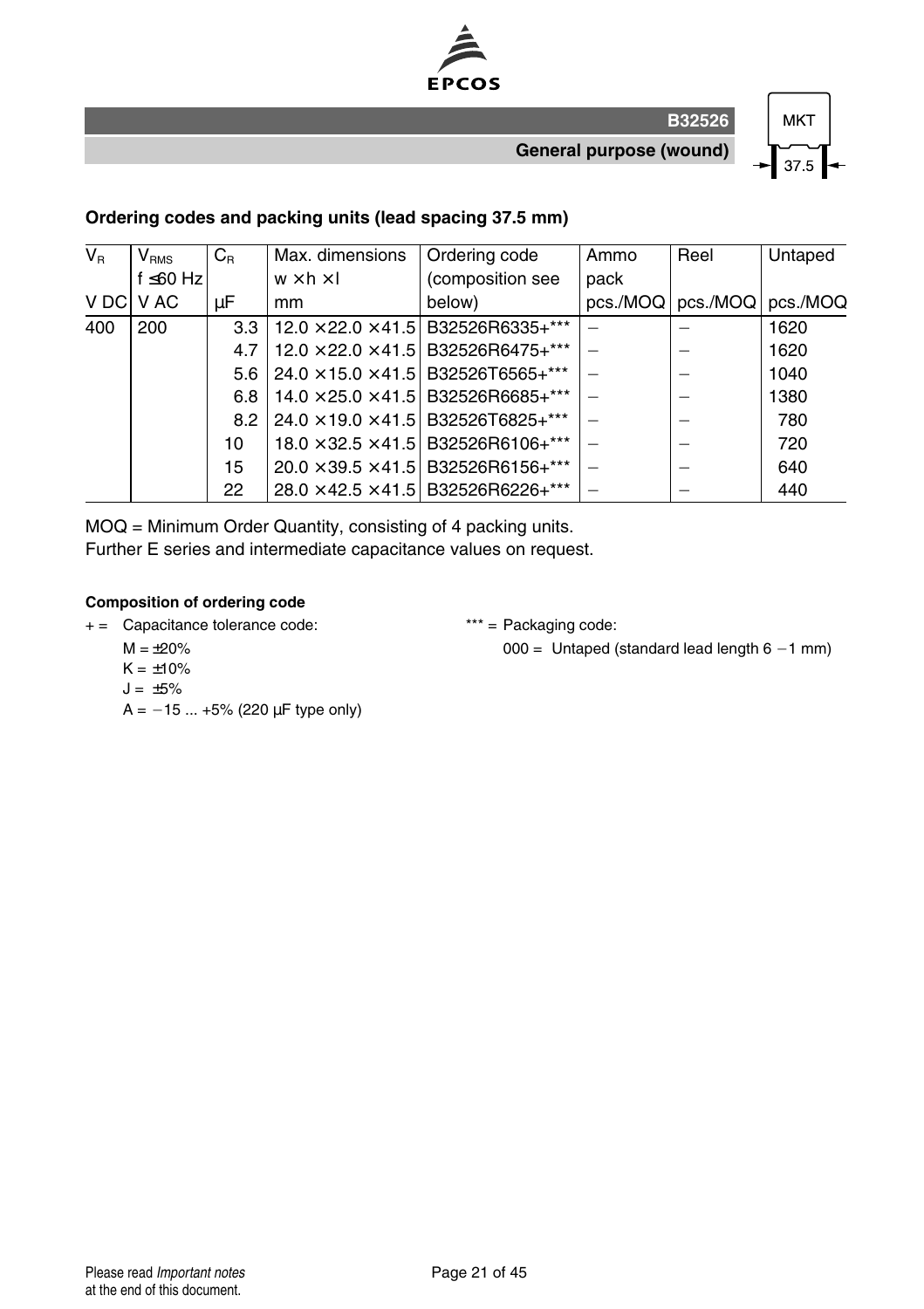### Ordering codes and packing units (lead spacing 37.5 mm)

| $V_R$ | $V_{RMS}$ f ≤60 Hz | $C_R$ | Max. dimensions w × h × l | Ordering code (composition see below) | Ammo pack | Reel | Untaped |
|---|---|---|---|---|---|---|---|
| V DC | V AC | µF | mm | | pcs./MOQ | pcs./MOQ | pcs./MOQ |
| 400 | 200 | 3.3 | 12.0 × 22.0 × 41.5 | B32526R6335+*** | – | – | 1620 |
| | | 4.7 | 12.0 × 22.0 × 41.5 | B32526R6475+*** | – | – | 1620 |
| | | 5.6 | 24.0 × 15.0 × 41.5 | B32526T6565+*** | – | – | 1040 |
| | | 6.8 | 14.0 × 25.0 × 41.5 | B32526R6685+*** | – | – | 1380 |
| | | 8.2 | 24.0 × 19.0 × 41.5 | B32526T6825+*** | – | – | 780 |
| | | 10 | 18.0 × 32.5 × 41.5 | B32526R6106+*** | – | – | 720 |
| | | 15 | 20.0 × 39.5 × 41.5 | B32526R6156+*** | – | – | 640 |
| | | 22 | 28.0 × 42.5 × 41.5 | B32526R6226+*** | – | – | 440 |

MOQ = Minimum Order Quantity, consisting of 4 packing units.
Further E series and intermediate capacitance values on request.

**Composition of ordering code**

\+ = Capacitance tolerance code:
- M = ±20%
- K = ±10%
- J = ±5%
- A = −15 ... +5% (220 µF type only)

*** = Packaging code:
- 000 = Untaped (standard lead length 6 −1 mm)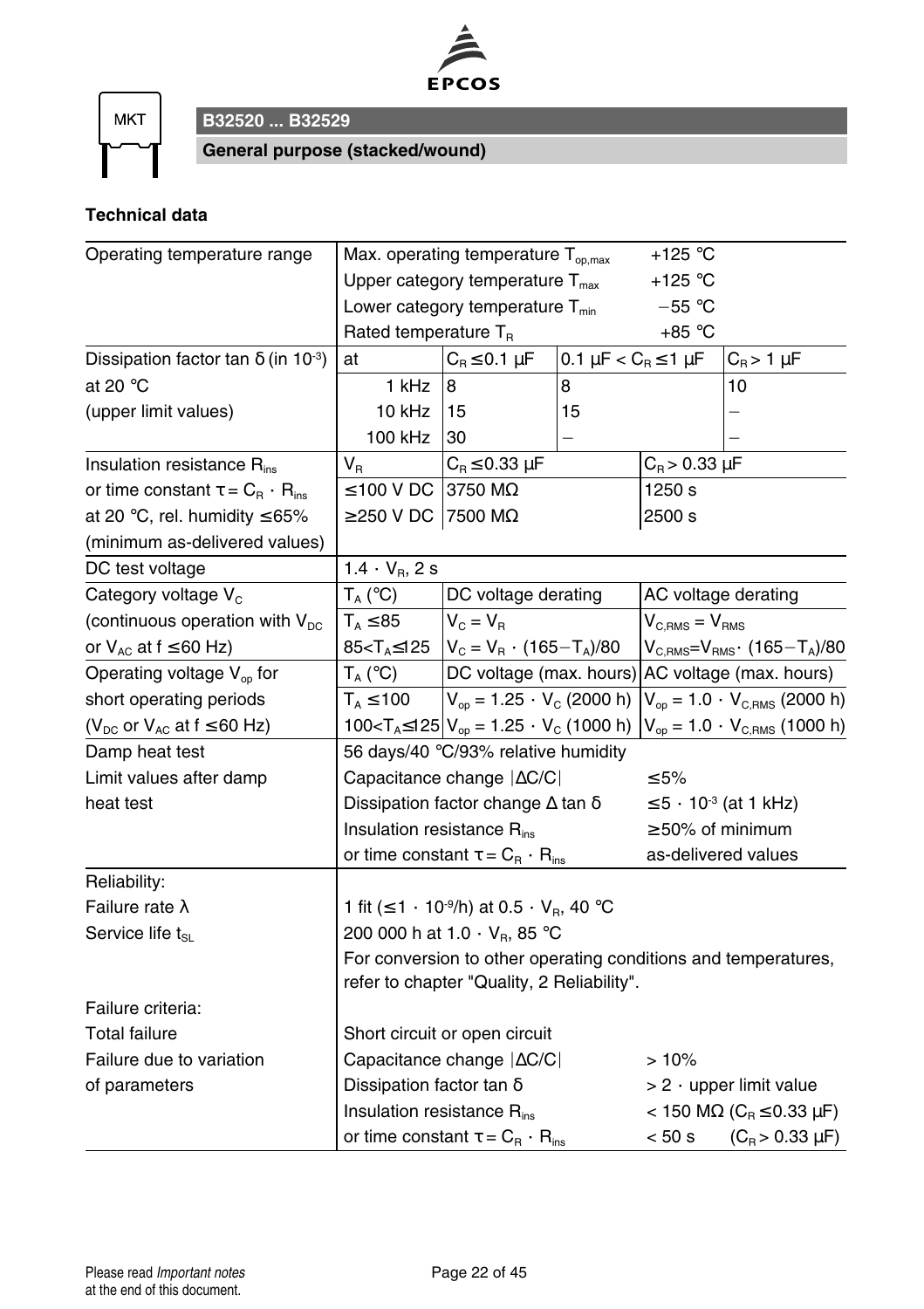# B32520 ... B32529

## General purpose (stacked/wound)

### Technical data

| | | | | | |
|---|---|---|---|---|---|
| Operating temperature range | Max. operating temperature $T_{op,max}$ | | +125 °C | | |
| | Upper category temperature $T_{max}$ | | +125 °C | | |
| | Lower category temperature $T_{min}$ | | −55 °C | | |
| | Rated temperature $T_R$ | | +85 °C | | |
| Dissipation factor tan δ (in $10^{-3}$) | at | $C_R \leq 0.1$ µF | 0.1 µF < $C_R \leq 1$ µF | | $C_R > 1$ µF |
| at 20 °C | 1 kHz | 8 | 8 | | 10 |
| (upper limit values) | 10 kHz | 15 | 15 | | – |
| | 100 kHz | 30 | – | | – |
| Insulation resistance $R_{ins}$ | $V_R$ | $C_R \leq 0.33$ µF | | $C_R > 0.33$ µF | |
| or time constant $\tau = C_R \cdot R_{ins}$ | ≤100 V DC | 3750 MΩ | | 1250 s | |
| at 20 °C, rel. humidity ≤65% | ≥250 V DC | 7500 MΩ | | 2500 s | |
| (minimum as-delivered values) | | | | | |
| DC test voltage | $1.4 \cdot V_R$, 2 s | | | | |
| Category voltage $V_C$ | $T_A$ (°C) | DC voltage derating | | AC voltage derating | |
| (continuous operation with $V_{DC}$ | $T_A \leq 85$ | $V_C = V_R$ | | $V_{C,RMS} = V_{RMS}$ | |
| or $V_{AC}$ at f ≤60 Hz) | $85 < T_A \leq 125$ | $V_C = V_R \cdot (165 - T_A)/80$ | | $V_{C,RMS} = V_{RMS} \cdot (165 - T_A)/80$ | |
| Operating voltage $V_{op}$ for | $T_A$ (°C) | DC voltage (max. hours) | | AC voltage (max. hours) | |
| short operating periods | $T_A \leq 100$ | $V_{op} = 1.25 \cdot V_C$ (2000 h) | | $V_{op} = 1.0 \cdot V_{C,RMS}$ (2000 h) | |
| ($V_{DC}$ or $V_{AC}$ at f ≤60 Hz) | $100 < T_A \leq 125$ | $V_{op} = 1.25 \cdot V_C$ (1000 h) | | $V_{op} = 1.0 \cdot V_{C,RMS}$ (1000 h) | |
| Damp heat test | 56 days/40 °C/93% relative humidity | | | | |
| Limit values after damp | Capacitance change \|ΔC/C\| | | | ≤5% | |
| heat test | Dissipation factor change Δ tan δ | | | $\leq 5 \cdot 10^{-3}$ (at 1 kHz) | |
| | Insulation resistance $R_{ins}$ | | | ≥50% of minimum | |
| | or time constant $\tau = C_R \cdot R_{ins}$ | | | as-delivered values | |
| Reliability: | | | | | |
| Failure rate λ | 1 fit ($\leq 1 \cdot 10^{-9}$/h) at $0.5 \cdot V_R$, 40 °C | | | | |
| Service life $t_{SL}$ | 200 000 h at $1.0 \cdot V_R$, 85 °C | | | | |
| | For conversion to other operating conditions and temperatures, refer to chapter "Quality, 2 Reliability". | | | | |
| Failure criteria: | | | | | |
| Total failure | Short circuit or open circuit | | | | |
| Failure due to variation | Capacitance change \|ΔC/C\| | | | > 10% | |
| of parameters | Dissipation factor tan δ | | | > 2 · upper limit value | |
| | Insulation resistance $R_{ins}$ | | | < 150 MΩ ($C_R \leq 0.33$ µF) | |
| | or time constant $\tau = C_R \cdot R_{ins}$ | | | < 50 s ($C_R > 0.33$ µF) | |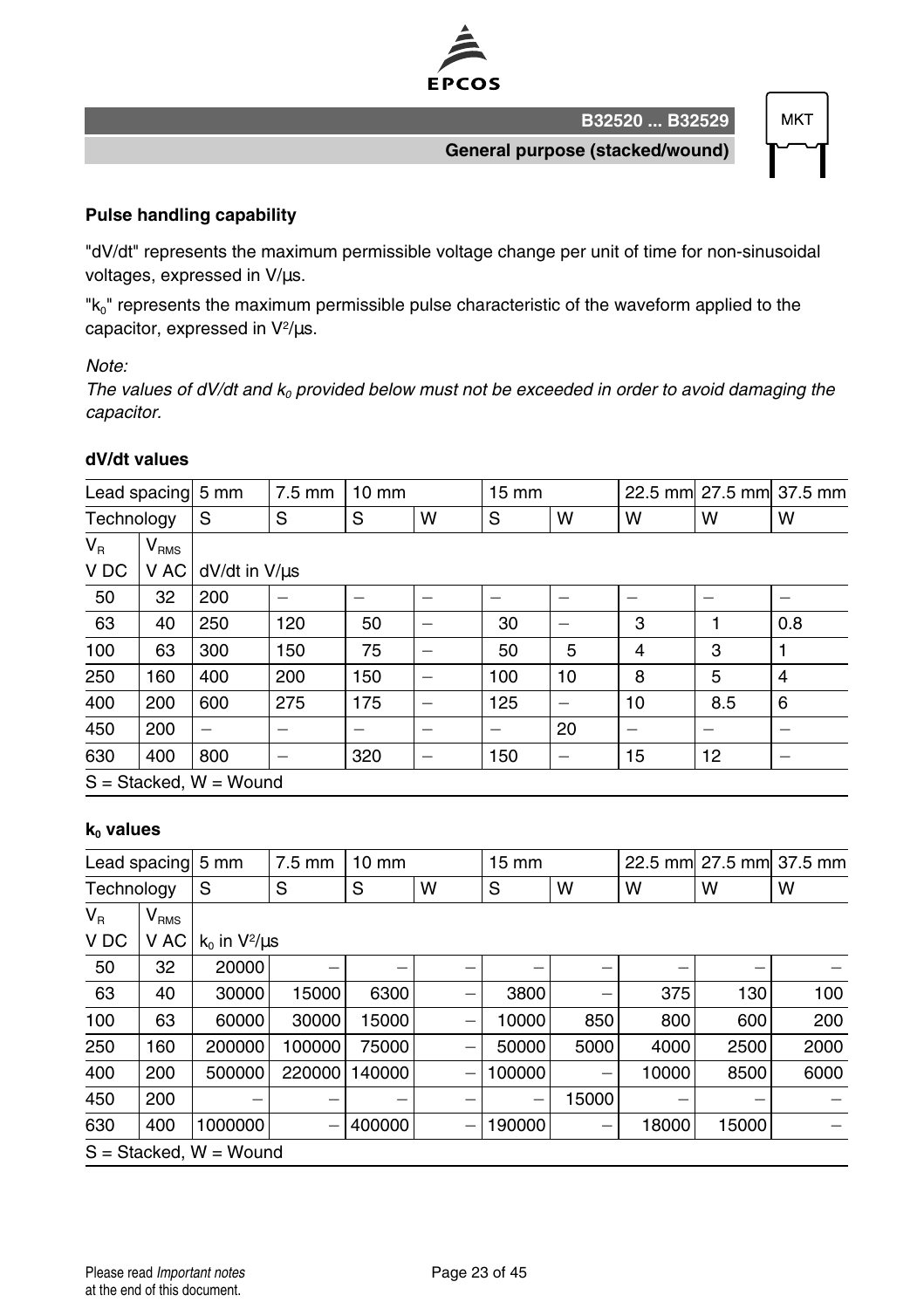## Pulse handling capability

"dV/dt" represents the maximum permissible voltage change per unit of time for non-sinusoidal voltages, expressed in V/µs.

"$k_0$" represents the maximum permissible pulse characteristic of the waveform applied to the capacitor, expressed in V²/µs.

*Note:*
*The values of dV/dt and $k_0$ provided below must not be exceeded in order to avoid damaging the capacitor.*

### dV/dt values

| Lead spacing | | 5 mm | 7.5 mm | 10 mm | | 15 mm | | 22.5 mm | 27.5 mm | 37.5 mm |
|---|---|---|---|---|---|---|---|---|---|---|
| Technology | | S | S | S | W | S | W | W | W | W |
| $V_R$ V DC | $V_{RMS}$ V AC | dV/dt in V/µs | | | | | | | | |
| 50 | 32 | 200 | – | – | – | – | – | – | – | – |
| 63 | 40 | 250 | 120 | 50 | – | 30 | – | 3 | 1 | 0.8 |
| 100 | 63 | 300 | 150 | 75 | – | 50 | 5 | 4 | 3 | 1 |
| 250 | 160 | 400 | 200 | 150 | – | 100 | 10 | 8 | 5 | 4 |
| 400 | 200 | 600 | 275 | 175 | – | 125 | – | 10 | 8.5 | 6 |
| 450 | 200 | – | – | – | – | – | 20 | – | – | – |
| 630 | 400 | 800 | – | 320 | – | 150 | – | 15 | 12 | – |

S = Stacked, W = Wound

### $k_0$ values

| Lead spacing | | 5 mm | 7.5 mm | 10 mm | | 15 mm | | 22.5 mm | 27.5 mm | 37.5 mm |
|---|---|---|---|---|---|---|---|---|---|---|
| Technology | | S | S | S | W | S | W | W | W | W |
| $V_R$ V DC | $V_{RMS}$ V AC | $k_0$ in V²/µs | | | | | | | | |
| 50 | 32 | 20000 | – | – | – | – | – | – | – | – |
| 63 | 40 | 30000 | 15000 | 6300 | – | 3800 | – | 375 | 130 | 100 |
| 100 | 63 | 60000 | 30000 | 15000 | – | 10000 | 850 | 800 | 600 | 200 |
| 250 | 160 | 200000 | 100000 | 75000 | – | 50000 | 5000 | 4000 | 2500 | 2000 |
| 400 | 200 | 500000 | 220000 | 140000 | – | 100000 | – | 10000 | 8500 | 6000 |
| 450 | 200 | – | – | – | – | – | 15000 | – | – | – |
| 630 | 400 | 1000000 | – | 400000 | – | 190000 | – | 18000 | 15000 | – |

S = Stacked, W = Wound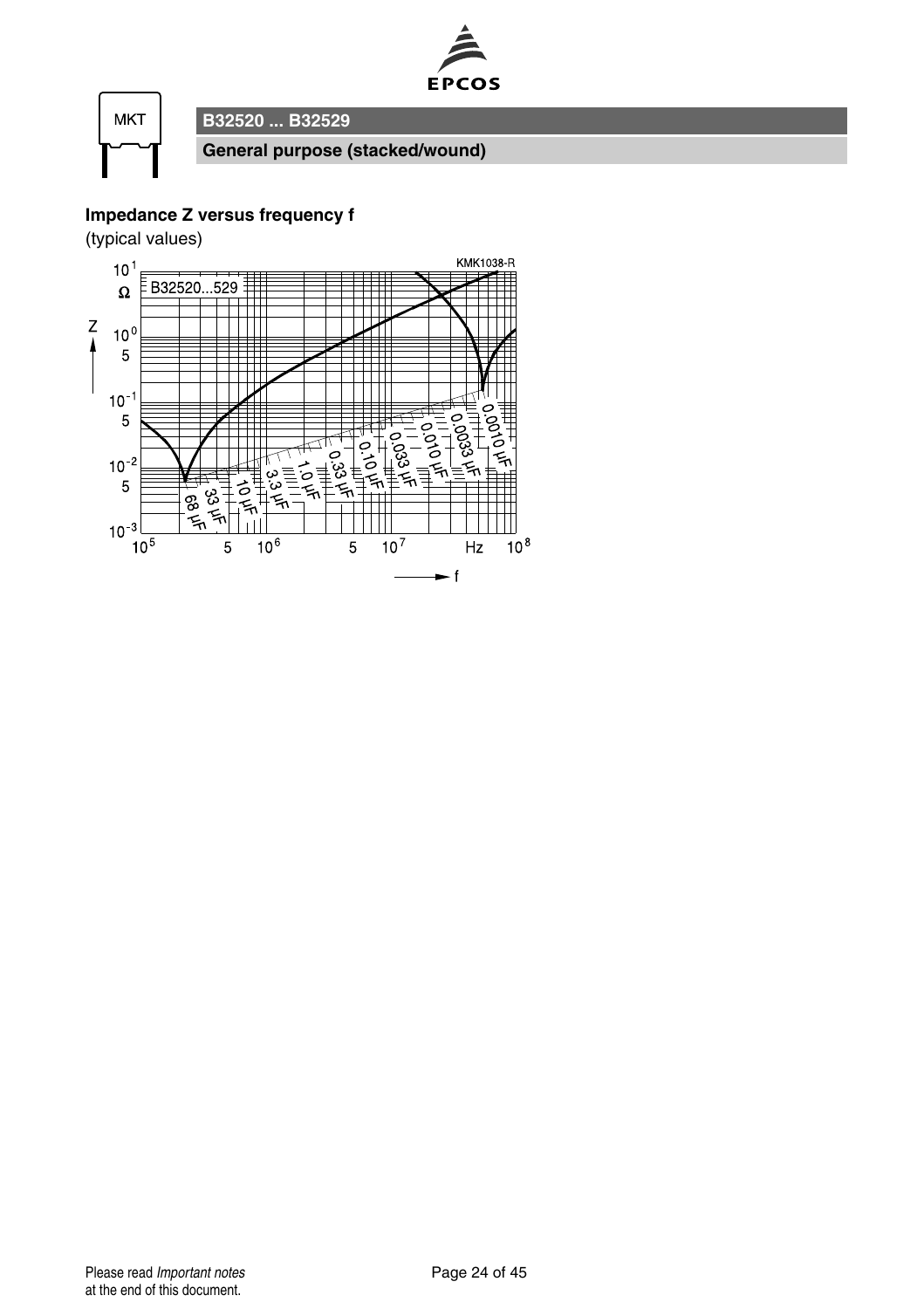**Impedance Z versus frequency f**

(typical values)

KMK1038-R

B32520...529

Z

Ω

f

Hz

68 µF, 33 µF, 10 µF, 3.3 µF, 1.0 µF, 0.33 µF, 0.10 µF, 0.033 µF, 0.010 µF, 0.0033 µF, 0.0010 µF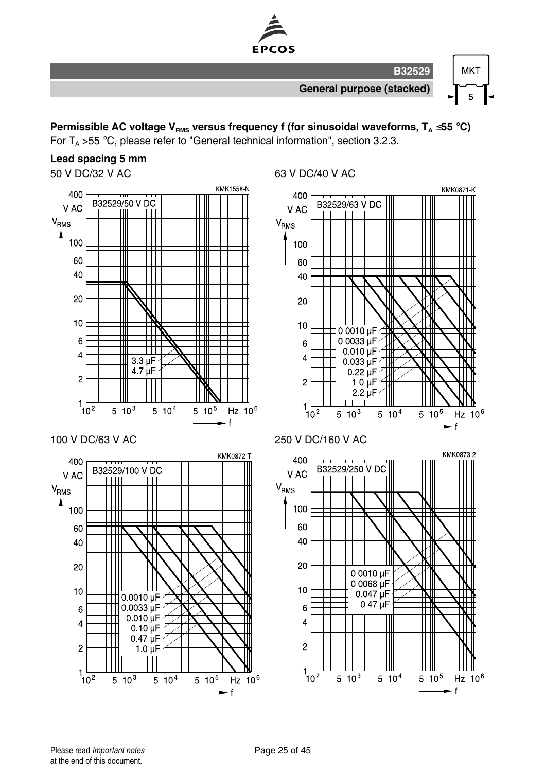**Permissible AC voltage $V_{RMS}$ versus frequency f (for sinusoidal waveforms, $T_A \leq 55$ °C)**

For $T_A > 55$ °C, please refer to "General technical information", section 3.2.3.

**Lead spacing 5 mm**

50 V DC/32 V AC

KMK1558-N

B32529/50 V DC

$V_{RMS}$ (V AC) versus f (Hz); curves: 3.3 µF, 4.7 µF

63 V DC/40 V AC

KMK0871-K

B32529/63 V DC

$V_{RMS}$ (V AC) versus f (Hz); curves: 0.0010 µF, 0.0033 µF, 0.010 µF, 0.033 µF, 0.22 µF, 1.0 µF, 2.2 µF

100 V DC/63 V AC

KMK0872-T

B32529/100 V DC

$V_{RMS}$ (V AC) versus f (Hz); curves: 0.0010 µF, 0.0033 µF, 0.010 µF, 0.10 µF, 0.47 µF, 1.0 µF

250 V DC/160 V AC

KMK0873-2

B32529/250 V DC

$V_{RMS}$ (V AC) versus f (Hz); curves: 0.0010 µF, 0.0068 µF, 0.047 µF, 0.47 µF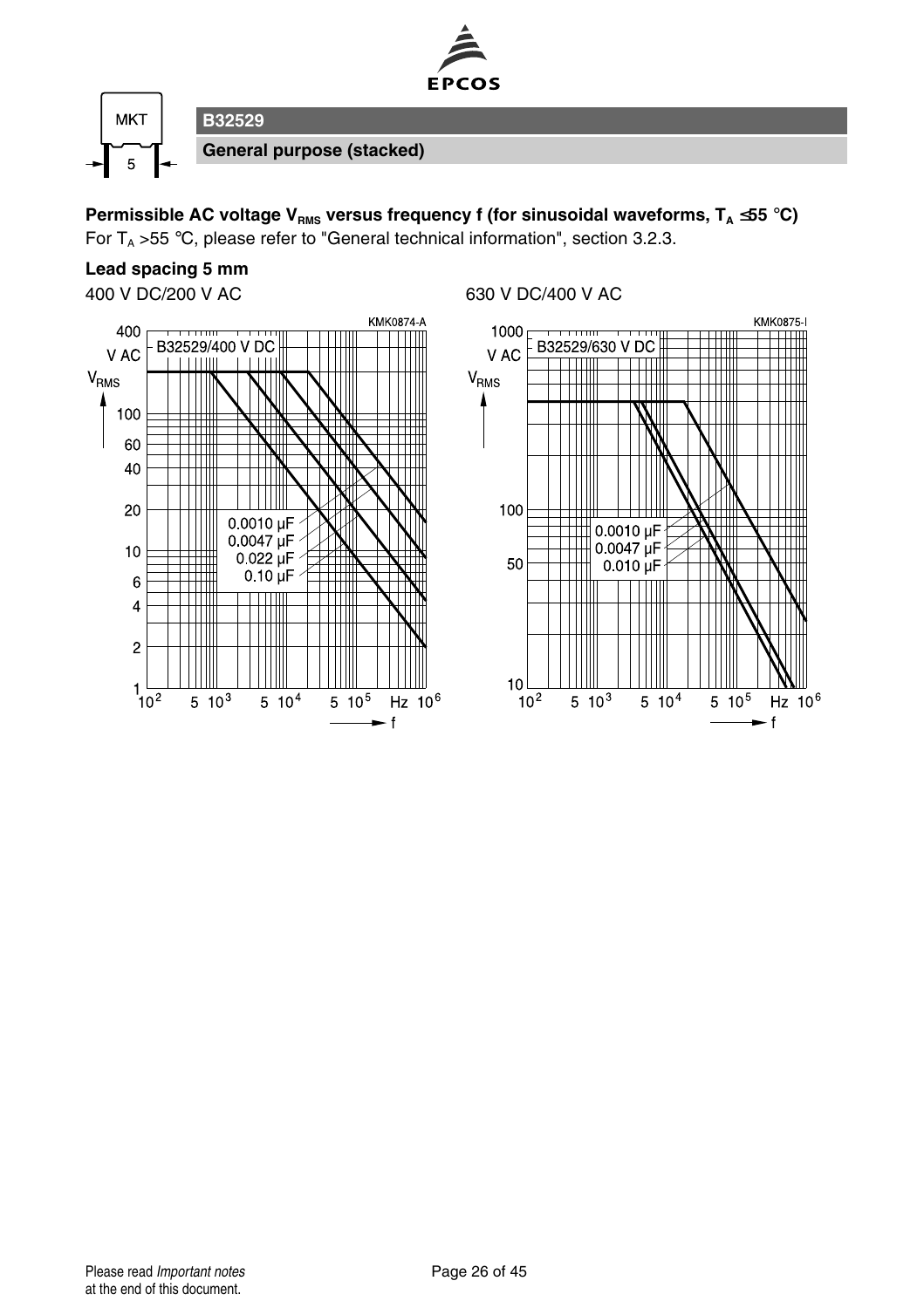**B32529**

**General purpose (stacked)**

**Permissible AC voltage $V_{RMS}$ versus frequency f (for sinusoidal waveforms, $T_A \leq 55$ °C)**

For $T_A > 55$ °C, please refer to "General technical information", section 3.2.3.

**Lead spacing 5 mm**

400 V DC/200 V AC

KMK0874-A

B32529/400 V DC

$V_{RMS}$ (V AC): 1, 2, 4, 6, 10, 20, 40, 60, 100, 400

f (Hz): $10^2$, 5, $10^3$, 5, $10^4$, 5, $10^5$, $10^6$

0.0010 µF
0.0047 µF
0.022 µF
0.10 µF

630 V DC/400 V AC

KMK0875-I

B32529/630 V DC

$V_{RMS}$ (V AC): 10, 50, 100, 1000

f (Hz): $10^2$, 5, $10^3$, 5, $10^4$, 5, $10^5$, $10^6$

0.0010 µF
0.0047 µF
0.010 µF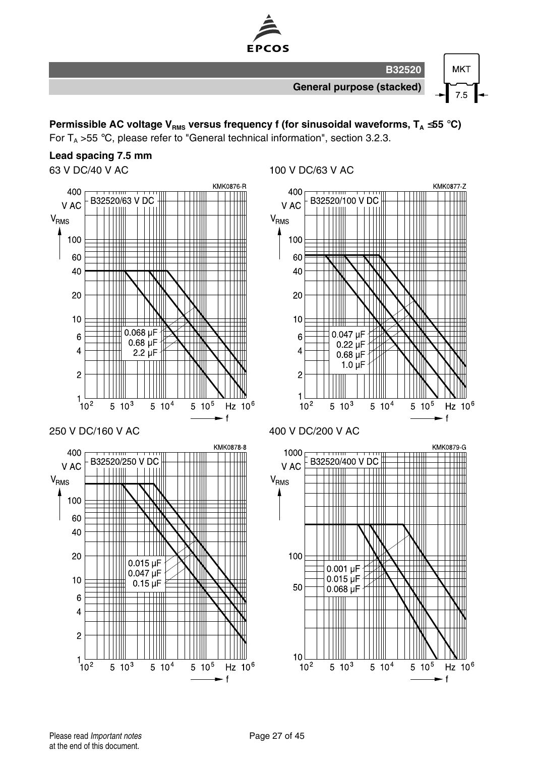**Permissible AC voltage $V_{RMS}$ versus frequency f (for sinusoidal waveforms, $T_A \leq 55$ °C)**

For $T_A > 55$ °C, please refer to "General technical information", section 3.2.3.

**Lead spacing 7.5 mm**

63 V DC/40 V AC

KMK0876-R

B32520/63 V DC

$V_{RMS}$ (V AC) vs. f (Hz): 0.068 µF, 0.68 µF, 2.2 µF

100 V DC/63 V AC

KMK0877-Z

B32520/100 V DC

$V_{RMS}$ (V AC) vs. f (Hz): 0.047 µF, 0.22 µF, 0.68 µF, 1.0 µF

250 V DC/160 V AC

KMK0878-8

B32520/250 V DC

$V_{RMS}$ (V AC) vs. f (Hz): 0.015 µF, 0.047 µF, 0.15 µF

400 V DC/200 V AC

KMK0879-G

B32520/400 V DC

$V_{RMS}$ (V AC) vs. f (Hz): 0.001 µF, 0.015 µF, 0.068 µF

Please read *Important notes* at the end of this document.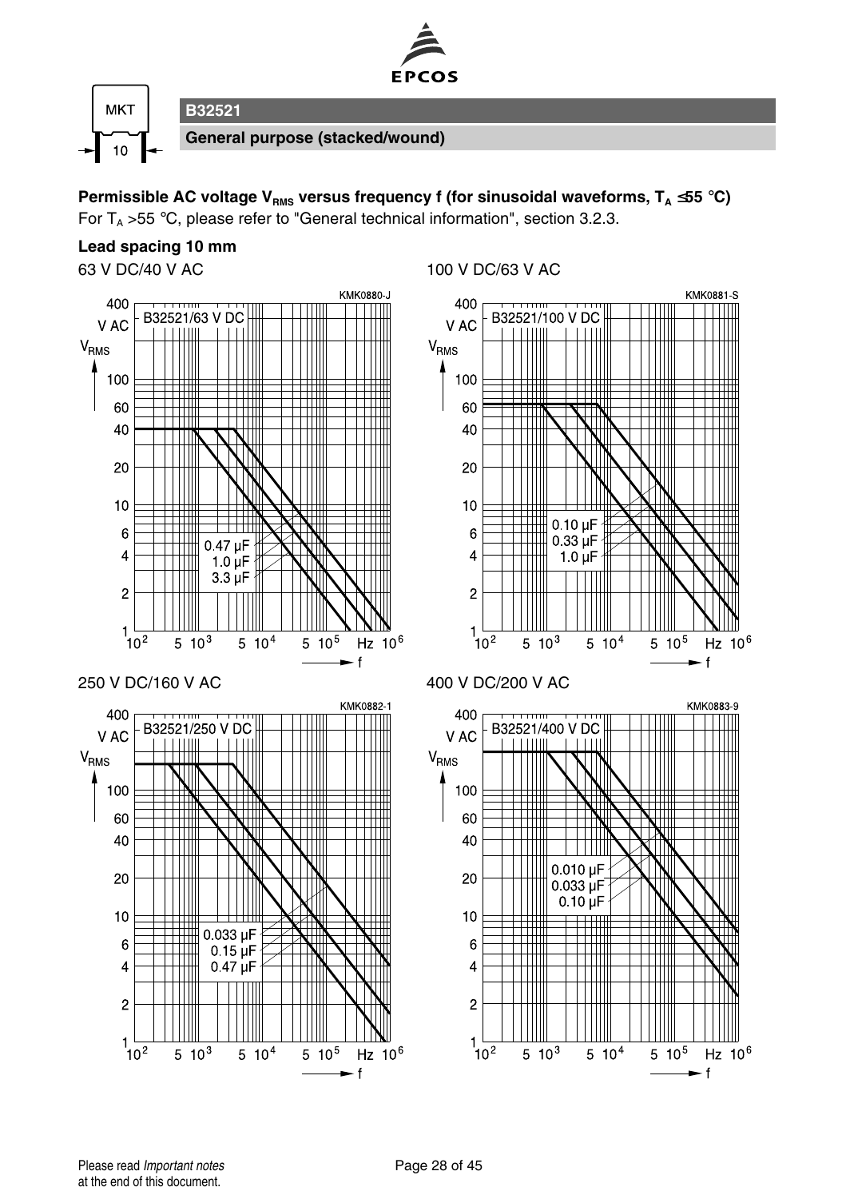**B32521**

**General purpose (stacked/wound)**

**Permissible AC voltage $V_{RMS}$ versus frequency f (for sinusoidal waveforms, $T_A$ ≤55 °C)**

For $T_A$ >55 °C, please refer to "General technical information", section 3.2.3.

**Lead spacing 10 mm**

63 V DC/40 V AC

KMK0880-J

B32521/63 V DC

0.47 µF
1.0 µF
3.3 µF

100 V DC/63 V AC

KMK0881-S

B32521/100 V DC

0.10 µF
0.33 µF
1.0 µF

250 V DC/160 V AC

KMK0882-1

B32521/250 V DC

0.033 µF
0.15 µF
0.47 µF

400 V DC/200 V AC

KMK0883-9

B32521/400 V DC

0.010 µF
0.033 µF
0.10 µF

Please read *Important notes* at the end of this document.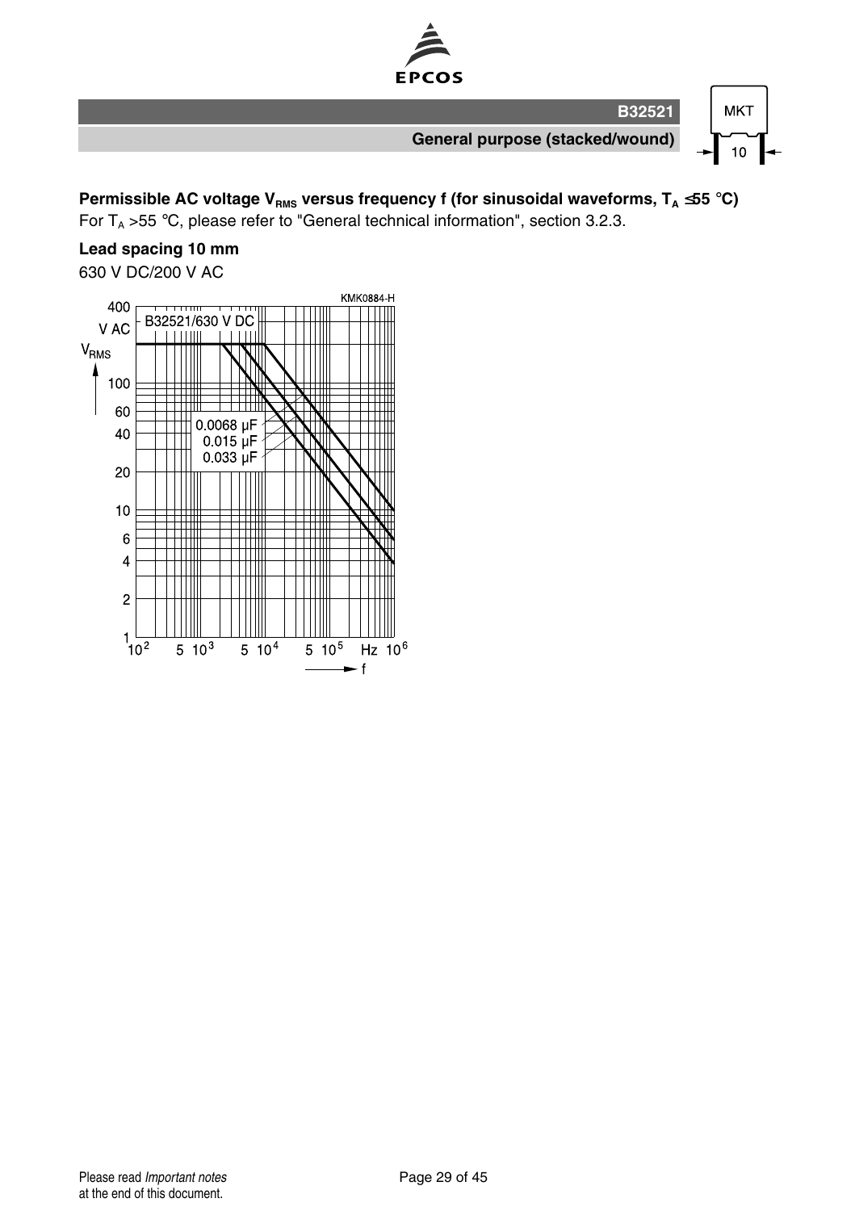**Permissible AC voltage $V_{RMS}$ versus frequency f (for sinusoidal waveforms, $T_A \leq 55$ °C)**

For $T_A > 55$ °C, please refer to "General technical information", section 3.2.3.

**Lead spacing 10 mm**

630 V DC/200 V AC

KMK0884-H

B32521/630 V DC

$V_{RMS}$ (V AC) vs. f (Hz)

0.0068 µF
0.015 µF
0.033 µF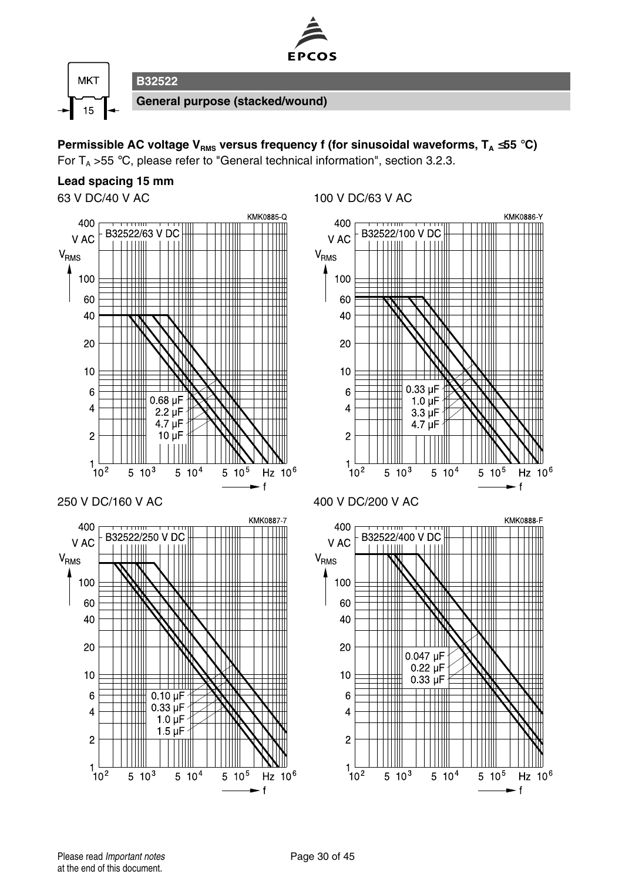**B32522**

**General purpose (stacked/wound)**

**Permissible AC voltage $V_{RMS}$ versus frequency f (for sinusoidal waveforms, $T_A \leq 55$ °C)**

For $T_A$ >55 °C, please refer to "General technical information", section 3.2.3.

**Lead spacing 15 mm**

63 V DC/40 V AC

KMK0885-Q

B32522/63 V DC — curves: 0.68 µF, 2.2 µF, 4.7 µF, 10 µF

100 V DC/63 V AC

KMK0886-Y

B32522/100 V DC — curves: 0.33 µF, 1.0 µF, 3.3 µF, 4.7 µF

250 V DC/160 V AC

KMK0887-7

B32522/250 V DC — curves: 0.10 µF, 0.33 µF, 1.0 µF, 1.5 µF

400 V DC/200 V AC

KMK0888-F

B32522/400 V DC — curves: 0.047 µF, 0.22 µF, 0.33 µF

Please read *Important notes* at the end of this document.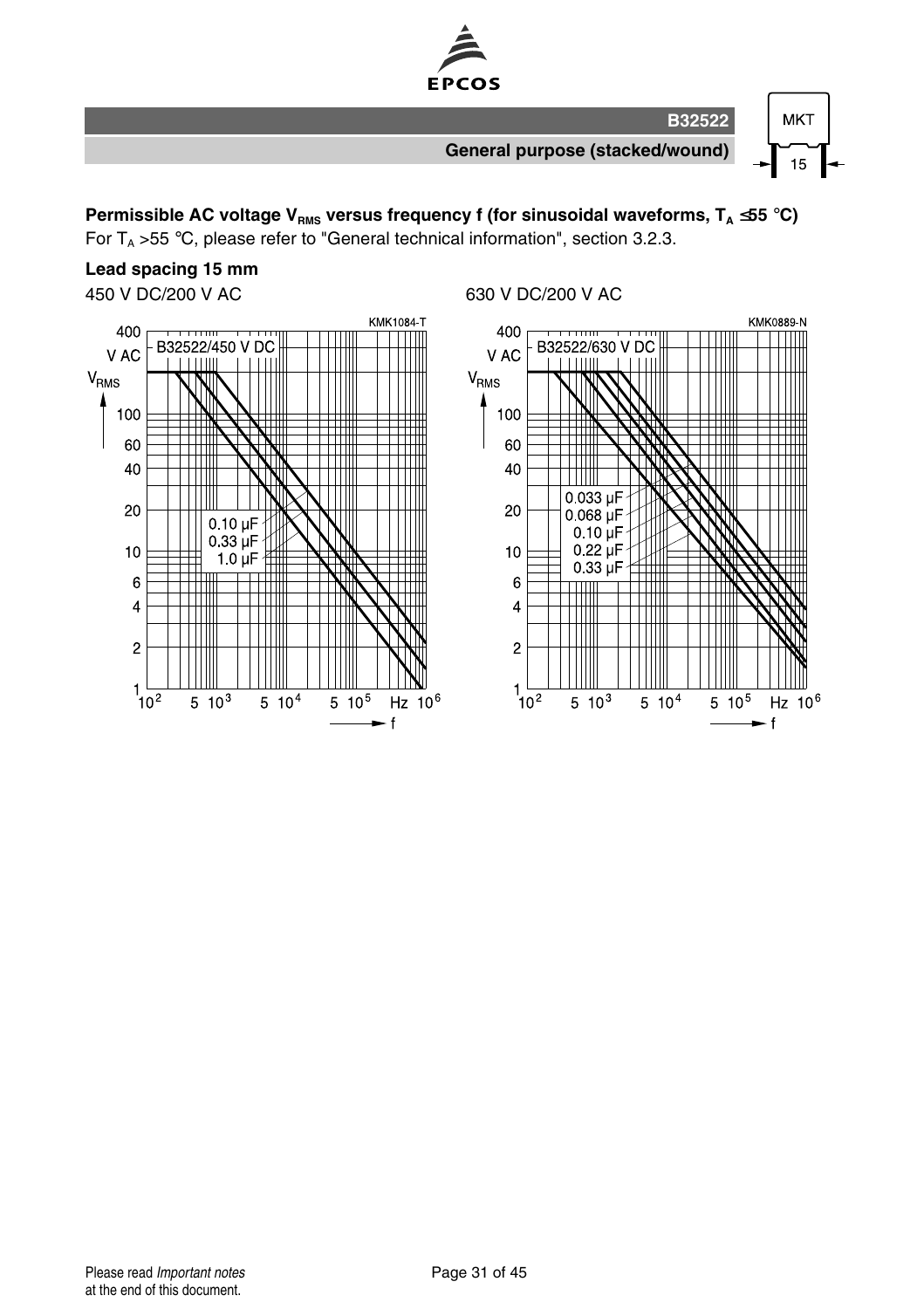**Permissible AC voltage $V_{RMS}$ versus frequency f (for sinusoidal waveforms, $T_A$ ≤55 °C)**

For $T_A$ >55 °C, please refer to "General technical information", section 3.2.3.

**Lead spacing 15 mm**

450 V DC/200 V AC

630 V DC/200 V AC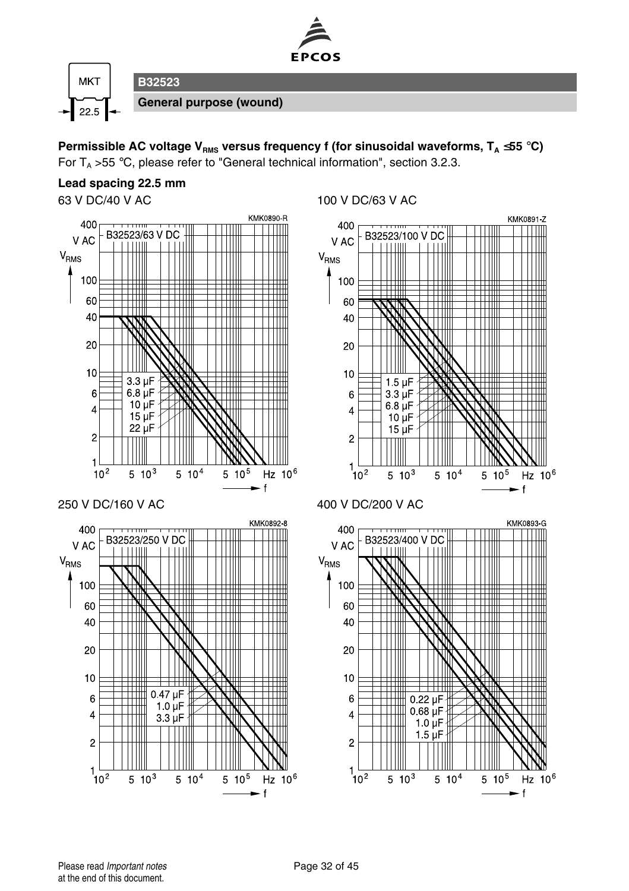# B32523

## General purpose (wound)

MKT

22.5

**Permissible AC voltage $V_{RMS}$ versus frequency f (for sinusoidal waveforms, $T_A \leq 55$ °C)**

For $T_A > 55$ °C, please refer to "General technical information", section 3.2.3.

**Lead spacing 22.5 mm**

63 V DC/40 V AC

KMK0890-R

B32523/63 V DC

$V_{RMS}$ (V AC): 1, 2, 4, 6, 10, 20, 40, 60, 100, 400

f (Hz): $10^2$, $5\ 10^3$, $5\ 10^4$, $5\ 10^5$, $10^6$

3.3 µF, 6.8 µF, 10 µF, 15 µF, 22 µF

100 V DC/63 V AC

KMK0891-Z

B32523/100 V DC

$V_{RMS}$ (V AC): 1, 2, 4, 6, 10, 20, 40, 60, 100, 400

f (Hz): $10^2$, $5\ 10^3$, $5\ 10^4$, $5\ 10^5$, $10^6$

1.5 µF, 3.3 µF, 6.8 µF, 10 µF, 15 µF

250 V DC/160 V AC

KMK0892-8

B32523/250 V DC

$V_{RMS}$ (V AC): 1, 2, 4, 6, 10, 20, 40, 60, 100, 400

f (Hz): $10^2$, $5\ 10^3$, $5\ 10^4$, $5\ 10^5$, $10^6$

0.47 µF, 1.0 µF, 3.3 µF

400 V DC/200 V AC

KMK0893-G

B32523/400 V DC

$V_{RMS}$ (V AC): 1, 2, 4, 6, 10, 20, 40, 60, 100, 400

f (Hz): $10^2$, $5\ 10^3$, $5\ 10^4$, $5\ 10^5$, $10^6$

0.22 µF, 0.68 µF, 1.0 µF, 1.5 µF

Please read *Important notes* at the end of this document.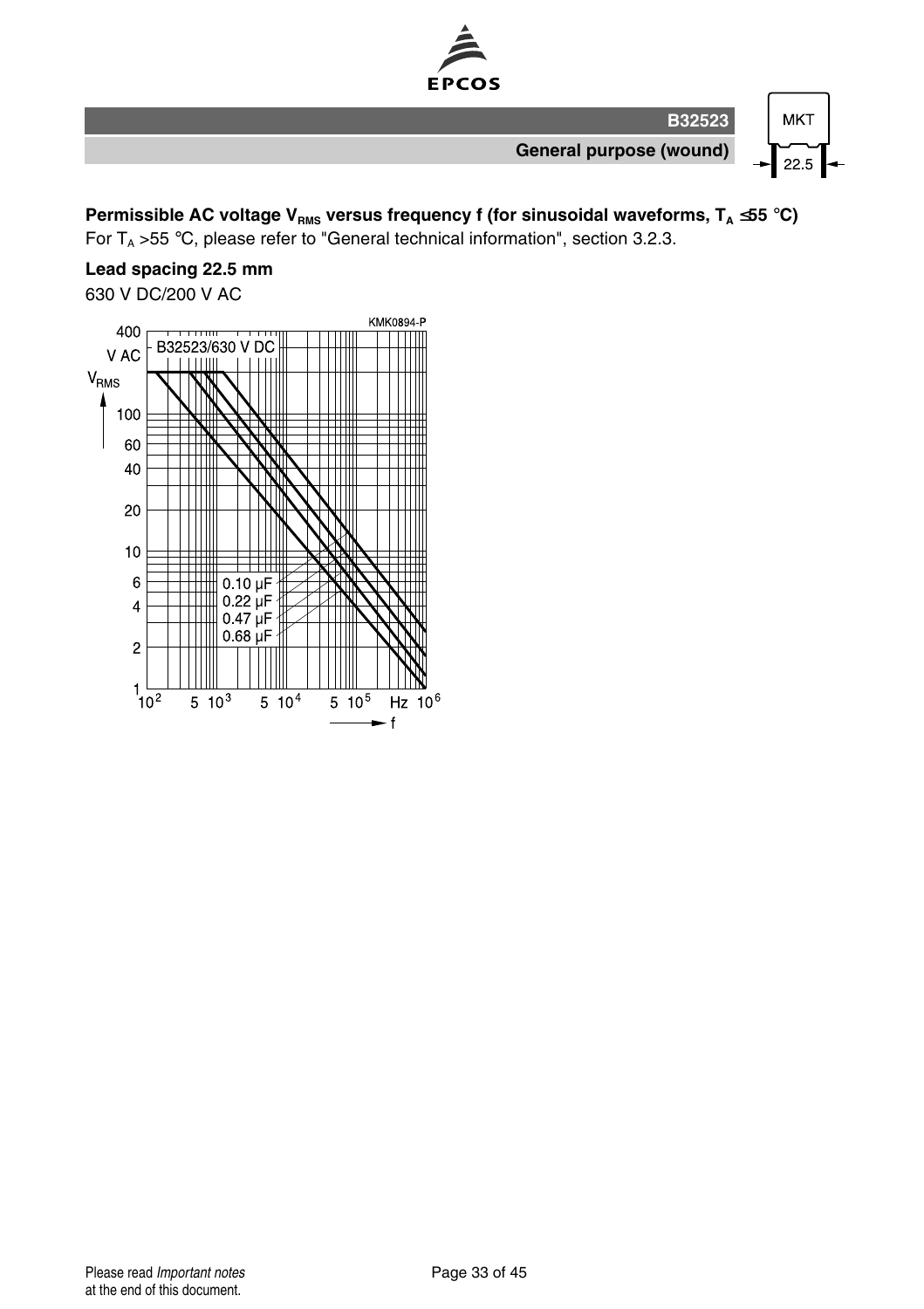**Permissible AC voltage $V_{RMS}$ versus frequency f (for sinusoidal waveforms, $T_A \leq 55$ °C)**

For $T_A > 55$ °C, please refer to "General technical information", section 3.2.3.

**Lead spacing 22.5 mm**

630 V DC/200 V AC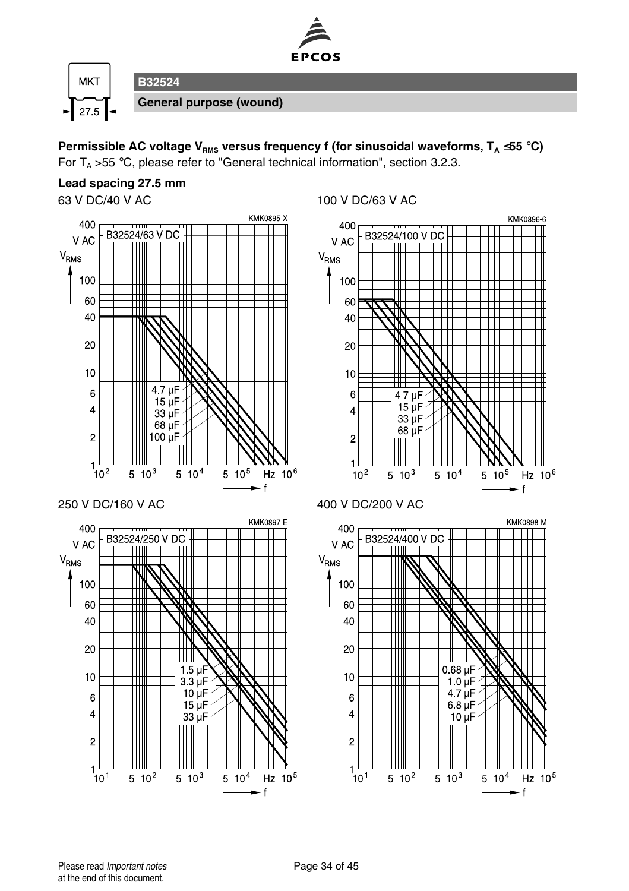## B32524

**General purpose (wound)**

**Permissible AC voltage $V_{RMS}$ versus frequency f (for sinusoidal waveforms, $T_A \leq 55$ °C)**

For $T_A > 55$ °C, please refer to "General technical information", section 3.2.3.

**Lead spacing 27.5 mm**

63 V DC/40 V AC

KMK0895-X

B32524/63 V DC

$V_{RMS}$ (V AC): 1, 2, 4, 6, 10, 20, 40, 60, 100, 400

f (Hz): $10^2$, $5\ 10^3$, $5\ 10^4$, $5\ 10^5$, $10^6$

Curves: 4.7 µF, 15 µF, 33 µF, 68 µF, 100 µF

100 V DC/63 V AC

KMK0896-6

B32524/100 V DC

$V_{RMS}$ (V AC): 1, 2, 4, 6, 10, 20, 40, 60, 100, 400

f (Hz): $10^2$, $5\ 10^3$, $5\ 10^4$, $5\ 10^5$, $10^6$

Curves: 4.7 µF, 15 µF, 33 µF, 68 µF

250 V DC/160 V AC

KMK0897-E

B32524/250 V DC

$V_{RMS}$ (V AC): 1, 2, 4, 6, 10, 20, 40, 60, 100, 400

f (Hz): $10^1$, $5\ 10^2$, $5\ 10^3$, $5\ 10^4$, $10^5$

Curves: 1.5 µF, 3.3 µF, 10 µF, 15 µF, 33 µF

400 V DC/200 V AC

KMK0898-M

B32524/400 V DC

$V_{RMS}$ (V AC): 1, 2, 4, 6, 10, 20, 40, 60, 100, 400

f (Hz): $10^1$, $5\ 10^2$, $5\ 10^3$, $5\ 10^4$, $10^5$

Curves: 0.68 µF, 1.0 µF, 4.7 µF, 6.8 µF, 10 µF

Please read *Important notes* at the end of this document.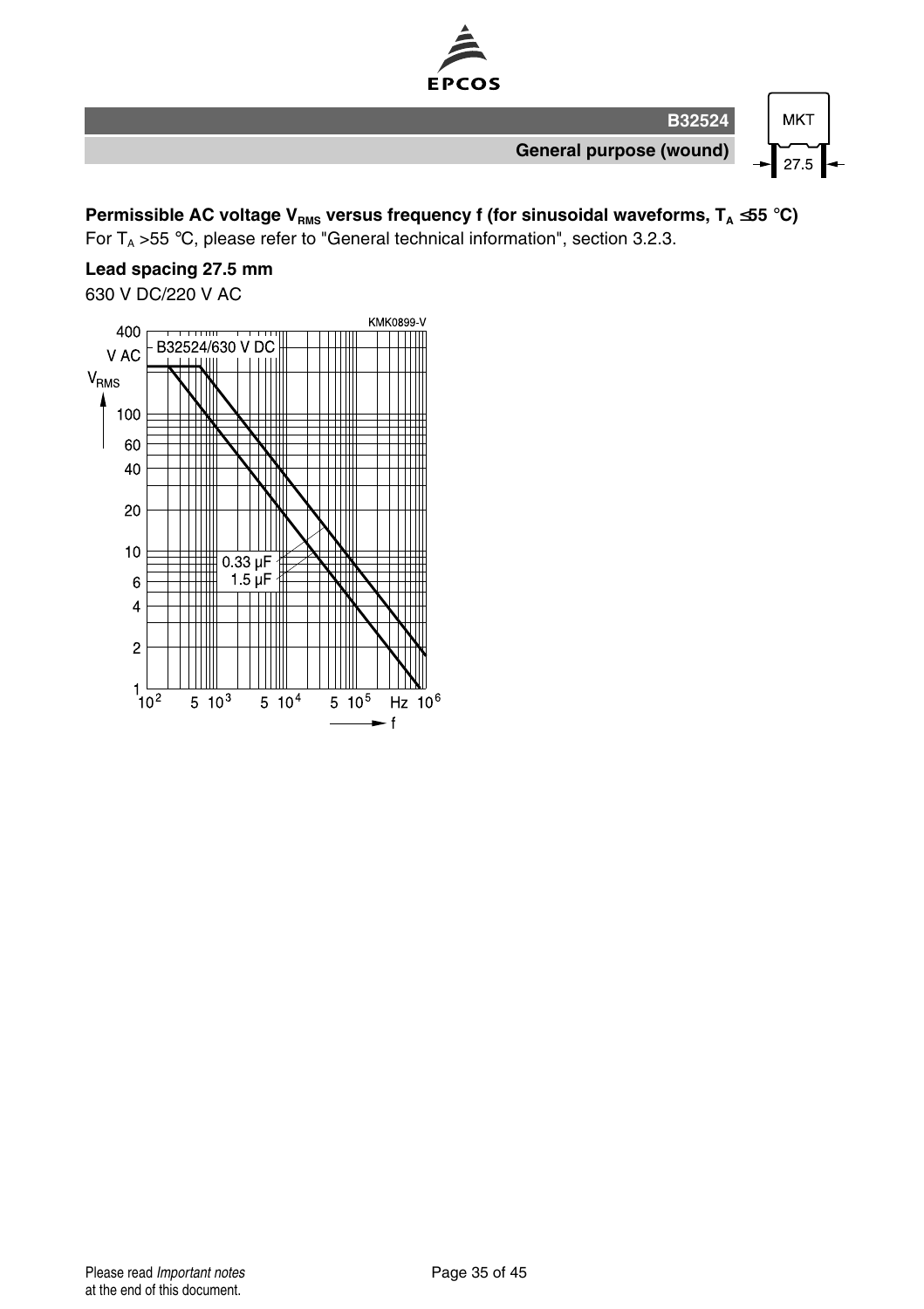**Permissible AC voltage $V_{RMS}$ versus frequency f (for sinusoidal waveforms, $T_A \leq 55$ °C)**

For $T_A$ >55 °C, please refer to "General technical information", section 3.2.3.

**Lead spacing 27.5 mm**

630 V DC/220 V AC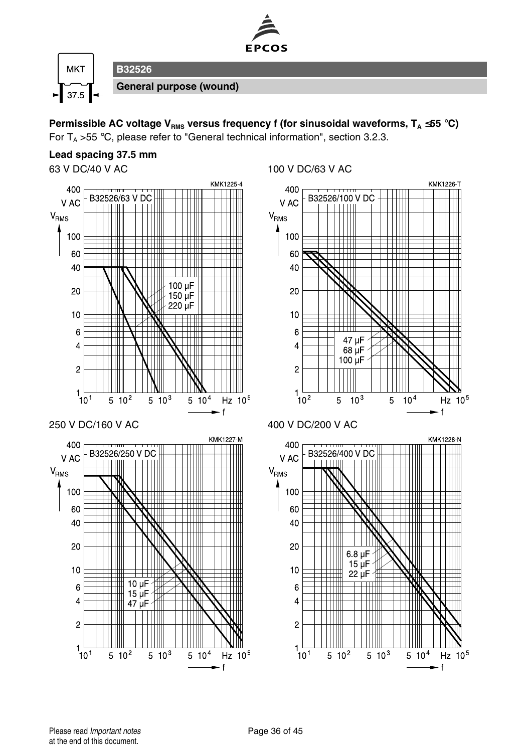**B32526**

**General purpose (wound)**

**Permissible AC voltage $V_{RMS}$ versus frequency f (for sinusoidal waveforms, $T_A \leq 55$ °C)**

For $T_A > 55$ °C, please refer to "General technical information", section 3.2.3.

**Lead spacing 37.5 mm**

63 V DC/40 V AC

100 V DC/63 V AC

250 V DC/160 V AC

400 V DC/200 V AC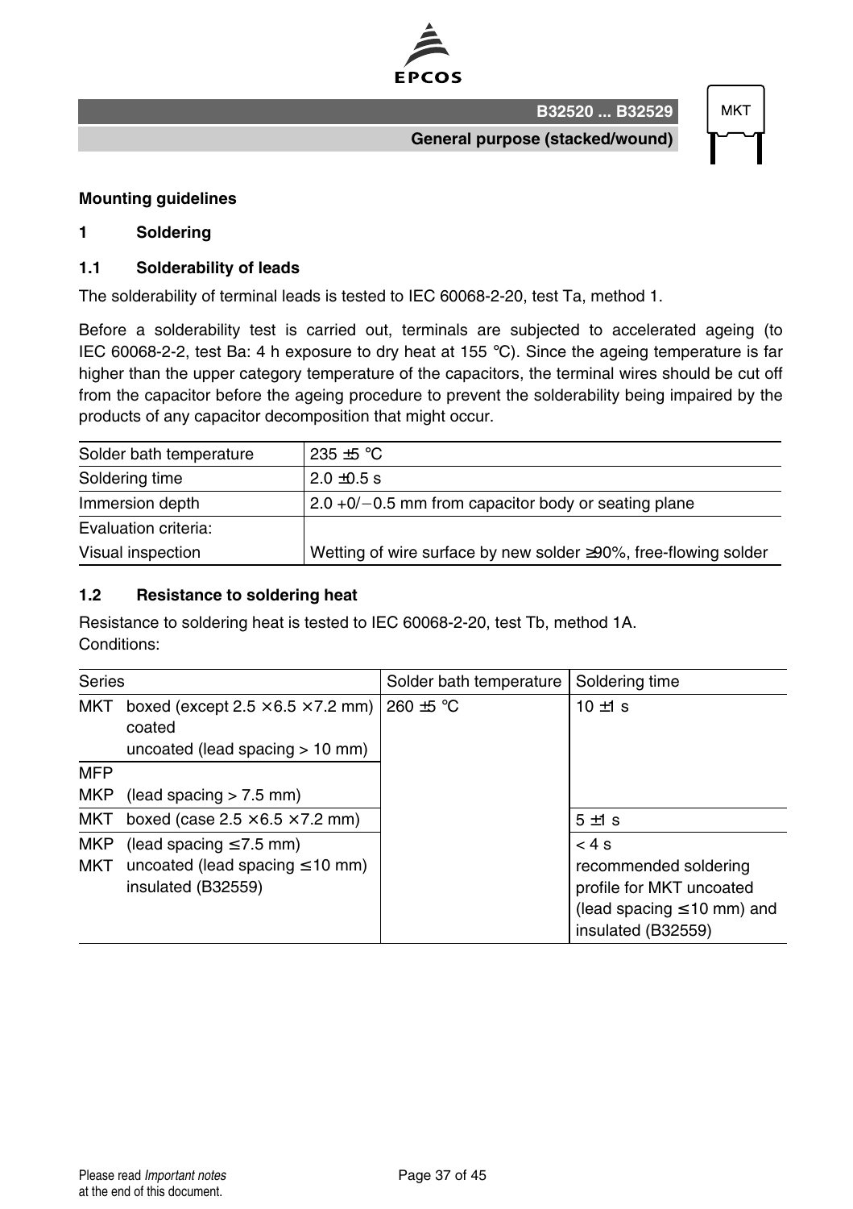## Mounting guidelines

### 1 Soldering

#### 1.1 Solderability of leads

The solderability of terminal leads is tested to IEC 60068-2-20, test Ta, method 1.

Before a solderability test is carried out, terminals are subjected to accelerated ageing (to IEC 60068-2-2, test Ba: 4 h exposure to dry heat at 155 °C). Since the ageing temperature is far higher than the upper category temperature of the capacitors, the terminal wires should be cut off from the capacitor before the ageing procedure to prevent the solderability being impaired by the products of any capacitor decomposition that might occur.

| | |
|---|---|
| Solder bath temperature | 235 ±5 °C |
| Soldering time | 2.0 ±0.5 s |
| Immersion depth | 2.0 +0/−0.5 mm from capacitor body or seating plane |
| Evaluation criteria:<br>Visual inspection | Wetting of wire surface by new solder ≥90%, free-flowing solder |

#### 1.2 Resistance to soldering heat

Resistance to soldering heat is tested to IEC 60068-2-20, test Tb, method 1A.
Conditions:

| Series | | Solder bath temperature | Soldering time |
|---|---|---|---|
| MKT | boxed (except 2.5 × 6.5 × 7.2 mm)<br>coated<br>uncoated (lead spacing > 10 mm) | 260 ±5 °C | 10 ±1 s |
| MFP<br>MKP | <br>(lead spacing > 7.5 mm) | | |
| MKT | boxed (case 2.5 × 6.5 × 7.2 mm) | | 5 ±1 s |
| MKP<br>MKT | (lead spacing ≤ 7.5 mm)<br>uncoated (lead spacing ≤ 10 mm)<br>insulated (B32559) | | < 4 s<br>recommended soldering profile for MKT uncoated (lead spacing ≤ 10 mm) and insulated (B32559) |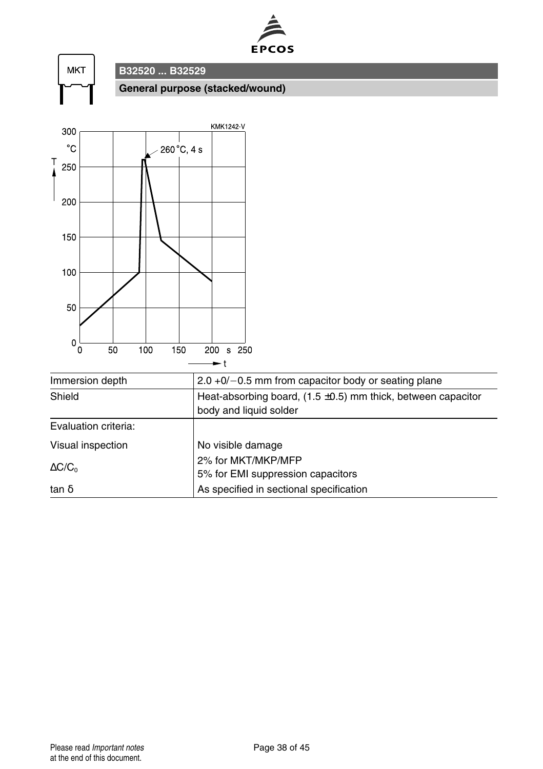MKT

## B32520 ... B32529

### General purpose (stacked/wound)

KMK1242-V

T (°C) vs. t (s): 260 °C, 4 s

| Immersion depth | 2.0 +0/−0.5 mm from capacitor body or seating plane |
|---|---|
| Shield | Heat-absorbing board, (1.5 ±0.5) mm thick, between capacitor body and liquid solder |
| Evaluation criteria: | |
| Visual inspection | No visible damage |
| $\Delta C/C_0$ | 2% for MKT/MKP/MFP<br>5% for EMI suppression capacitors |
| tan δ | As specified in sectional specification |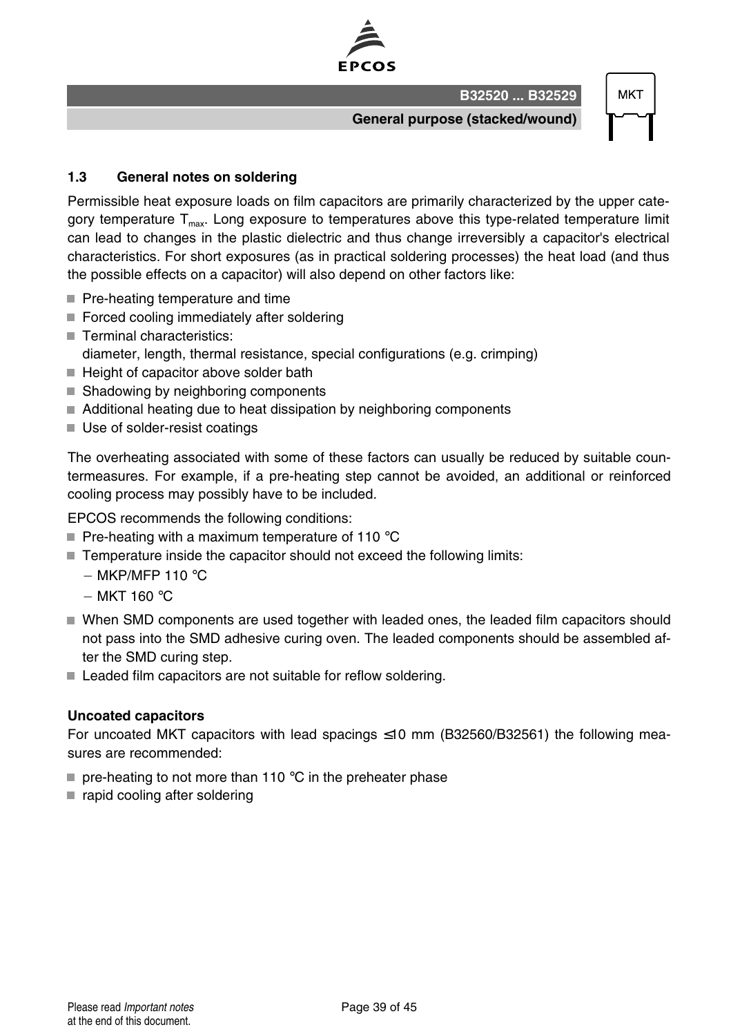### 1.3 General notes on soldering

Permissible heat exposure loads on film capacitors are primarily characterized by the upper category temperature $T_{max}$. Long exposure to temperatures above this type-related temperature limit can lead to changes in the plastic dielectric and thus change irreversibly a capacitor's electrical characteristics. For short exposures (as in practical soldering processes) the heat load (and thus the possible effects on a capacitor) will also depend on other factors like:

- Pre-heating temperature and time
- Forced cooling immediately after soldering
- Terminal characteristics:
  diameter, length, thermal resistance, special configurations (e.g. crimping)
- Height of capacitor above solder bath
- Shadowing by neighboring components
- Additional heating due to heat dissipation by neighboring components
- Use of solder-resist coatings

The overheating associated with some of these factors can usually be reduced by suitable countermeasures. For example, if a pre-heating step cannot be avoided, an additional or reinforced cooling process may possibly have to be included.

EPCOS recommends the following conditions:

- Pre-heating with a maximum temperature of 110 °C
- Temperature inside the capacitor should not exceed the following limits:
  - MKP/MFP 110 °C
  - MKT 160 °C
- When SMD components are used together with leaded ones, the leaded film capacitors should not pass into the SMD adhesive curing oven. The leaded components should be assembled after the SMD curing step.
- Leaded film capacitors are not suitable for reflow soldering.

**Uncoated capacitors**

For uncoated MKT capacitors with lead spacings ≤10 mm (B32560/B32561) the following measures are recommended:

- pre-heating to not more than 110 °C in the preheater phase
- rapid cooling after soldering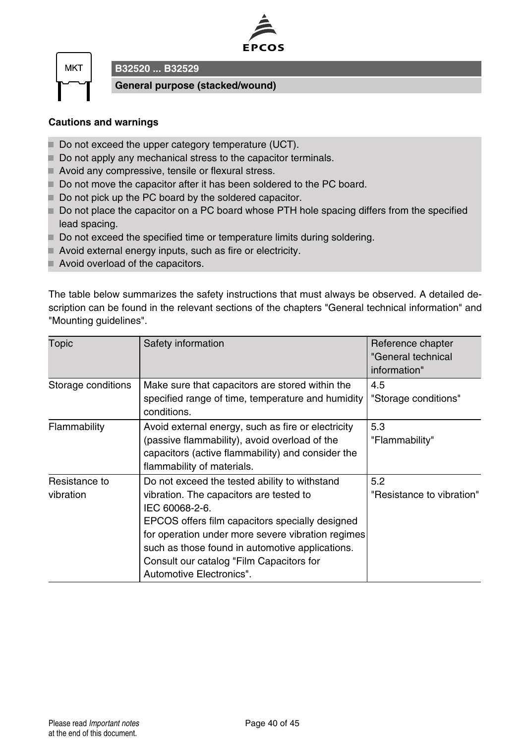## Cautions and warnings

- Do not exceed the upper category temperature (UCT).
- Do not apply any mechanical stress to the capacitor terminals.
- Avoid any compressive, tensile or flexural stress.
- Do not move the capacitor after it has been soldered to the PC board.
- Do not pick up the PC board by the soldered capacitor.
- Do not place the capacitor on a PC board whose PTH hole spacing differs from the specified lead spacing.
- Do not exceed the specified time or temperature limits during soldering.
- Avoid external energy inputs, such as fire or electricity.
- Avoid overload of the capacitors.

The table below summarizes the safety instructions that must always be observed. A detailed description can be found in the relevant sections of the chapters "General technical information" and "Mounting guidelines".

| Topic | Safety information | Reference chapter "General technical information" |
|---|---|---|
| Storage conditions | Make sure that capacitors are stored within the specified range of time, temperature and humidity conditions. | 4.5 "Storage conditions" |
| Flammability | Avoid external energy, such as fire or electricity (passive flammability), avoid overload of the capacitors (active flammability) and consider the flammability of materials. | 5.3 "Flammability" |
| Resistance to vibration | Do not exceed the tested ability to withstand vibration. The capacitors are tested to IEC 60068-2-6. EPCOS offers film capacitors specially designed for operation under more severe vibration regimes such as those found in automotive applications. Consult our catalog "Film Capacitors for Automotive Electronics". | 5.2 "Resistance to vibration" |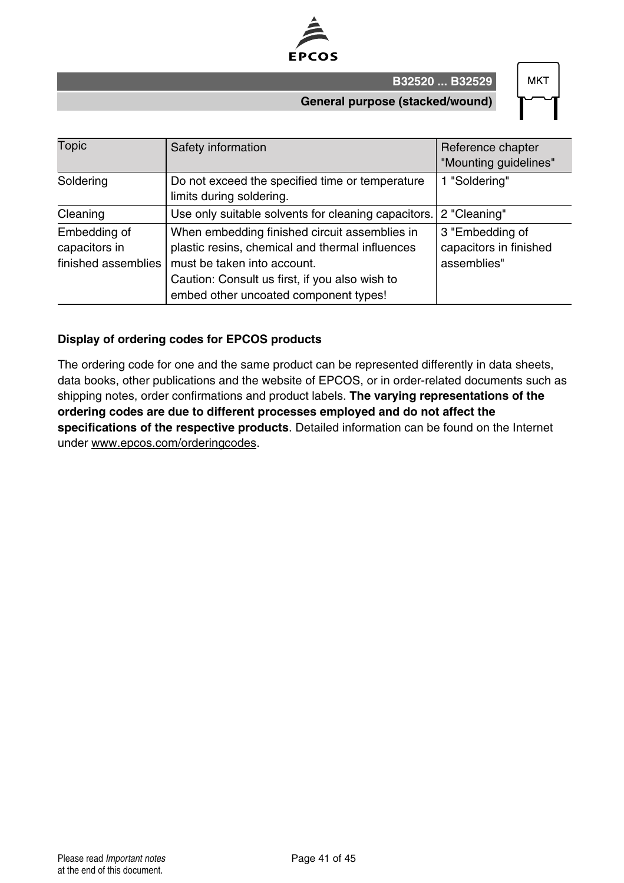| Topic | Safety information | Reference chapter "Mounting guidelines" |
| --- | --- | --- |
| Soldering | Do not exceed the specified time or temperature limits during soldering. | 1 "Soldering" |
| Cleaning | Use only suitable solvents for cleaning capacitors. | 2 "Cleaning" |
| Embedding of capacitors in finished assemblies | When embedding finished circuit assemblies in plastic resins, chemical and thermal influences must be taken into account. Caution: Consult us first, if you also wish to embed other uncoated component types! | 3 "Embedding of capacitors in finished assemblies" |

**Display of ordering codes for EPCOS products**

The ordering code for one and the same product can be represented differently in data sheets, data books, other publications and the website of EPCOS, or in order-related documents such as shipping notes, order confirmations and product labels. **The varying representations of the ordering codes are due to different processes employed and do not affect the specifications of the respective products**. Detailed information can be found on the Internet under www.epcos.com/orderingcodes.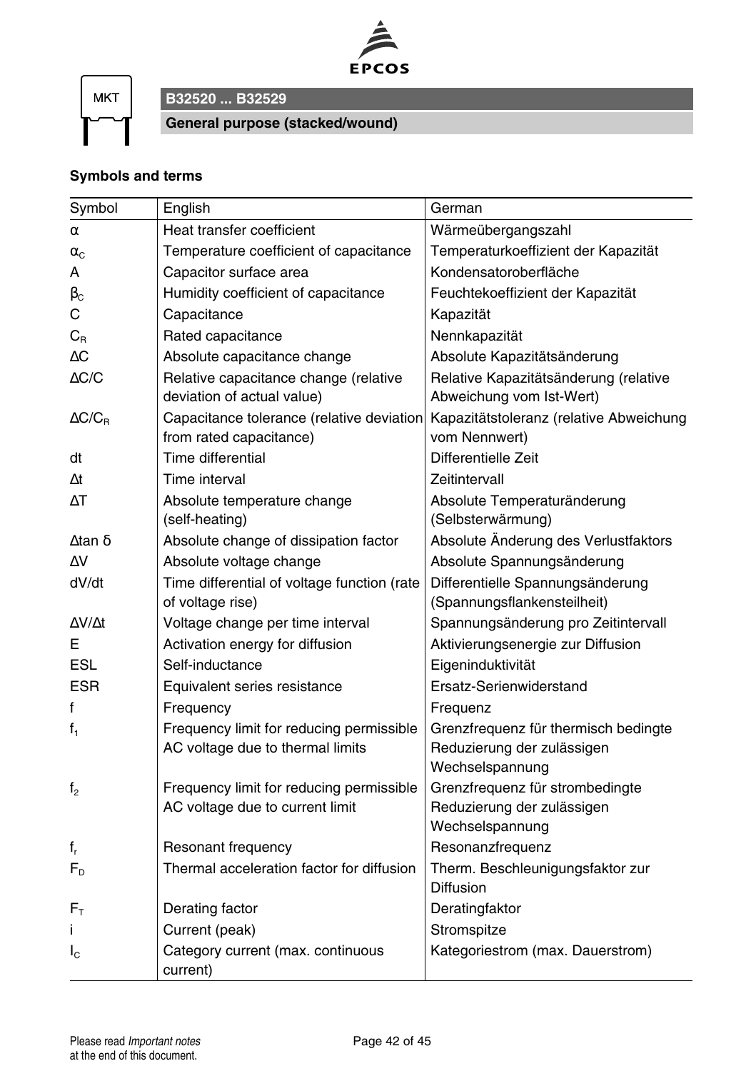MKT

**B32520 ... B32529**

**General purpose (stacked/wound)**

**Symbols and terms**

| Symbol | English | German |
| --- | --- | --- |
| $\alpha$ | Heat transfer coefficient | Wärmeübergangszahl |
| $\alpha_C$ | Temperature coefficient of capacitance | Temperaturkoeffizient der Kapazität |
| A | Capacitor surface area | Kondensatoroberfläche |
| $\beta_C$ | Humidity coefficient of capacitance | Feuchtekoeffizient der Kapazität |
| C | Capacitance | Kapazität |
| $C_R$ | Rated capacitance | Nennkapazität |
| $\Delta C$ | Absolute capacitance change | Absolute Kapazitätsänderung |
| $\Delta C/C$ | Relative capacitance change (relative deviation of actual value) | Relative Kapazitätsänderung (relative Abweichung vom Ist-Wert) |
| $\Delta C/C_R$ | Capacitance tolerance (relative deviation from rated capacitance) | Kapazitätstoleranz (relative Abweichung vom Nennwert) |
| dt | Time differential | Differentielle Zeit |
| $\Delta t$ | Time interval | Zeitintervall |
| $\Delta T$ | Absolute temperature change (self-heating) | Absolute Temperaturänderung (Selbsterwärmung) |
| $\Delta \tan \delta$ | Absolute change of dissipation factor | Absolute Änderung des Verlustfaktors |
| $\Delta V$ | Absolute voltage change | Absolute Spannungsänderung |
| dV/dt | Time differential of voltage function (rate of voltage rise) | Differentielle Spannungsänderung (Spannungsflankensteilheit) |
| $\Delta V/\Delta t$ | Voltage change per time interval | Spannungsänderung pro Zeitintervall |
| E | Activation energy for diffusion | Aktivierungsenergie zur Diffusion |
| ESL | Self-inductance | Eigeninduktivität |
| ESR | Equivalent series resistance | Ersatz-Serienwiderstand |
| f | Frequency | Frequenz |
| $f_1$ | Frequency limit for reducing permissible AC voltage due to thermal limits | Grenzfrequenz für thermisch bedingte Reduzierung der zulässigen Wechselspannung |
| $f_2$ | Frequency limit for reducing permissible AC voltage due to current limit | Grenzfrequenz für strombedingte Reduzierung der zulässigen Wechselspannung |
| $f_r$ | Resonant frequency | Resonanzfrequenz |
| $F_D$ | Thermal acceleration factor for diffusion | Therm. Beschleunigungsfaktor zur Diffusion |
| $F_T$ | Derating factor | Deratingfaktor |
| i | Current (peak) | Stromspitze |
| $I_C$ | Category current (max. continuous current) | Kategoriestrom (max. Dauerstrom) |

Please read *Important notes* at the end of this document.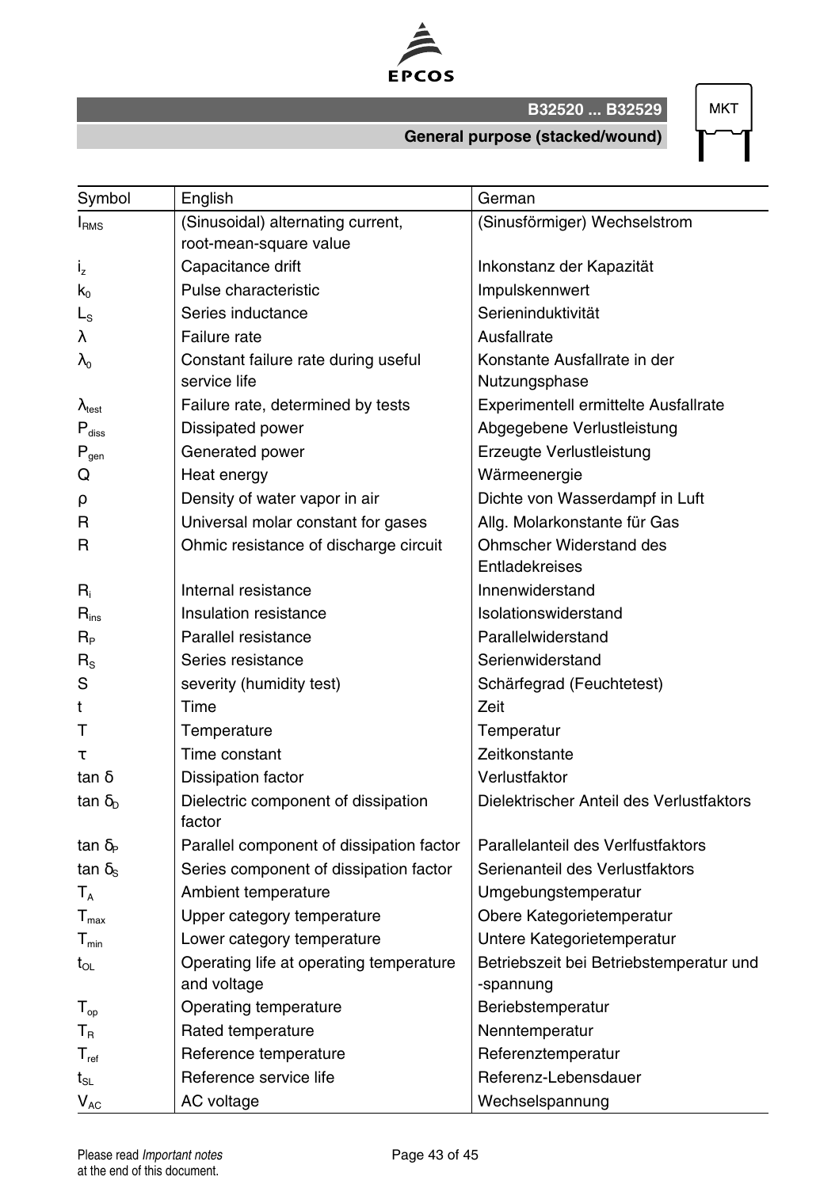| Symbol | English | German |
|---|---|---|
| $I_{RMS}$ | (Sinusoidal) alternating current, root-mean-square value | (Sinusförmiger) Wechselstrom |
| $i_z$ | Capacitance drift | Inkonstanz der Kapazität |
| $k_0$ | Pulse characteristic | Impulskennwert |
| $L_S$ | Series inductance | Serieninduktivität |
| $\lambda$ | Failure rate | Ausfallrate |
| $\lambda_0$ | Constant failure rate during useful service life | Konstante Ausfallrate in der Nutzungsphase |
| $\lambda_{test}$ | Failure rate, determined by tests | Experimentell ermittelte Ausfallrate |
| $P_{diss}$ | Dissipated power | Abgegebene Verlustleistung |
| $P_{gen}$ | Generated power | Erzeugte Verlustleistung |
| Q | Heat energy | Wärmeenergie |
| $\rho$ | Density of water vapor in air | Dichte von Wasserdampf in Luft |
| R | Universal molar constant for gases | Allg. Molarkonstante für Gas |
| R | Ohmic resistance of discharge circuit | Ohmscher Widerstand des Entladekreises |
| $R_i$ | Internal resistance | Innenwiderstand |
| $R_{ins}$ | Insulation resistance | Isolationswiderstand |
| $R_P$ | Parallel resistance | Parallelwiderstand |
| $R_S$ | Series resistance | Serienwiderstand |
| S | severity (humidity test) | Schärfegrad (Feuchtetest) |
| t | Time | Zeit |
| T | Temperature | Temperatur |
| $\tau$ | Time constant | Zeitkonstante |
| $\tan \delta$ | Dissipation factor | Verlustfaktor |
| $\tan \delta_D$ | Dielectric component of dissipation factor | Dielektrischer Anteil des Verlustfaktors |
| $\tan \delta_P$ | Parallel component of dissipation factor | Parallelanteil des Verlfustfaktors |
| $\tan \delta_S$ | Series component of dissipation factor | Serienanteil des Verlustfaktors |
| $T_A$ | Ambient temperature | Umgebungstemperatur |
| $T_{max}$ | Upper category temperature | Obere Kategorietemperatur |
| $T_{min}$ | Lower category temperature | Untere Kategorietemperatur |
| $t_{OL}$ | Operating life at operating temperature and voltage | Betriebszeit bei Betriebstemperatur und -spannung |
| $T_{op}$ | Operating temperature | Beriebstemperatur |
| $T_R$ | Rated temperature | Nenntemperatur |
| $T_{ref}$ | Reference temperature | Referenztemperatur |
| $t_{SL}$ | Reference service life | Referenz-Lebensdauer |
| $V_{AC}$ | AC voltage | Wechselspannung |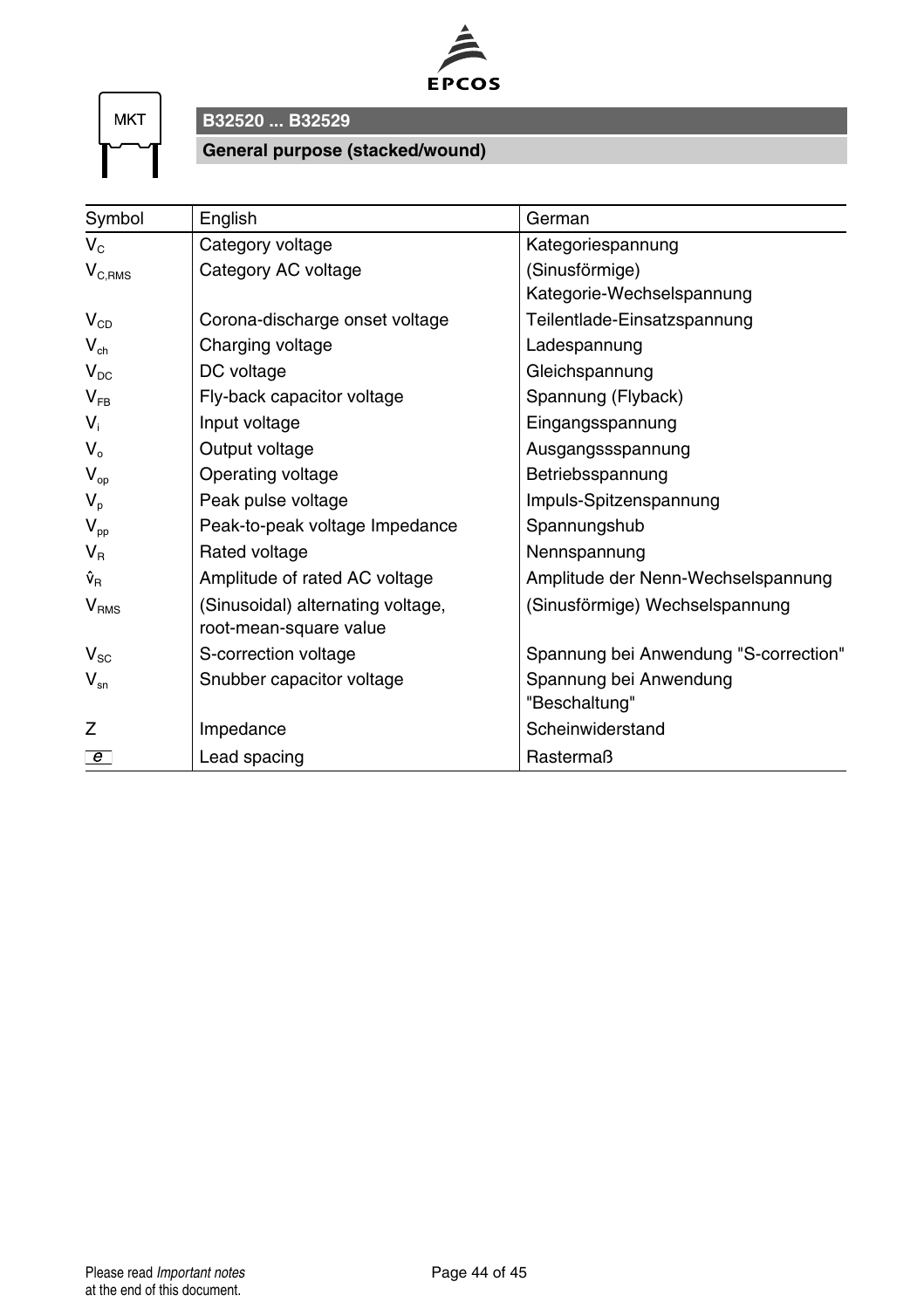MKT

## B32520 ... B32529

### General purpose (stacked/wound)

| Symbol | English | German |
|---|---|---|
| $V_C$ | Category voltage | Kategoriespannung |
| $V_{C,RMS}$ | Category AC voltage | (Sinusförmige) Kategorie-Wechselspannung |
| $V_{CD}$ | Corona-discharge onset voltage | Teilentlade-Einsatzspannung |
| $V_{ch}$ | Charging voltage | Ladespannung |
| $V_{DC}$ | DC voltage | Gleichspannung |
| $V_{FB}$ | Fly-back capacitor voltage | Spannung (Flyback) |
| $V_i$ | Input voltage | Eingangsspannung |
| $V_o$ | Output voltage | Ausgangssspannung |
| $V_{op}$ | Operating voltage | Betriebsspannung |
| $V_p$ | Peak pulse voltage | Impuls-Spitzenspannung |
| $V_{pp}$ | Peak-to-peak voltage Impedance | Spannungshub |
| $V_R$ | Rated voltage | Nennspannung |
| $\hat{v}_R$ | Amplitude of rated AC voltage | Amplitude der Nenn-Wechselspannung |
| $V_{RMS}$ | (Sinusoidal) alternating voltage, root-mean-square value | (Sinusförmige) Wechselspannung |
| $V_{SC}$ | S-correction voltage | Spannung bei Anwendung "S-correction" |
| $V_{sn}$ | Snubber capacitor voltage | Spannung bei Anwendung "Beschaltung" |
| Z | Impedance | Scheinwiderstand |
| $e$ | Lead spacing | Rastermaß |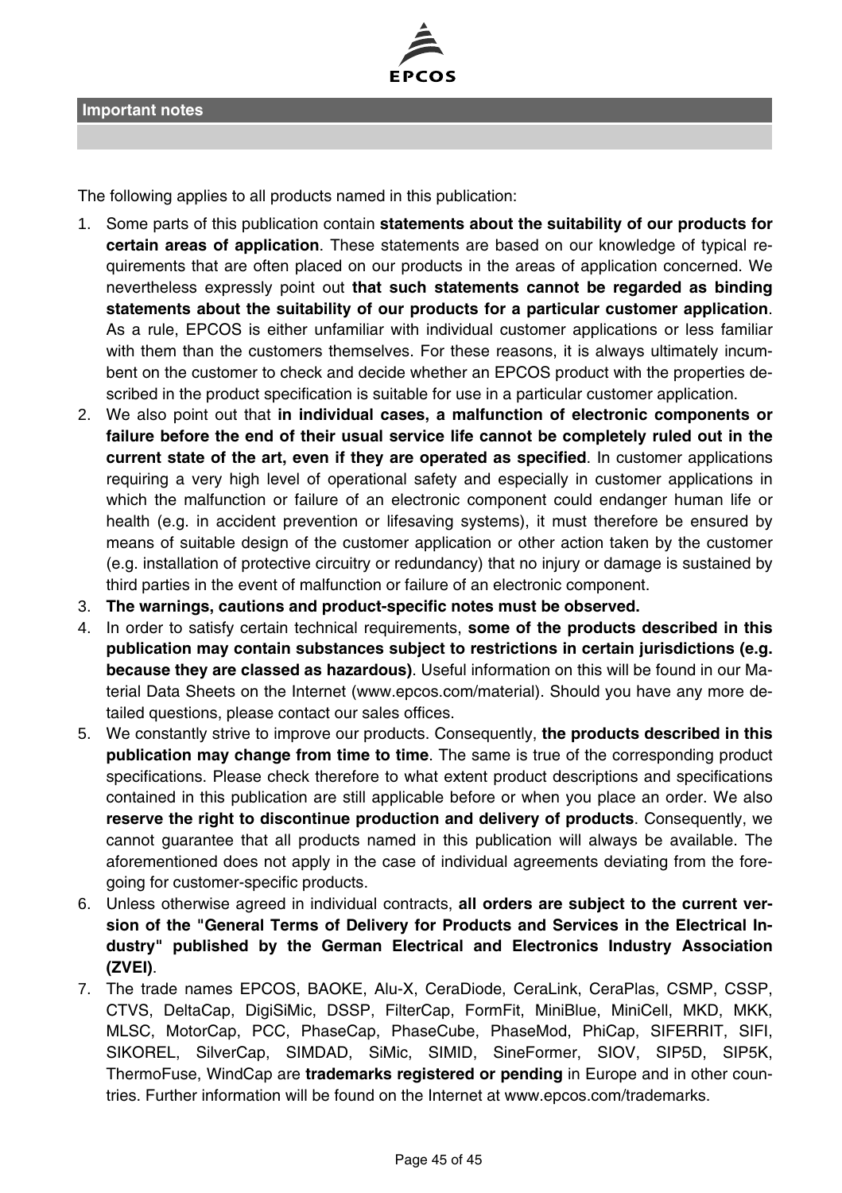## Important notes

The following applies to all products named in this publication:

1. Some parts of this publication contain **statements about the suitability of our products for certain areas of application**. These statements are based on our knowledge of typical requirements that are often placed on our products in the areas of application concerned. We nevertheless expressly point out **that such statements cannot be regarded as binding statements about the suitability of our products for a particular customer application**. As a rule, EPCOS is either unfamiliar with individual customer applications or less familiar with them than the customers themselves. For these reasons, it is always ultimately incumbent on the customer to check and decide whether an EPCOS product with the properties described in the product specification is suitable for use in a particular customer application.
2. We also point out that **in individual cases, a malfunction of electronic components or failure before the end of their usual service life cannot be completely ruled out in the current state of the art, even if they are operated as specified**. In customer applications requiring a very high level of operational safety and especially in customer applications in which the malfunction or failure of an electronic component could endanger human life or health (e.g. in accident prevention or lifesaving systems), it must therefore be ensured by means of suitable design of the customer application or other action taken by the customer (e.g. installation of protective circuitry or redundancy) that no injury or damage is sustained by third parties in the event of malfunction or failure of an electronic component.
3. **The warnings, cautions and product-specific notes must be observed.**
4. In order to satisfy certain technical requirements, **some of the products described in this publication may contain substances subject to restrictions in certain jurisdictions (e.g. because they are classed as hazardous)**. Useful information on this will be found in our Material Data Sheets on the Internet (www.epcos.com/material). Should you have any more detailed questions, please contact our sales offices.
5. We constantly strive to improve our products. Consequently, **the products described in this publication may change from time to time**. The same is true of the corresponding product specifications. Please check therefore to what extent product descriptions and specifications contained in this publication are still applicable before or when you place an order. We also **reserve the right to discontinue production and delivery of products**. Consequently, we cannot guarantee that all products named in this publication will always be available. The aforementioned does not apply in the case of individual agreements deviating from the foregoing for customer-specific products.
6. Unless otherwise agreed in individual contracts, **all orders are subject to the current version of the "General Terms of Delivery for Products and Services in the Electrical Industry" published by the German Electrical and Electronics Industry Association (ZVEI)**.
7. The trade names EPCOS, BAOKE, Alu-X, CeraDiode, CeraLink, CeraPlas, CSMP, CSSP, CTVS, DeltaCap, DigiSiMic, DSSP, FilterCap, FormFit, MiniBlue, MiniCell, MKD, MKK, MLSC, MotorCap, PCC, PhaseCap, PhaseCube, PhaseMod, PhiCap, SIFERRIT, SIFI, SIKOREL, SilverCap, SIMDAD, SiMic, SIMID, SineFormer, SIOV, SIP5D, SIP5K, ThermoFuse, WindCap are **trademarks registered or pending** in Europe and in other countries. Further information will be found on the Internet at www.epcos.com/trademarks.